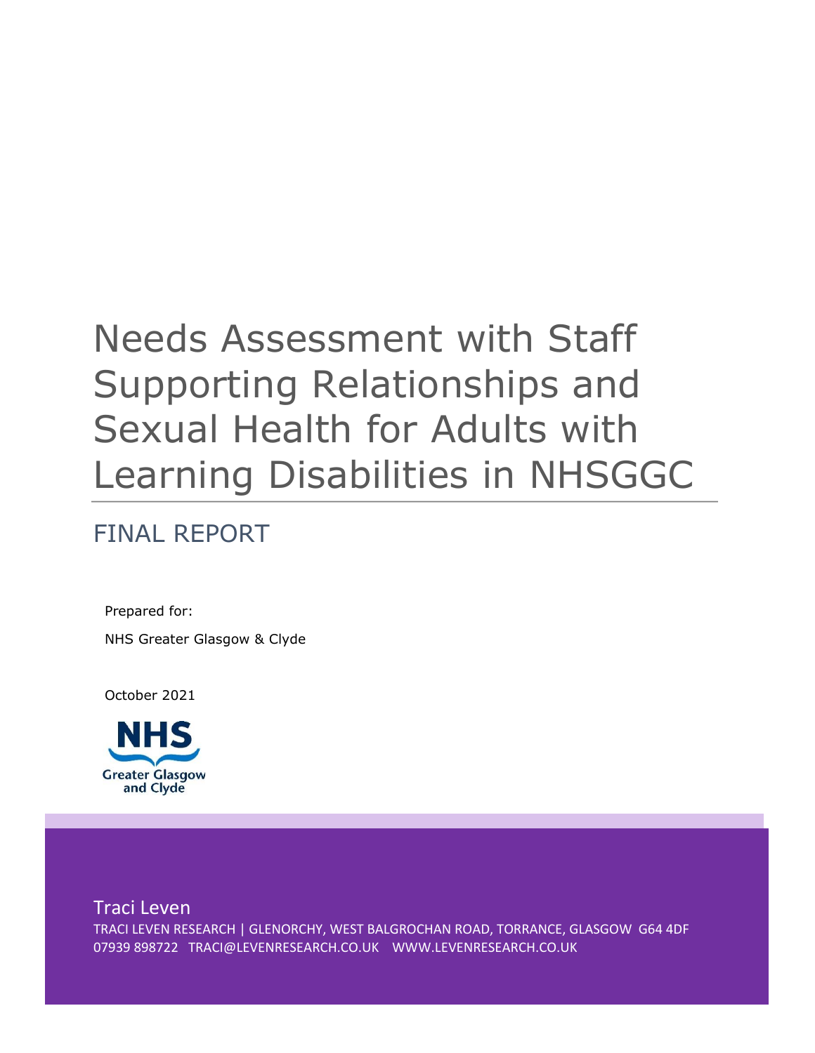# Needs Assessment with Staff Supporting Relationships and Sexual Health for Adults with Learning Disabilities in NHSGGC

## FINAL REPORT

Prepared for:

NHS Greater Glasgow & Clyde

October 2021

NHS Greater Glasgow and Clyde

Traci Leven

TRACI LEVEN RESEARCH | GLENORCHY, WEST BALGROCHAN ROAD, TORRANCE, GLASGOW G64 4DF

07939 898722 TRACI@LEVENRESEARCH.CO.UK WWW.LEVENRESEARCH.CO.UK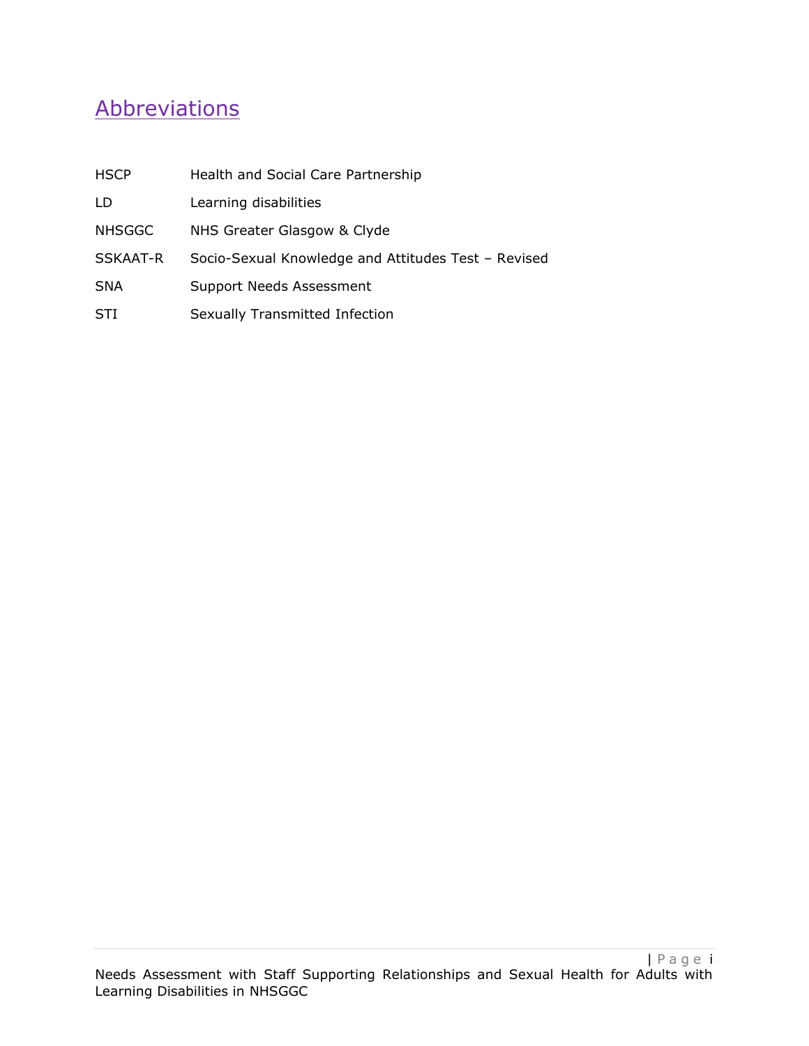## Abbreviations

| | |
|---|---|
| HSCP | Health and Social Care Partnership |
| LD | Learning disabilities |
| NHSGGC | NHS Greater Glasgow & Clyde |
| SSKAAT-R | Socio-Sexual Knowledge and Attitudes Test – Revised |
| SNA | Support Needs Assessment |
| STI | Sexually Transmitted Infection |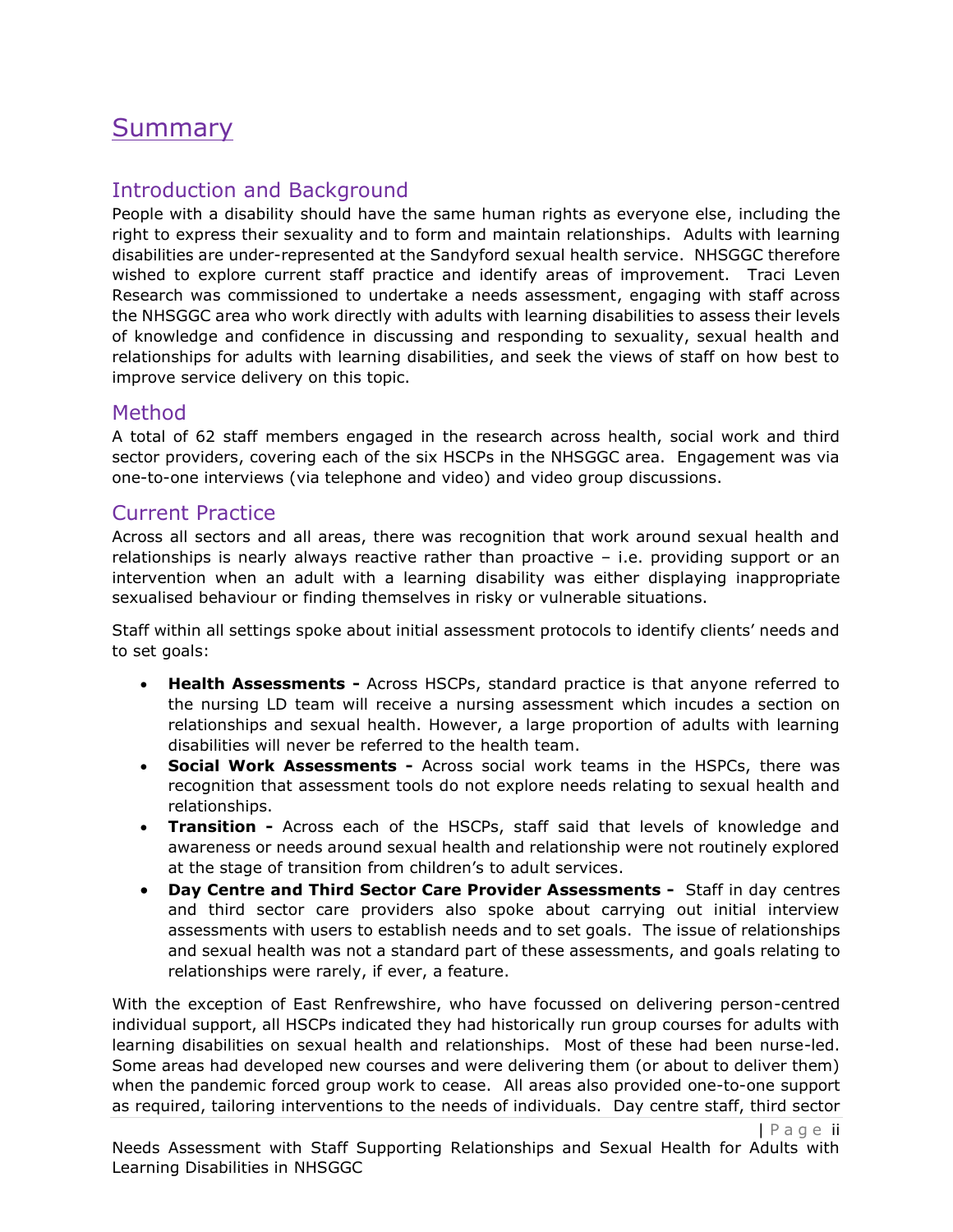# Summary

## Introduction and Background

People with a disability should have the same human rights as everyone else, including the right to express their sexuality and to form and maintain relationships. Adults with learning disabilities are under-represented at the Sandyford sexual health service. NHSGGC therefore wished to explore current staff practice and identify areas of improvement. Traci Leven Research was commissioned to undertake a needs assessment, engaging with staff across the NHSGGC area who work directly with adults with learning disabilities to assess their levels of knowledge and confidence in discussing and responding to sexuality, sexual health and relationships for adults with learning disabilities, and seek the views of staff on how best to improve service delivery on this topic.

## Method

A total of 62 staff members engaged in the research across health, social work and third sector providers, covering each of the six HSCPs in the NHSGGC area. Engagement was via one-to-one interviews (via telephone and video) and video group discussions.

## Current Practice

Across all sectors and all areas, there was recognition that work around sexual health and relationships is nearly always reactive rather than proactive – i.e. providing support or an intervention when an adult with a learning disability was either displaying inappropriate sexualised behaviour or finding themselves in risky or vulnerable situations.

Staff within all settings spoke about initial assessment protocols to identify clients' needs and to set goals:

- **Health Assessments -** Across HSCPs, standard practice is that anyone referred to the nursing LD team will receive a nursing assessment which incudes a section on relationships and sexual health. However, a large proportion of adults with learning disabilities will never be referred to the health team.
- **Social Work Assessments -** Across social work teams in the HSPCs, there was recognition that assessment tools do not explore needs relating to sexual health and relationships.
- **Transition -** Across each of the HSCPs, staff said that levels of knowledge and awareness or needs around sexual health and relationship were not routinely explored at the stage of transition from children's to adult services.
- **Day Centre and Third Sector Care Provider Assessments -** Staff in day centres and third sector care providers also spoke about carrying out initial interview assessments with users to establish needs and to set goals. The issue of relationships and sexual health was not a standard part of these assessments, and goals relating to relationships were rarely, if ever, a feature.

With the exception of East Renfrewshire, who have focussed on delivering person-centred individual support, all HSCPs indicated they had historically run group courses for adults with learning disabilities on sexual health and relationships. Most of these had been nurse-led. Some areas had developed new courses and were delivering them (or about to deliver them) when the pandemic forced group work to cease. All areas also provided one-to-one support as required, tailoring interventions to the needs of individuals. Day centre staff, third sector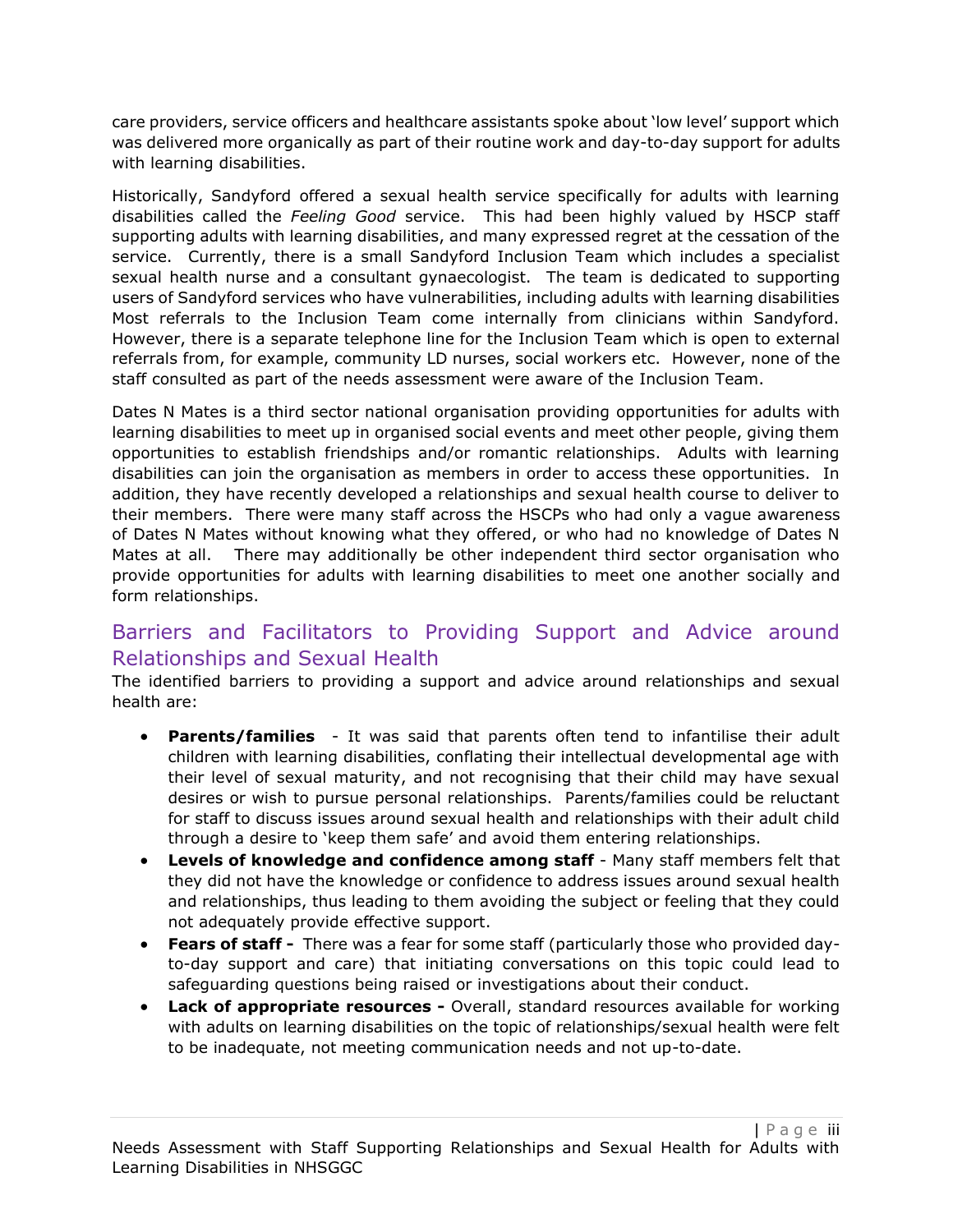care providers, service officers and healthcare assistants spoke about 'low level' support which was delivered more organically as part of their routine work and day-to-day support for adults with learning disabilities.

Historically, Sandyford offered a sexual health service specifically for adults with learning disabilities called the *Feeling Good* service. This had been highly valued by HSCP staff supporting adults with learning disabilities, and many expressed regret at the cessation of the service. Currently, there is a small Sandyford Inclusion Team which includes a specialist sexual health nurse and a consultant gynaecologist. The team is dedicated to supporting users of Sandyford services who have vulnerabilities, including adults with learning disabilities Most referrals to the Inclusion Team come internally from clinicians within Sandyford. However, there is a separate telephone line for the Inclusion Team which is open to external referrals from, for example, community LD nurses, social workers etc. However, none of the staff consulted as part of the needs assessment were aware of the Inclusion Team.

Dates N Mates is a third sector national organisation providing opportunities for adults with learning disabilities to meet up in organised social events and meet other people, giving them opportunities to establish friendships and/or romantic relationships. Adults with learning disabilities can join the organisation as members in order to access these opportunities. In addition, they have recently developed a relationships and sexual health course to deliver to their members. There were many staff across the HSCPs who had only a vague awareness of Dates N Mates without knowing what they offered, or who had no knowledge of Dates N Mates at all. There may additionally be other independent third sector organisation who provide opportunities for adults with learning disabilities to meet one another socially and form relationships.

## Barriers and Facilitators to Providing Support and Advice around Relationships and Sexual Health

The identified barriers to providing a support and advice around relationships and sexual health are:

- **Parents/families** - It was said that parents often tend to infantilise their adult children with learning disabilities, conflating their intellectual developmental age with their level of sexual maturity, and not recognising that their child may have sexual desires or wish to pursue personal relationships. Parents/families could be reluctant for staff to discuss issues around sexual health and relationships with their adult child through a desire to 'keep them safe' and avoid them entering relationships.
- **Levels of knowledge and confidence among staff** - Many staff members felt that they did not have the knowledge or confidence to address issues around sexual health and relationships, thus leading to them avoiding the subject or feeling that they could not adequately provide effective support.
- **Fears of staff -** There was a fear for some staff (particularly those who provided day-to-day support and care) that initiating conversations on this topic could lead to safeguarding questions being raised or investigations about their conduct.
- **Lack of appropriate resources -** Overall, standard resources available for working with adults on learning disabilities on the topic of relationships/sexual health were felt to be inadequate, not meeting communication needs and not up-to-date.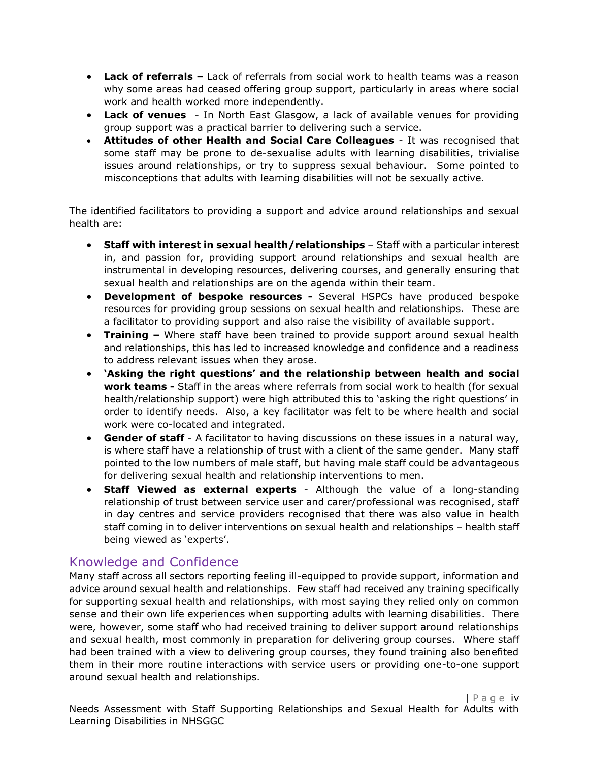- **Lack of referrals –** Lack of referrals from social work to health teams was a reason why some areas had ceased offering group support, particularly in areas where social work and health worked more independently.
- **Lack of venues** - In North East Glasgow, a lack of available venues for providing group support was a practical barrier to delivering such a service.
- **Attitudes of other Health and Social Care Colleagues** - It was recognised that some staff may be prone to de-sexualise adults with learning disabilities, trivialise issues around relationships, or try to suppress sexual behaviour. Some pointed to misconceptions that adults with learning disabilities will not be sexually active.

The identified facilitators to providing a support and advice around relationships and sexual health are:

- **Staff with interest in sexual health/relationships** – Staff with a particular interest in, and passion for, providing support around relationships and sexual health are instrumental in developing resources, delivering courses, and generally ensuring that sexual health and relationships are on the agenda within their team.
- **Development of bespoke resources -** Several HSPCs have produced bespoke resources for providing group sessions on sexual health and relationships. These are a facilitator to providing support and also raise the visibility of available support.
- **Training –** Where staff have been trained to provide support around sexual health and relationships, this has led to increased knowledge and confidence and a readiness to address relevant issues when they arose.
- **'Asking the right questions' and the relationship between health and social work teams -** Staff in the areas where referrals from social work to health (for sexual health/relationship support) were high attributed this to 'asking the right questions' in order to identify needs. Also, a key facilitator was felt to be where health and social work were co-located and integrated.
- **Gender of staff** - A facilitator to having discussions on these issues in a natural way, is where staff have a relationship of trust with a client of the same gender. Many staff pointed to the low numbers of male staff, but having male staff could be advantageous for delivering sexual health and relationship interventions to men.
- **Staff Viewed as external experts** - Although the value of a long-standing relationship of trust between service user and carer/professional was recognised, staff in day centres and service providers recognised that there was also value in health staff coming in to deliver interventions on sexual health and relationships – health staff being viewed as 'experts'.

## Knowledge and Confidence

Many staff across all sectors reporting feeling ill-equipped to provide support, information and advice around sexual health and relationships. Few staff had received any training specifically for supporting sexual health and relationships, with most saying they relied only on common sense and their own life experiences when supporting adults with learning disabilities. There were, however, some staff who had received training to deliver support around relationships and sexual health, most commonly in preparation for delivering group courses. Where staff had been trained with a view to delivering group courses, they found training also benefited them in their more routine interactions with service users or providing one-to-one support around sexual health and relationships.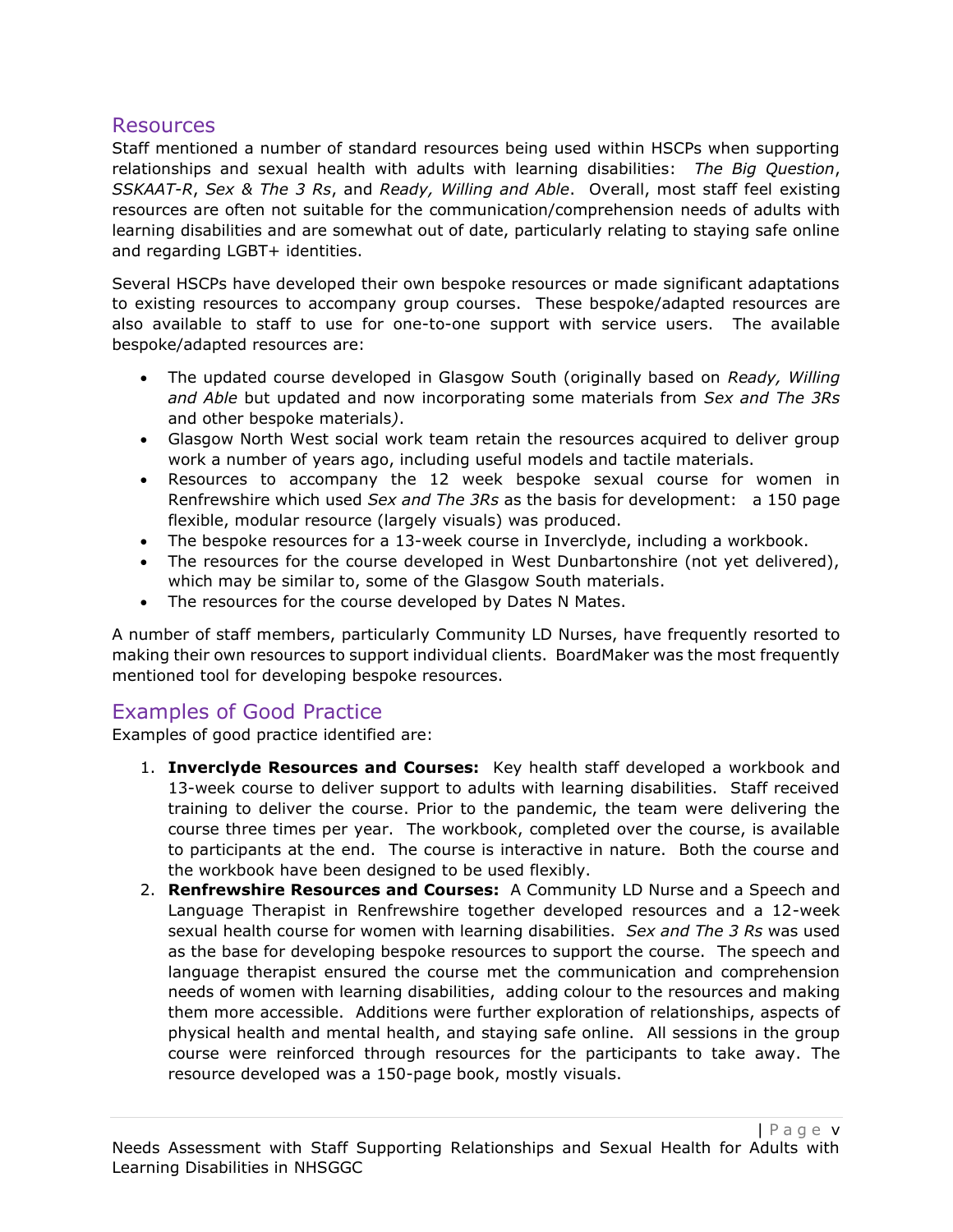## Resources

Staff mentioned a number of standard resources being used within HSCPs when supporting relationships and sexual health with adults with learning disabilities: *The Big Question*, *SSKAAT-R*, *Sex & The 3 Rs*, and *Ready, Willing and Able*. Overall, most staff feel existing resources are often not suitable for the communication/comprehension needs of adults with learning disabilities and are somewhat out of date, particularly relating to staying safe online and regarding LGBT+ identities.

Several HSCPs have developed their own bespoke resources or made significant adaptations to existing resources to accompany group courses. These bespoke/adapted resources are also available to staff to use for one-to-one support with service users. The available bespoke/adapted resources are:

- The updated course developed in Glasgow South (originally based on *Ready, Willing and Able* but updated and now incorporating some materials from *Sex and The 3Rs* and other bespoke materials*)*.
- Glasgow North West social work team retain the resources acquired to deliver group work a number of years ago, including useful models and tactile materials.
- Resources to accompany the 12 week bespoke sexual course for women in Renfrewshire which used *Sex and The 3Rs* as the basis for development: a 150 page flexible, modular resource (largely visuals) was produced.
- The bespoke resources for a 13-week course in Inverclyde, including a workbook.
- The resources for the course developed in West Dunbartonshire (not yet delivered), which may be similar to, some of the Glasgow South materials.
- The resources for the course developed by Dates N Mates.

A number of staff members, particularly Community LD Nurses, have frequently resorted to making their own resources to support individual clients. BoardMaker was the most frequently mentioned tool for developing bespoke resources.

## Examples of Good Practice

Examples of good practice identified are:

1. **Inverclyde Resources and Courses:** Key health staff developed a workbook and 13-week course to deliver support to adults with learning disabilities. Staff received training to deliver the course. Prior to the pandemic, the team were delivering the course three times per year. The workbook, completed over the course, is available to participants at the end. The course is interactive in nature. Both the course and the workbook have been designed to be used flexibly.
2. **Renfrewshire Resources and Courses:** A Community LD Nurse and a Speech and Language Therapist in Renfrewshire together developed resources and a 12-week sexual health course for women with learning disabilities. *Sex and The 3 Rs* was used as the base for developing bespoke resources to support the course. The speech and language therapist ensured the course met the communication and comprehension needs of women with learning disabilities, adding colour to the resources and making them more accessible. Additions were further exploration of relationships, aspects of physical health and mental health, and staying safe online. All sessions in the group course were reinforced through resources for the participants to take away. The resource developed was a 150-page book, mostly visuals.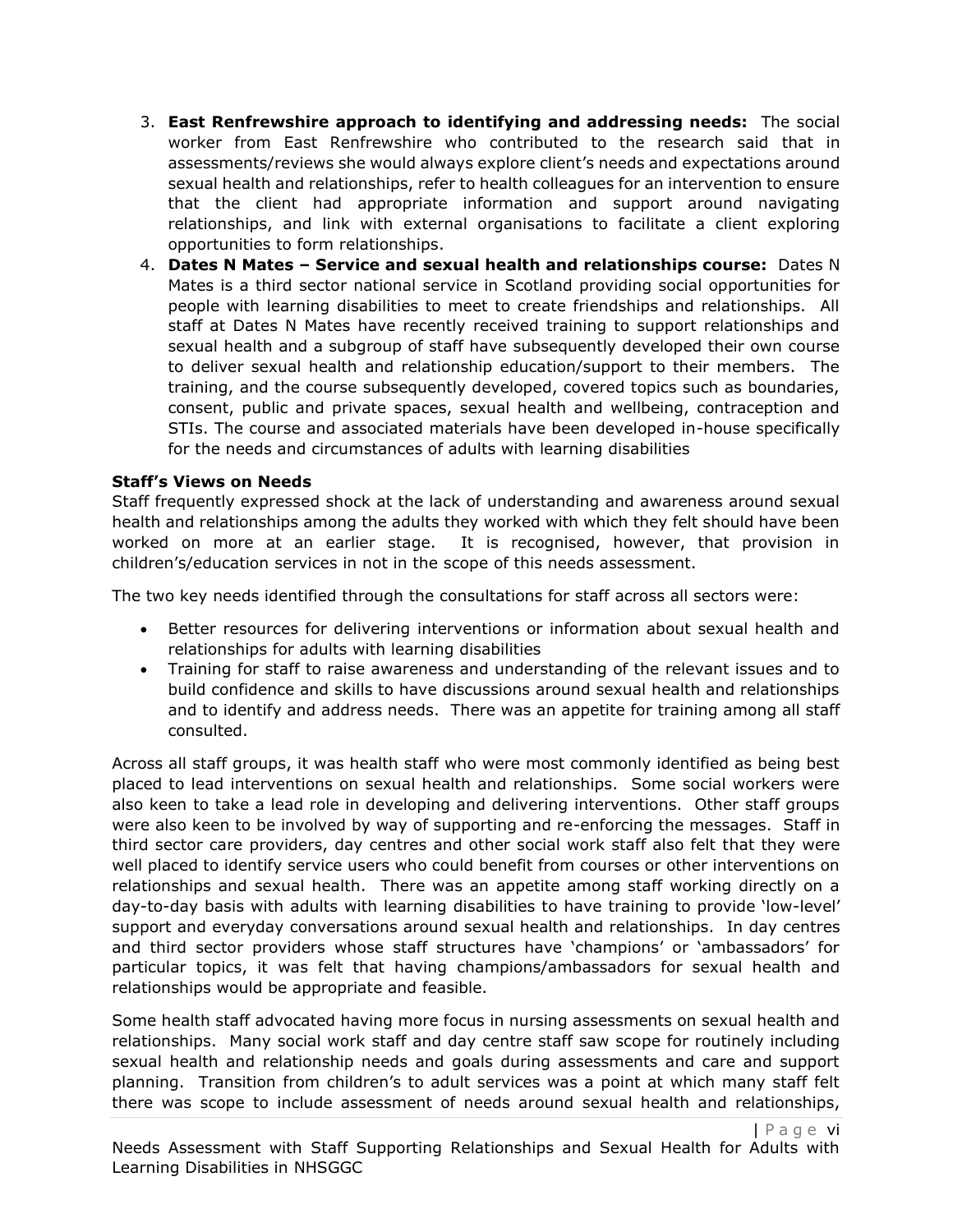3. **East Renfrewshire approach to identifying and addressing needs:** The social worker from East Renfrewshire who contributed to the research said that in assessments/reviews she would always explore client's needs and expectations around sexual health and relationships, refer to health colleagues for an intervention to ensure that the client had appropriate information and support around navigating relationships, and link with external organisations to facilitate a client exploring opportunities to form relationships.
4. **Dates N Mates – Service and sexual health and relationships course:** Dates N Mates is a third sector national service in Scotland providing social opportunities for people with learning disabilities to meet to create friendships and relationships. All staff at Dates N Mates have recently received training to support relationships and sexual health and a subgroup of staff have subsequently developed their own course to deliver sexual health and relationship education/support to their members. The training, and the course subsequently developed, covered topics such as boundaries, consent, public and private spaces, sexual health and wellbeing, contraception and STIs. The course and associated materials have been developed in-house specifically for the needs and circumstances of adults with learning disabilities

**Staff's Views on Needs**

Staff frequently expressed shock at the lack of understanding and awareness around sexual health and relationships among the adults they worked with which they felt should have been worked on more at an earlier stage. It is recognised, however, that provision in children's/education services in not in the scope of this needs assessment.

The two key needs identified through the consultations for staff across all sectors were:

- Better resources for delivering interventions or information about sexual health and relationships for adults with learning disabilities
- Training for staff to raise awareness and understanding of the relevant issues and to build confidence and skills to have discussions around sexual health and relationships and to identify and address needs. There was an appetite for training among all staff consulted.

Across all staff groups, it was health staff who were most commonly identified as being best placed to lead interventions on sexual health and relationships. Some social workers were also keen to take a lead role in developing and delivering interventions. Other staff groups were also keen to be involved by way of supporting and re-enforcing the messages. Staff in third sector care providers, day centres and other social work staff also felt that they were well placed to identify service users who could benefit from courses or other interventions on relationships and sexual health. There was an appetite among staff working directly on a day-to-day basis with adults with learning disabilities to have training to provide 'low-level' support and everyday conversations around sexual health and relationships. In day centres and third sector providers whose staff structures have 'champions' or 'ambassadors' for particular topics, it was felt that having champions/ambassadors for sexual health and relationships would be appropriate and feasible.

Some health staff advocated having more focus in nursing assessments on sexual health and relationships. Many social work staff and day centre staff saw scope for routinely including sexual health and relationship needs and goals during assessments and care and support planning. Transition from children's to adult services was a point at which many staff felt there was scope to include assessment of needs around sexual health and relationships,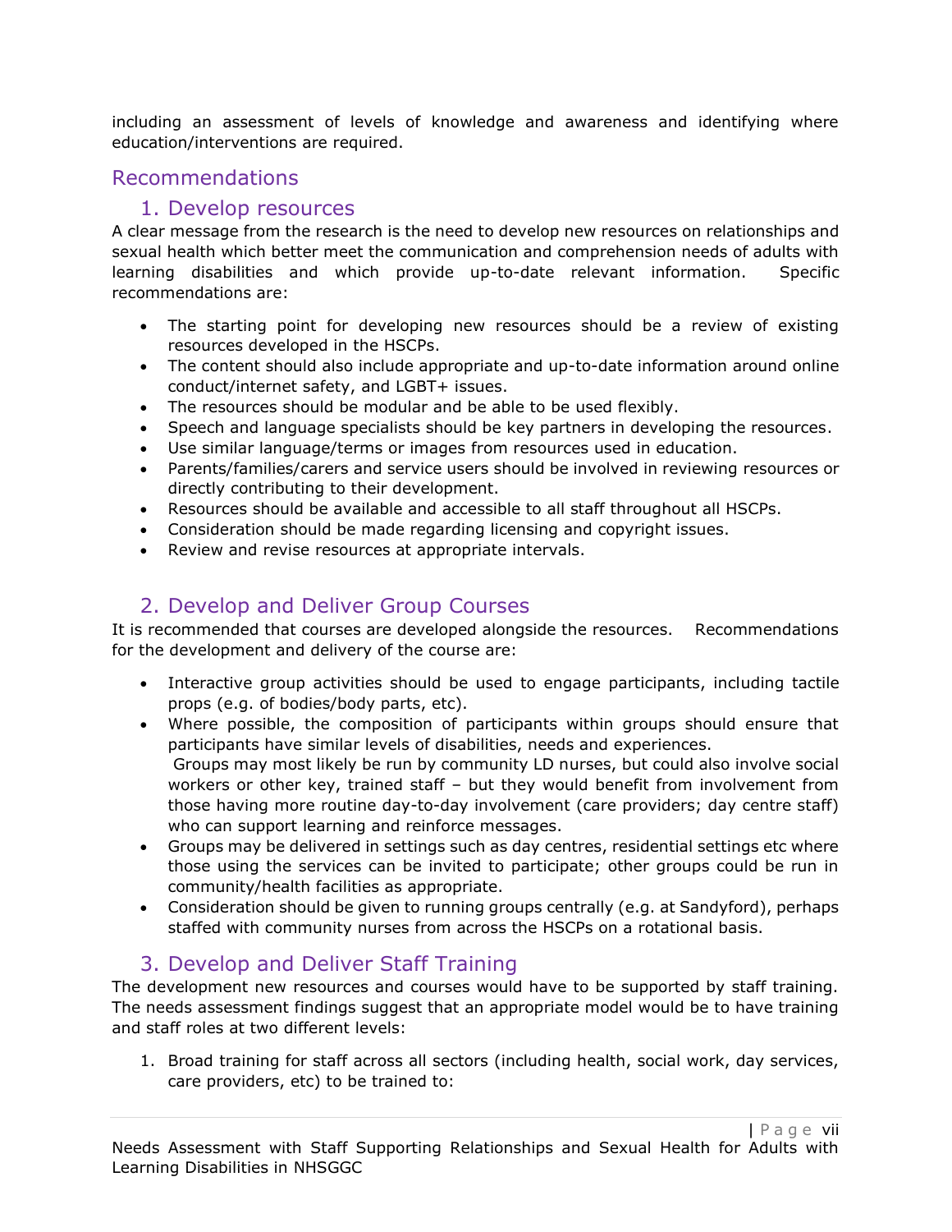including an assessment of levels of knowledge and awareness and identifying where education/interventions are required.

## Recommendations

### 1. Develop resources

A clear message from the research is the need to develop new resources on relationships and sexual health which better meet the communication and comprehension needs of adults with learning disabilities and which provide up-to-date relevant information. Specific recommendations are:

- The starting point for developing new resources should be a review of existing resources developed in the HSCPs.
- The content should also include appropriate and up-to-date information around online conduct/internet safety, and LGBT+ issues.
- The resources should be modular and be able to be used flexibly.
- Speech and language specialists should be key partners in developing the resources.
- Use similar language/terms or images from resources used in education.
- Parents/families/carers and service users should be involved in reviewing resources or directly contributing to their development.
- Resources should be available and accessible to all staff throughout all HSCPs.
- Consideration should be made regarding licensing and copyright issues.
- Review and revise resources at appropriate intervals.

### 2. Develop and Deliver Group Courses

It is recommended that courses are developed alongside the resources. Recommendations for the development and delivery of the course are:

- Interactive group activities should be used to engage participants, including tactile props (e.g. of bodies/body parts, etc).
- Where possible, the composition of participants within groups should ensure that participants have similar levels of disabilities, needs and experiences.
  Groups may most likely be run by community LD nurses, but could also involve social workers or other key, trained staff – but they would benefit from involvement from those having more routine day-to-day involvement (care providers; day centre staff) who can support learning and reinforce messages.
- Groups may be delivered in settings such as day centres, residential settings etc where those using the services can be invited to participate; other groups could be run in community/health facilities as appropriate.
- Consideration should be given to running groups centrally (e.g. at Sandyford), perhaps staffed with community nurses from across the HSCPs on a rotational basis.

### 3. Develop and Deliver Staff Training

The development new resources and courses would have to be supported by staff training. The needs assessment findings suggest that an appropriate model would be to have training and staff roles at two different levels:

1. Broad training for staff across all sectors (including health, social work, day services, care providers, etc) to be trained to: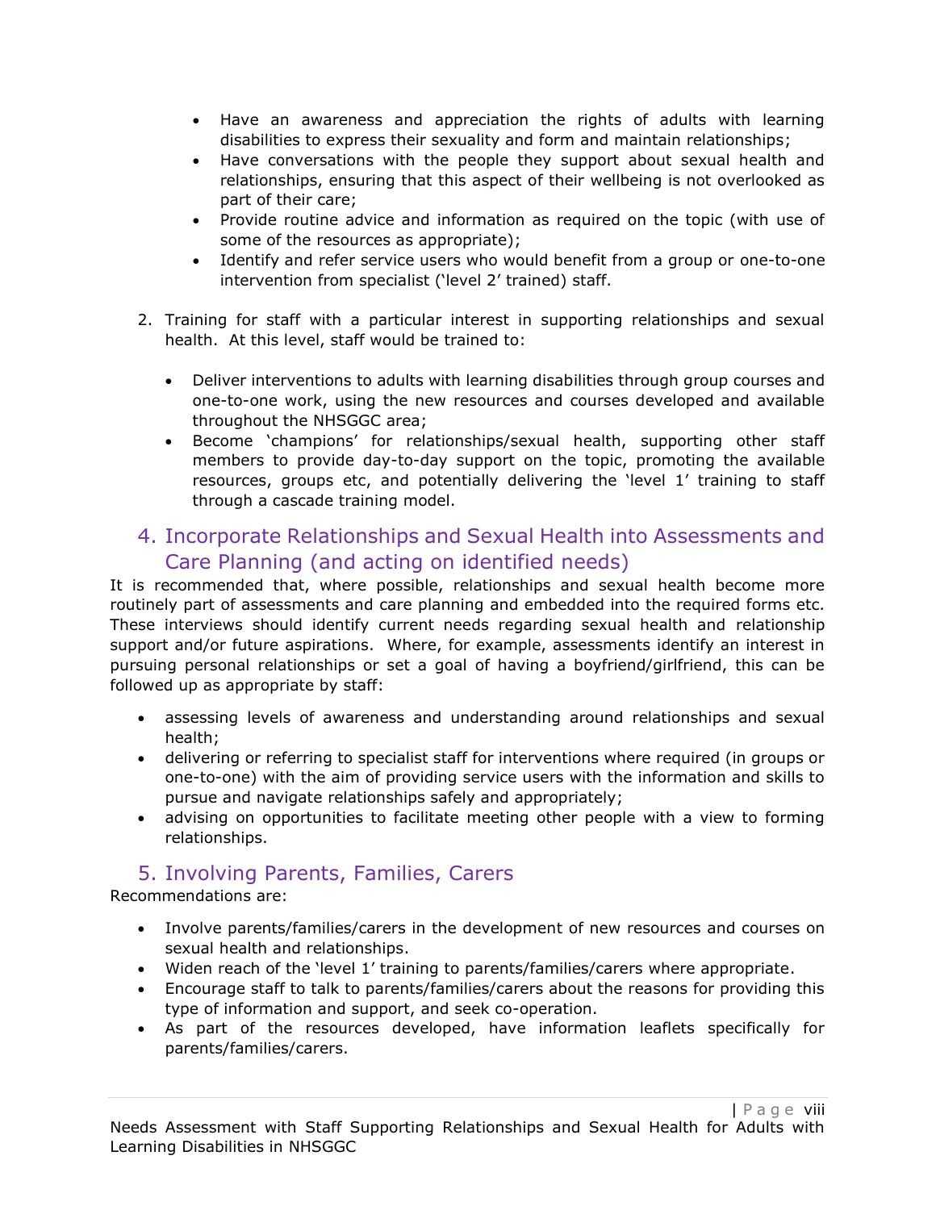- Have an awareness and appreciation the rights of adults with learning disabilities to express their sexuality and form and maintain relationships;
- Have conversations with the people they support about sexual health and relationships, ensuring that this aspect of their wellbeing is not overlooked as part of their care;
- Provide routine advice and information as required on the topic (with use of some of the resources as appropriate);
- Identify and refer service users who would benefit from a group or one-to-one intervention from specialist ('level 2' trained) staff.

2. Training for staff with a particular interest in supporting relationships and sexual health. At this level, staff would be trained to:

   - Deliver interventions to adults with learning disabilities through group courses and one-to-one work, using the new resources and courses developed and available throughout the NHSGGC area;
   - Become 'champions' for relationships/sexual health, supporting other staff members to provide day-to-day support on the topic, promoting the available resources, groups etc, and potentially delivering the 'level 1' training to staff through a cascade training model.

## 4. Incorporate Relationships and Sexual Health into Assessments and Care Planning (and acting on identified needs)

It is recommended that, where possible, relationships and sexual health become more routinely part of assessments and care planning and embedded into the required forms etc. These interviews should identify current needs regarding sexual health and relationship support and/or future aspirations. Where, for example, assessments identify an interest in pursuing personal relationships or set a goal of having a boyfriend/girlfriend, this can be followed up as appropriate by staff:

- assessing levels of awareness and understanding around relationships and sexual health;
- delivering or referring to specialist staff for interventions where required (in groups or one-to-one) with the aim of providing service users with the information and skills to pursue and navigate relationships safely and appropriately;
- advising on opportunities to facilitate meeting other people with a view to forming relationships.

## 5. Involving Parents, Families, Carers

Recommendations are:

- Involve parents/families/carers in the development of new resources and courses on sexual health and relationships.
- Widen reach of the 'level 1' training to parents/families/carers where appropriate.
- Encourage staff to talk to parents/families/carers about the reasons for providing this type of information and support, and seek co-operation.
- As part of the resources developed, have information leaflets specifically for parents/families/carers.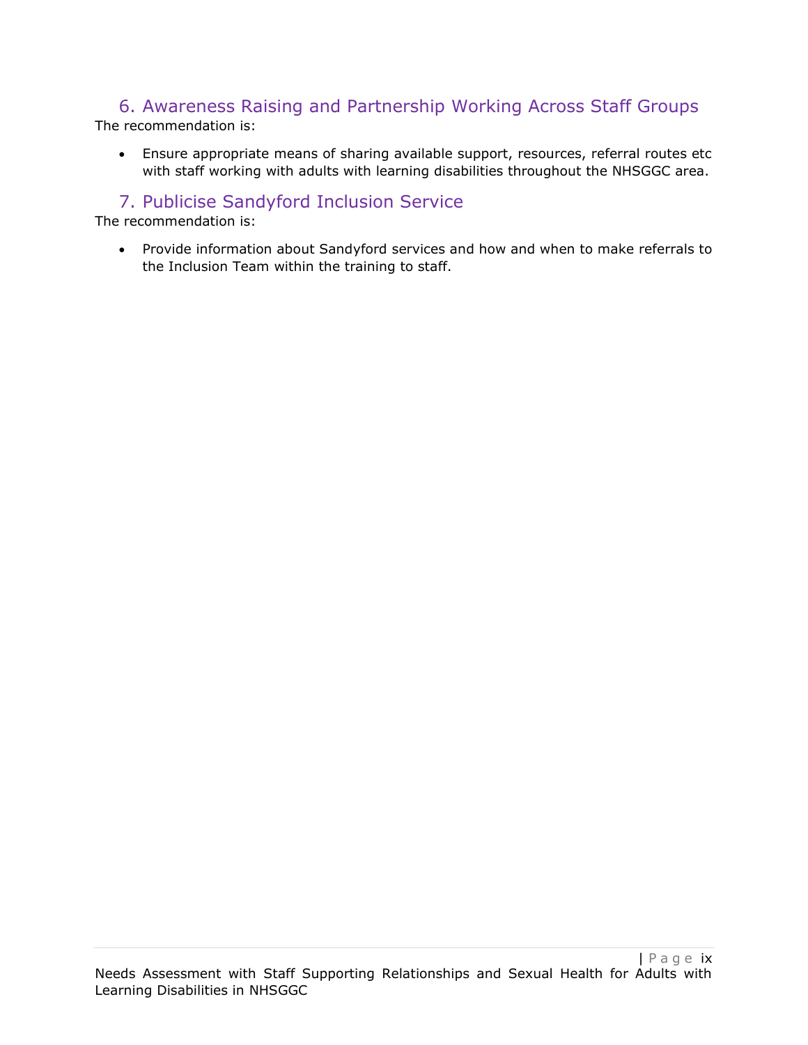## 6. Awareness Raising and Partnership Working Across Staff Groups

The recommendation is:

- Ensure appropriate means of sharing available support, resources, referral routes etc with staff working with adults with learning disabilities throughout the NHSGGC area.

## 7. Publicise Sandyford Inclusion Service

The recommendation is:

- Provide information about Sandyford services and how and when to make referrals to the Inclusion Team within the training to staff.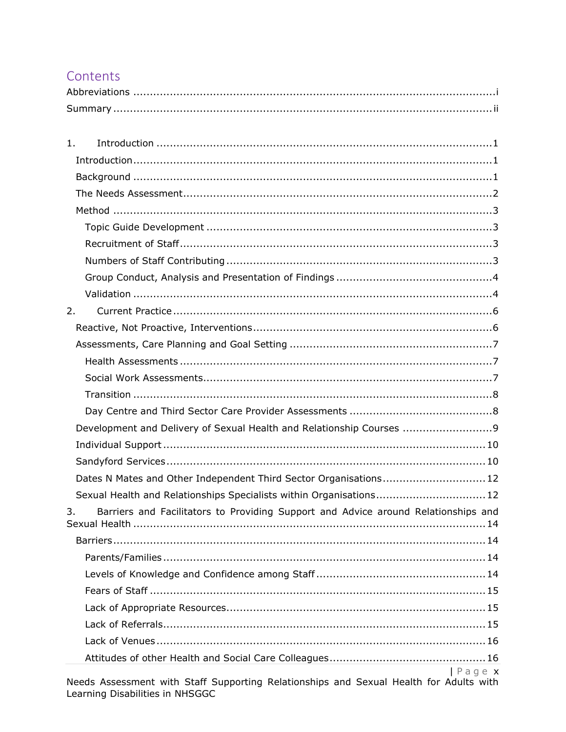# Contents

Abbreviations ....................................................................................................i

Summary ..........................................................................................................ii

1. Introduction ...................................................................................................1
   - Introduction ..................................................................................................1
   - Background ...................................................................................................1
   - The Needs Assessment ...................................................................................2
   - Method .........................................................................................................3
     - Topic Guide Development ...........................................................................3
     - Recruitment of Staff ...................................................................................3
     - Numbers of Staff Contributing .....................................................................3
     - Group Conduct, Analysis and Presentation of Findings ....................................4
     - Validation ...................................................................................................4

2. Current Practice ..............................................................................................6
   - Reactive, Not Proactive, Interventions .............................................................6
   - Assessments, Care Planning and Goal Setting ...................................................7
     - Health Assessments ....................................................................................7
     - Social Work Assessments .............................................................................7
     - Transition ...................................................................................................8
     - Day Centre and Third Sector Care Provider Assessments .................................8
   - Development and Delivery of Sexual Health and Relationship Courses ..................9
   - Individual Support ........................................................................................10
   - Sandyford Services .......................................................................................10
   - Dates N Mates and Other Independent Third Sector Organisations .....................12
   - Sexual Health and Relationships Specialists within Organisations .......................12

3. Barriers and Facilitators to Providing Support and Advice around Relationships and Sexual Health ...........................................................................................................14
   - Barriers .......................................................................................................14
     - Parents/Families .........................................................................................14
     - Levels of Knowledge and Confidence among Staff ..........................................14
     - Fears of Staff ............................................................................................15
     - Lack of Appropriate Resources .....................................................................15
     - Lack of Referrals .........................................................................................15
     - Lack of Venues ...........................................................................................16
     - Attitudes of other Health and Social Care Colleagues .....................................16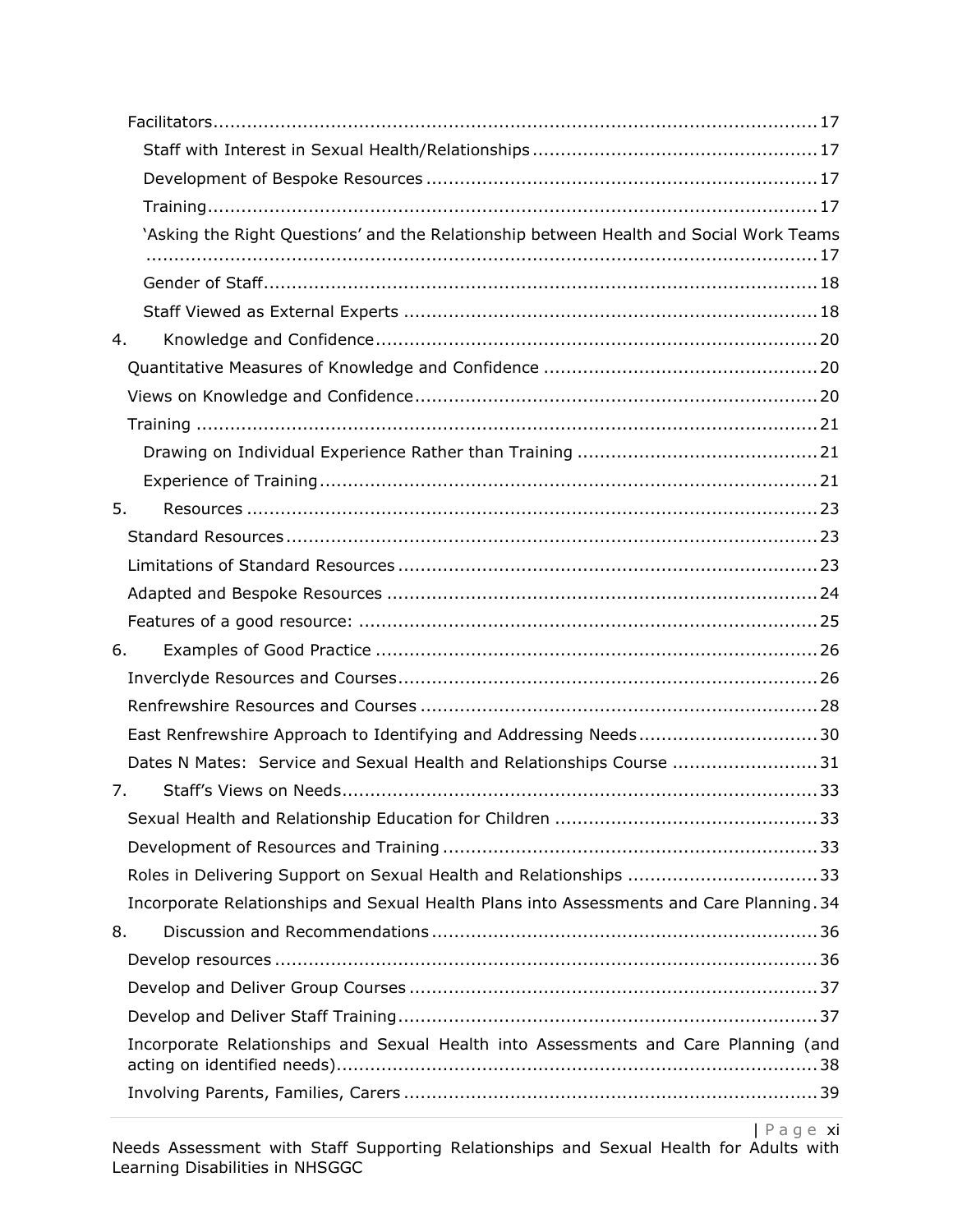Facilitators ........................................................................................................ 17

Staff with Interest in Sexual Health/Relationships ................................................. 17

Development of Bespoke Resources .................................................................... 17

Training ........................................................................................................ 17

'Asking the Right Questions' and the Relationship between Health and Social Work Teams ........................................................................................................ 17

Gender of Staff ................................................................................................ 18

Staff Viewed as External Experts ....................................................................... 18

4. Knowledge and Confidence ............................................................................ 20

Quantitative Measures of Knowledge and Confidence ............................................... 20

Views on Knowledge and Confidence ...................................................................... 20

Training ........................................................................................................... 21

Drawing on Individual Experience Rather than Training .......................................... 21

Experience of Training ....................................................................................... 21

5. Resources ................................................................................................... 23

Standard Resources ............................................................................................ 23

Limitations of Standard Resources ........................................................................ 23

Adapted and Bespoke Resources .......................................................................... 24

Features of a good resource: ............................................................................... 25

6. Examples of Good Practice ............................................................................ 26

Inverclyde Resources and Courses ......................................................................... 26

Renfrewshire Resources and Courses ..................................................................... 28

East Renfrewshire Approach to Identifying and Addressing Needs .............................. 30

Dates N Mates: Service and Sexual Health and Relationships Course ......................... 31

7. Staff's Views on Needs ................................................................................... 33

Sexual Health and Relationship Education for Children ............................................. 33

Development of Resources and Training ................................................................. 33

Roles in Delivering Support on Sexual Health and Relationships ................................ 33

Incorporate Relationships and Sexual Health Plans into Assessments and Care Planning . 34

8. Discussion and Recommendations ................................................................... 36

Develop resources ............................................................................................... 36

Develop and Deliver Group Courses ....................................................................... 37

Develop and Deliver Staff Training ......................................................................... 37

Incorporate Relationships and Sexual Health into Assessments and Care Planning (and acting on identified needs) ................................................................................... 38

Involving Parents, Families, Carers ......................................................................... 39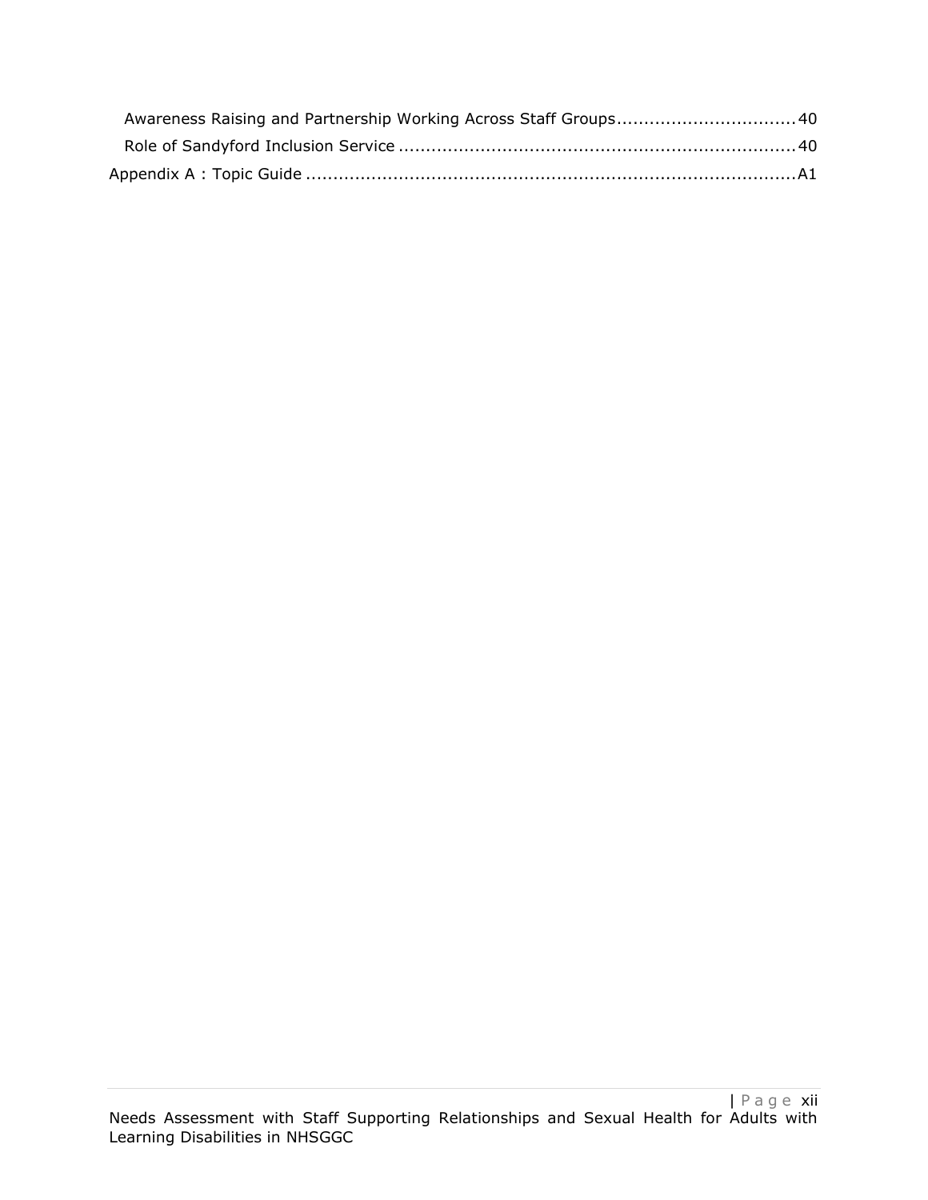Awareness Raising and Partnership Working Across Staff Groups ................................ 40

Role of Sandyford Inclusion Service ........................................................................ 40

Appendix A : Topic Guide ......................................................................................... A1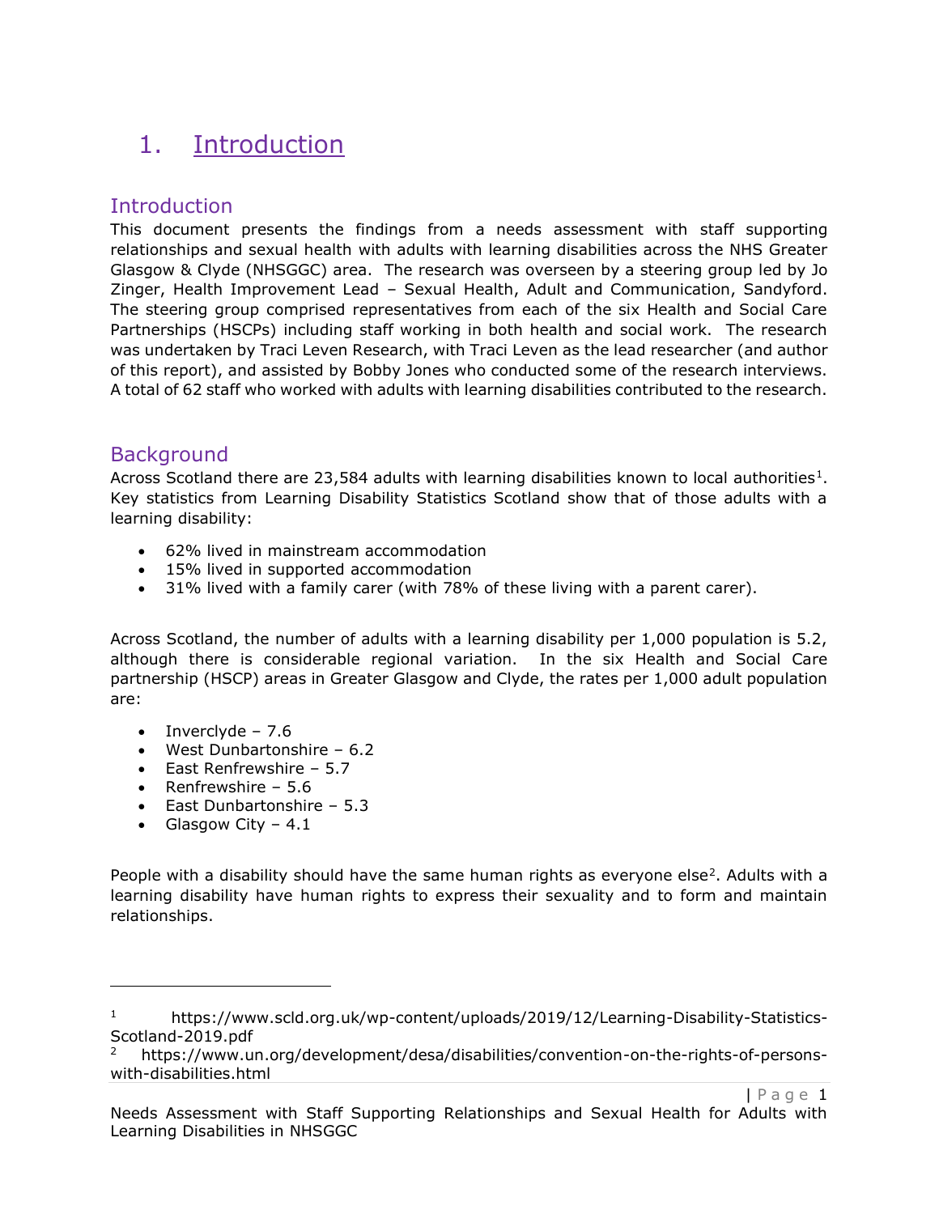# 1. Introduction

## Introduction

This document presents the findings from a needs assessment with staff supporting relationships and sexual health with adults with learning disabilities across the NHS Greater Glasgow & Clyde (NHSGGC) area. The research was overseen by a steering group led by Jo Zinger, Health Improvement Lead – Sexual Health, Adult and Communication, Sandyford. The steering group comprised representatives from each of the six Health and Social Care Partnerships (HSCPs) including staff working in both health and social work. The research was undertaken by Traci Leven Research, with Traci Leven as the lead researcher (and author of this report), and assisted by Bobby Jones who conducted some of the research interviews. A total of 62 staff who worked with adults with learning disabilities contributed to the research.

## Background

Across Scotland there are 23,584 adults with learning disabilities known to local authorities[1]. Key statistics from Learning Disability Statistics Scotland show that of those adults with a learning disability:

- 62% lived in mainstream accommodation
- 15% lived in supported accommodation
- 31% lived with a family carer (with 78% of these living with a parent carer).

Across Scotland, the number of adults with a learning disability per 1,000 population is 5.2, although there is considerable regional variation. In the six Health and Social Care partnership (HSCP) areas in Greater Glasgow and Clyde, the rates per 1,000 adult population are:

- Inverclyde – 7.6
- West Dunbartonshire – 6.2
- East Renfrewshire – 5.7
- Renfrewshire – 5.6
- East Dunbartonshire – 5.3
- Glasgow City – 4.1

People with a disability should have the same human rights as everyone else[2]. Adults with a learning disability have human rights to express their sexuality and to form and maintain relationships.

---

[1] https://www.scld.org.uk/wp-content/uploads/2019/12/Learning-Disability-Statistics-Scotland-2019.pdf

[2] https://www.un.org/development/desa/disabilities/convention-on-the-rights-of-persons-with-disabilities.html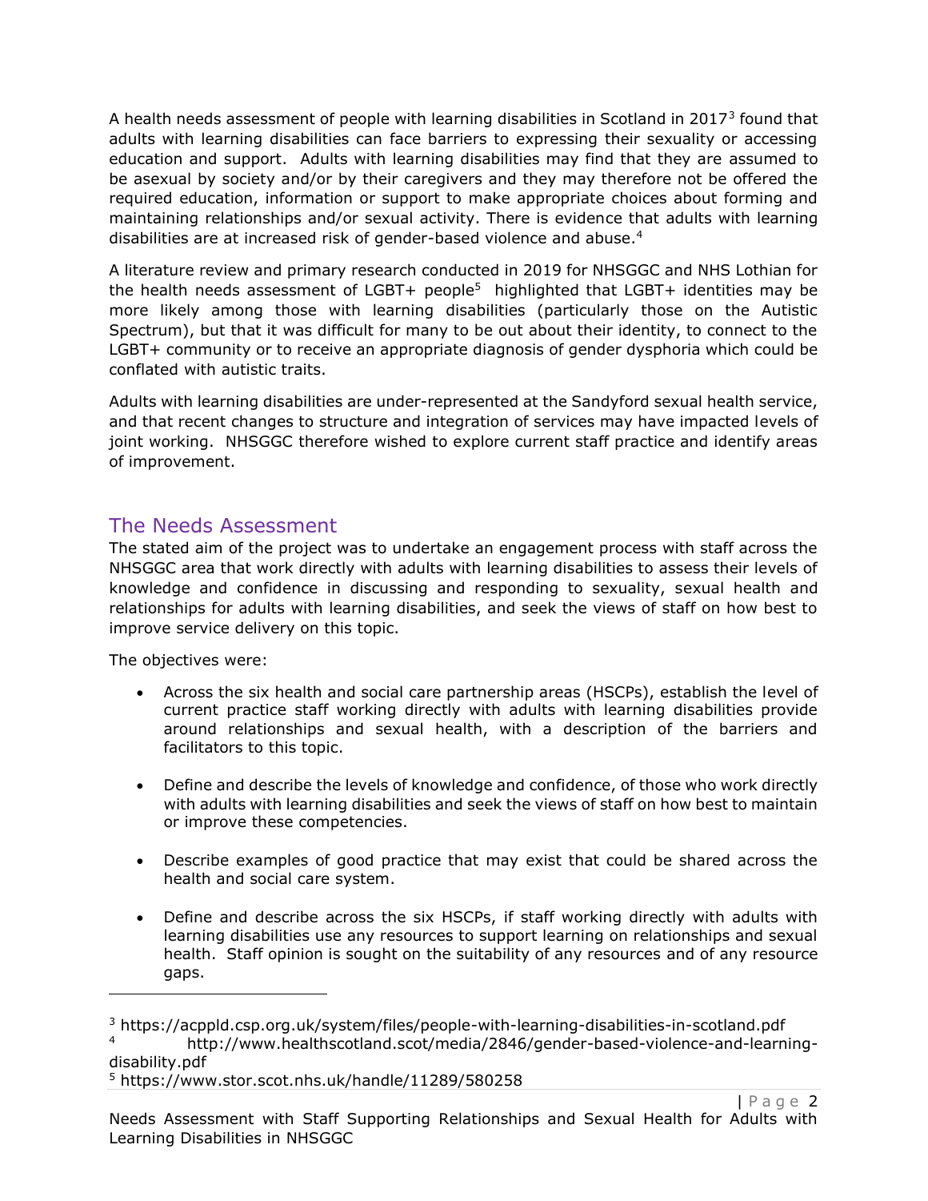A health needs assessment of people with learning disabilities in Scotland in 2017[3] found that adults with learning disabilities can face barriers to expressing their sexuality or accessing education and support. Adults with learning disabilities may find that they are assumed to be asexual by society and/or by their caregivers and they may therefore not be offered the required education, information or support to make appropriate choices about forming and maintaining relationships and/or sexual activity. There is evidence that adults with learning disabilities are at increased risk of gender-based violence and abuse.[4]

A literature review and primary research conducted in 2019 for NHSGGC and NHS Lothian for the health needs assessment of LGBT+ people[5] highlighted that LGBT+ identities may be more likely among those with learning disabilities (particularly those on the Autistic Spectrum), but that it was difficult for many to be out about their identity, to connect to the LGBT+ community or to receive an appropriate diagnosis of gender dysphoria which could be conflated with autistic traits.

Adults with learning disabilities are under-represented at the Sandyford sexual health service, and that recent changes to structure and integration of services may have impacted levels of joint working. NHSGGC therefore wished to explore current staff practice and identify areas of improvement.

## The Needs Assessment

The stated aim of the project was to undertake an engagement process with staff across the NHSGGC area that work directly with adults with learning disabilities to assess their levels of knowledge and confidence in discussing and responding to sexuality, sexual health and relationships for adults with learning disabilities, and seek the views of staff on how best to improve service delivery on this topic.

The objectives were:

- Across the six health and social care partnership areas (HSCPs), establish the level of current practice staff working directly with adults with learning disabilities provide around relationships and sexual health, with a description of the barriers and facilitators to this topic.
- Define and describe the levels of knowledge and confidence, of those who work directly with adults with learning disabilities and seek the views of staff on how best to maintain or improve these competencies.
- Describe examples of good practice that may exist that could be shared across the health and social care system.
- Define and describe across the six HSCPs, if staff working directly with adults with learning disabilities use any resources to support learning on relationships and sexual health. Staff opinion is sought on the suitability of any resources and of any resource gaps.

---

[3] https://acppld.csp.org.uk/system/files/people-with-learning-disabilities-in-scotland.pdf

[4] http://www.healthscotland.scot/media/2846/gender-based-violence-and-learning-disability.pdf

[5] https://www.stor.scot.nhs.uk/handle/11289/580258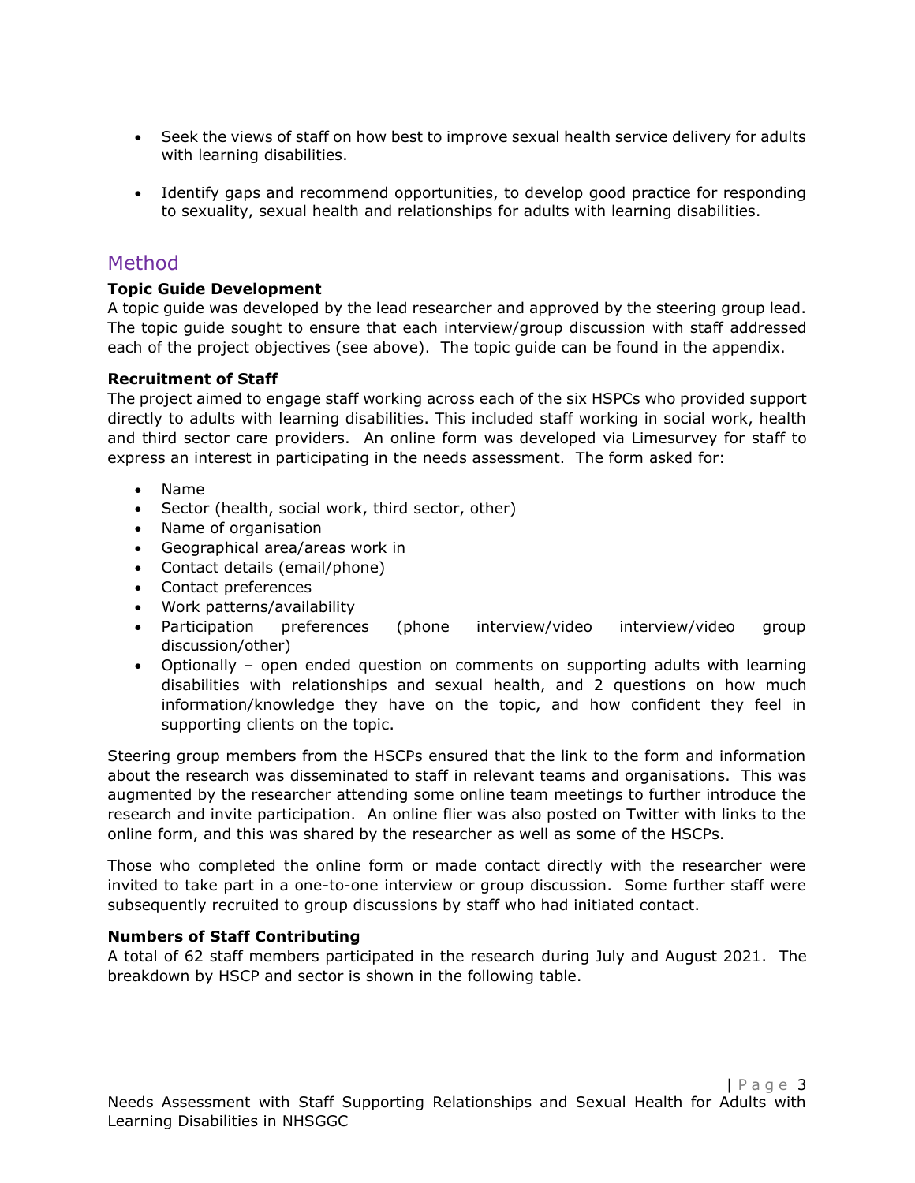- Seek the views of staff on how best to improve sexual health service delivery for adults with learning disabilities.

- Identify gaps and recommend opportunities, to develop good practice for responding to sexuality, sexual health and relationships for adults with learning disabilities.

## Method

**Topic Guide Development**

A topic guide was developed by the lead researcher and approved by the steering group lead. The topic guide sought to ensure that each interview/group discussion with staff addressed each of the project objectives (see above). The topic guide can be found in the appendix.

**Recruitment of Staff**

The project aimed to engage staff working across each of the six HSPCs who provided support directly to adults with learning disabilities. This included staff working in social work, health and third sector care providers. An online form was developed via Limesurvey for staff to express an interest in participating in the needs assessment. The form asked for:

- Name
- Sector (health, social work, third sector, other)
- Name of organisation
- Geographical area/areas work in
- Contact details (email/phone)
- Contact preferences
- Work patterns/availability
- Participation preferences (phone interview/video interview/video group discussion/other)
- Optionally – open ended question on comments on supporting adults with learning disabilities with relationships and sexual health, and 2 questions on how much information/knowledge they have on the topic, and how confident they feel in supporting clients on the topic.

Steering group members from the HSCPs ensured that the link to the form and information about the research was disseminated to staff in relevant teams and organisations. This was augmented by the researcher attending some online team meetings to further introduce the research and invite participation. An online flier was also posted on Twitter with links to the online form, and this was shared by the researcher as well as some of the HSCPs.

Those who completed the online form or made contact directly with the researcher were invited to take part in a one-to-one interview or group discussion. Some further staff were subsequently recruited to group discussions by staff who had initiated contact.

**Numbers of Staff Contributing**

A total of 62 staff members participated in the research during July and August 2021. The breakdown by HSCP and sector is shown in the following table.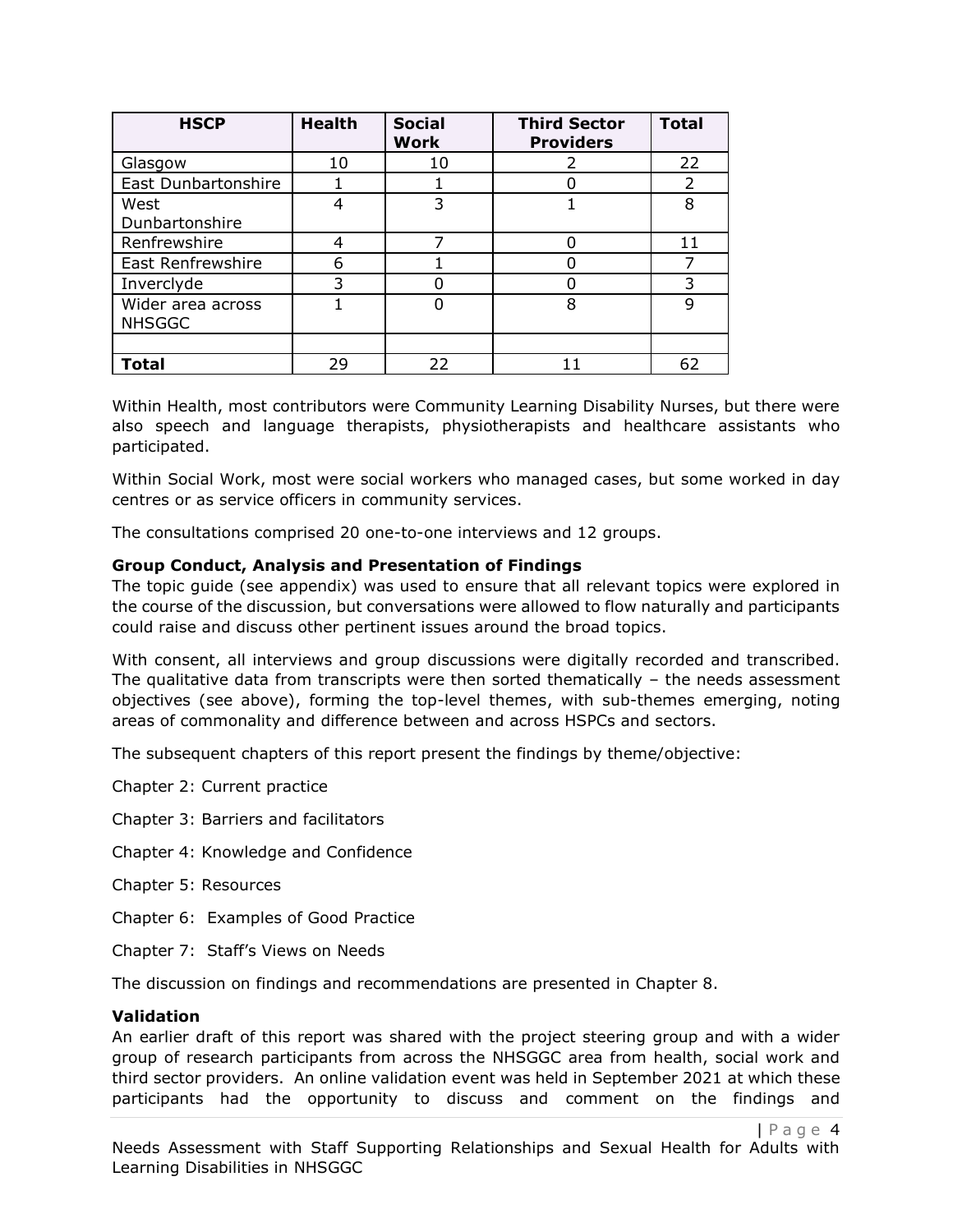| HSCP | Health | Social Work | Third Sector Providers | Total |
|---|---|---|---|---|
| Glasgow | 10 | 10 | 2 | 22 |
| East Dunbartonshire | 1 | 1 | 0 | 2 |
| West Dunbartonshire | 4 | 3 | 1 | 8 |
| Renfrewshire | 4 | 7 | 0 | 11 |
| East Renfrewshire | 6 | 1 | 0 | 7 |
| Inverclyde | 3 | 0 | 0 | 3 |
| Wider area across NHSGGC | 1 | 0 | 8 | 9 |
| | | | | |
| **Total** | 29 | 22 | 11 | 62 |

Within Health, most contributors were Community Learning Disability Nurses, but there were also speech and language therapists, physiotherapists and healthcare assistants who participated.

Within Social Work, most were social workers who managed cases, but some worked in day centres or as service officers in community services.

The consultations comprised 20 one-to-one interviews and 12 groups.

**Group Conduct, Analysis and Presentation of Findings**

The topic guide (see appendix) was used to ensure that all relevant topics were explored in the course of the discussion, but conversations were allowed to flow naturally and participants could raise and discuss other pertinent issues around the broad topics.

With consent, all interviews and group discussions were digitally recorded and transcribed. The qualitative data from transcripts were then sorted thematically – the needs assessment objectives (see above), forming the top-level themes, with sub-themes emerging, noting areas of commonality and difference between and across HSPCs and sectors.

The subsequent chapters of this report present the findings by theme/objective:

Chapter 2: Current practice

Chapter 3: Barriers and facilitators

Chapter 4: Knowledge and Confidence

Chapter 5: Resources

Chapter 6: Examples of Good Practice

Chapter 7: Staff's Views on Needs

The discussion on findings and recommendations are presented in Chapter 8.

**Validation**

An earlier draft of this report was shared with the project steering group and with a wider group of research participants from across the NHSGGC area from health, social work and third sector providers. An online validation event was held in September 2021 at which these participants had the opportunity to discuss and comment on the findings and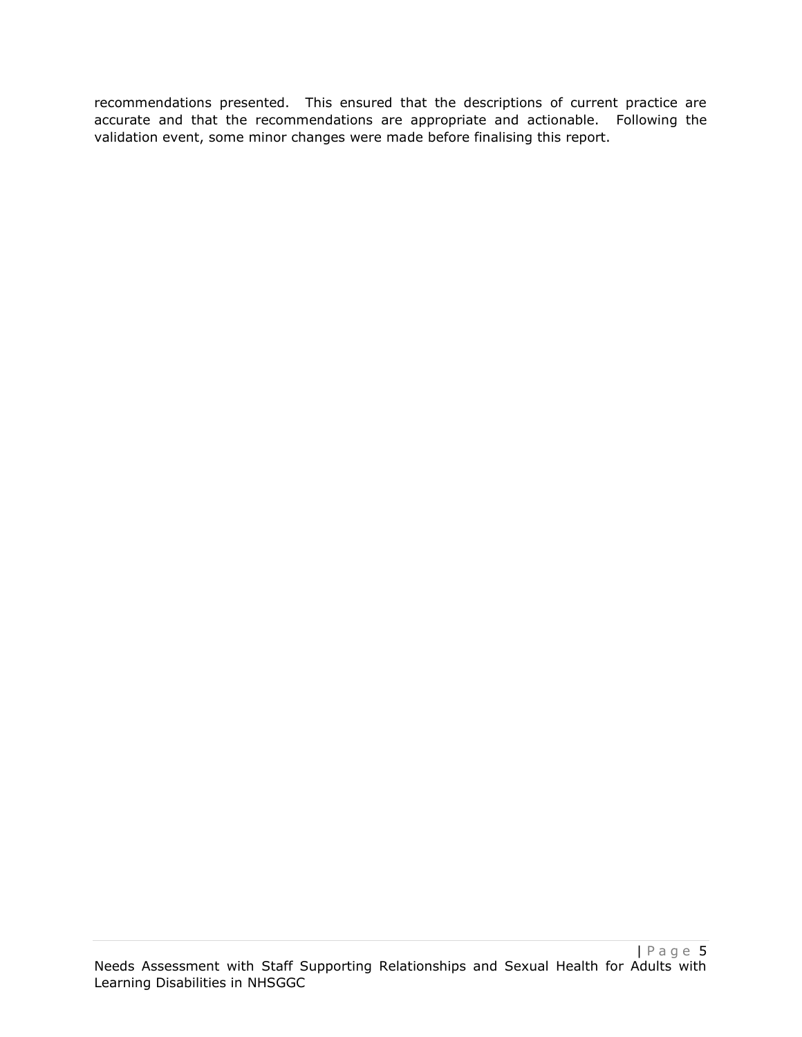recommendations presented. This ensured that the descriptions of current practice are accurate and that the recommendations are appropriate and actionable. Following the validation event, some minor changes were made before finalising this report.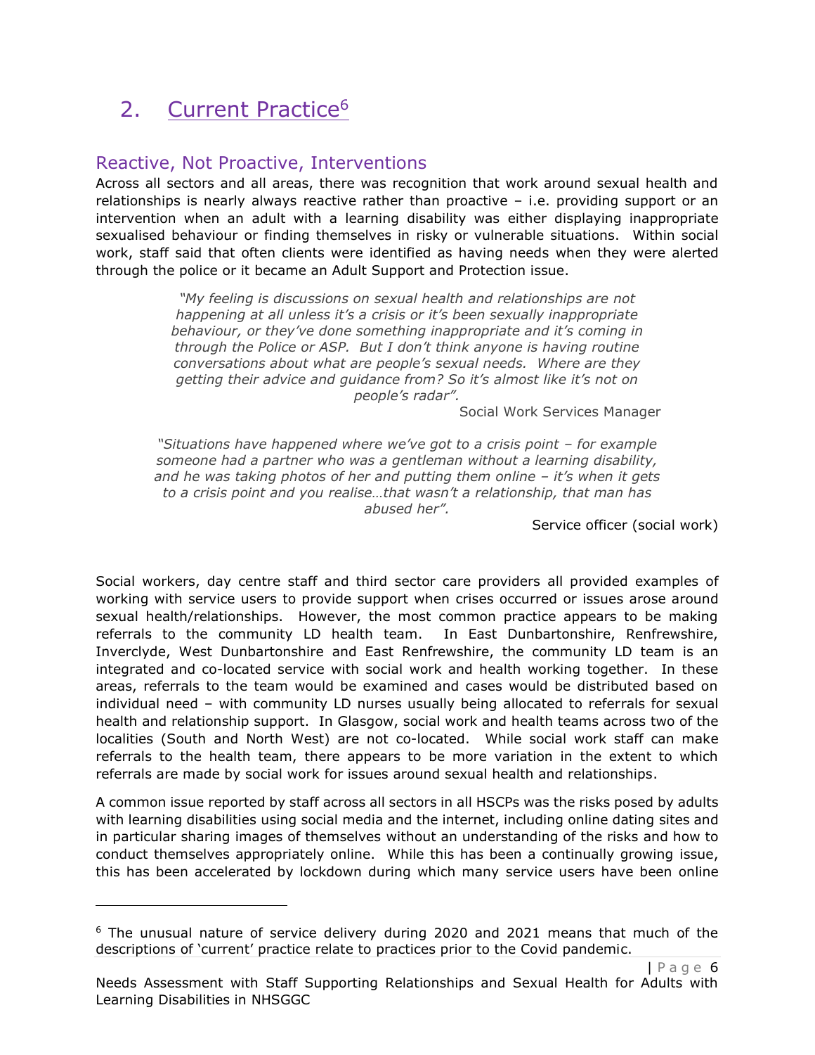# 2. Current Practice[6]

## Reactive, Not Proactive, Interventions

Across all sectors and all areas, there was recognition that work around sexual health and relationships is nearly always reactive rather than proactive – i.e. providing support or an intervention when an adult with a learning disability was either displaying inappropriate sexualised behaviour or finding themselves in risky or vulnerable situations. Within social work, staff said that often clients were identified as having needs when they were alerted through the police or it became an Adult Support and Protection issue.

> *"My feeling is discussions on sexual health and relationships are not happening at all unless it's a crisis or it's been sexually inappropriate behaviour, or they've done something inappropriate and it's coming in through the Police or ASP. But I don't think anyone is having routine conversations about what are people's sexual needs. Where are they getting their advice and guidance from? So it's almost like it's not on people's radar".*
>
> Social Work Services Manager

> *"Situations have happened where we've got to a crisis point – for example someone had a partner who was a gentleman without a learning disability, and he was taking photos of her and putting them online – it's when it gets to a crisis point and you realise…that wasn't a relationship, that man has abused her".*
>
> Service officer (social work)

Social workers, day centre staff and third sector care providers all provided examples of working with service users to provide support when crises occurred or issues arose around sexual health/relationships. However, the most common practice appears to be making referrals to the community LD health team. In East Dunbartonshire, Renfrewshire, Inverclyde, West Dunbartonshire and East Renfrewshire, the community LD team is an integrated and co-located service with social work and health working together. In these areas, referrals to the team would be examined and cases would be distributed based on individual need – with community LD nurses usually being allocated to referrals for sexual health and relationship support. In Glasgow, social work and health teams across two of the localities (South and North West) are not co-located. While social work staff can make referrals to the health team, there appears to be more variation in the extent to which referrals are made by social work for issues around sexual health and relationships.

A common issue reported by staff across all sectors in all HSCPs was the risks posed by adults with learning disabilities using social media and the internet, including online dating sites and in particular sharing images of themselves without an understanding of the risks and how to conduct themselves appropriately online. While this has been a continually growing issue, this has been accelerated by lockdown during which many service users have been online

[6] The unusual nature of service delivery during 2020 and 2021 means that much of the descriptions of 'current' practice relate to practices prior to the Covid pandemic.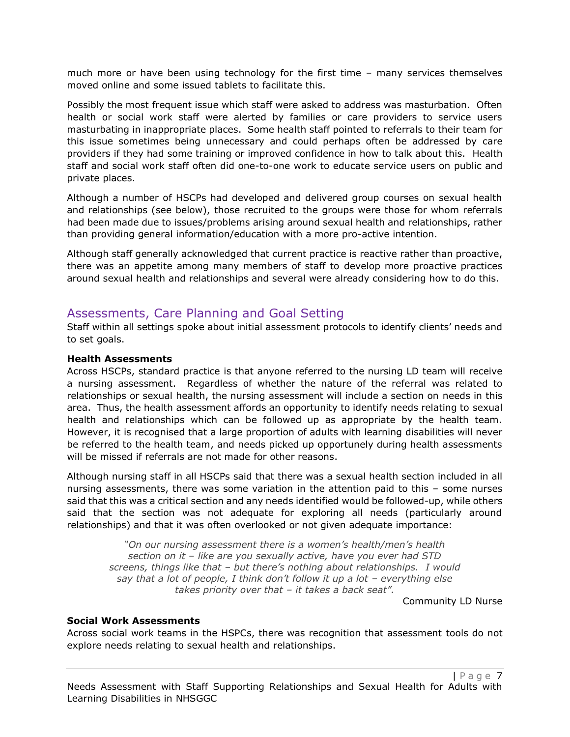much more or have been using technology for the first time – many services themselves moved online and some issued tablets to facilitate this.

Possibly the most frequent issue which staff were asked to address was masturbation. Often health or social work staff were alerted by families or care providers to service users masturbating in inappropriate places. Some health staff pointed to referrals to their team for this issue sometimes being unnecessary and could perhaps often be addressed by care providers if they had some training or improved confidence in how to talk about this. Health staff and social work staff often did one-to-one work to educate service users on public and private places.

Although a number of HSCPs had developed and delivered group courses on sexual health and relationships (see below), those recruited to the groups were those for whom referrals had been made due to issues/problems arising around sexual health and relationships, rather than providing general information/education with a more pro-active intention.

Although staff generally acknowledged that current practice is reactive rather than proactive, there was an appetite among many members of staff to develop more proactive practices around sexual health and relationships and several were already considering how to do this.

## Assessments, Care Planning and Goal Setting

Staff within all settings spoke about initial assessment protocols to identify clients' needs and to set goals.

**Health Assessments**

Across HSCPs, standard practice is that anyone referred to the nursing LD team will receive a nursing assessment. Regardless of whether the nature of the referral was related to relationships or sexual health, the nursing assessment will include a section on needs in this area. Thus, the health assessment affords an opportunity to identify needs relating to sexual health and relationships which can be followed up as appropriate by the health team. However, it is recognised that a large proportion of adults with learning disabilities will never be referred to the health team, and needs picked up opportunely during health assessments will be missed if referrals are not made for other reasons.

Although nursing staff in all HSCPs said that there was a sexual health section included in all nursing assessments, there was some variation in the attention paid to this – some nurses said that this was a critical section and any needs identified would be followed-up, while others said that the section was not adequate for exploring all needs (particularly around relationships) and that it was often overlooked or not given adequate importance:

> *"On our nursing assessment there is a women's health/men's health section on it – like are you sexually active, have you ever had STD screens, things like that – but there's nothing about relationships. I would say that a lot of people, I think don't follow it up a lot – everything else takes priority over that – it takes a back seat".*
>
> Community LD Nurse

**Social Work Assessments**

Across social work teams in the HSPCs, there was recognition that assessment tools do not explore needs relating to sexual health and relationships.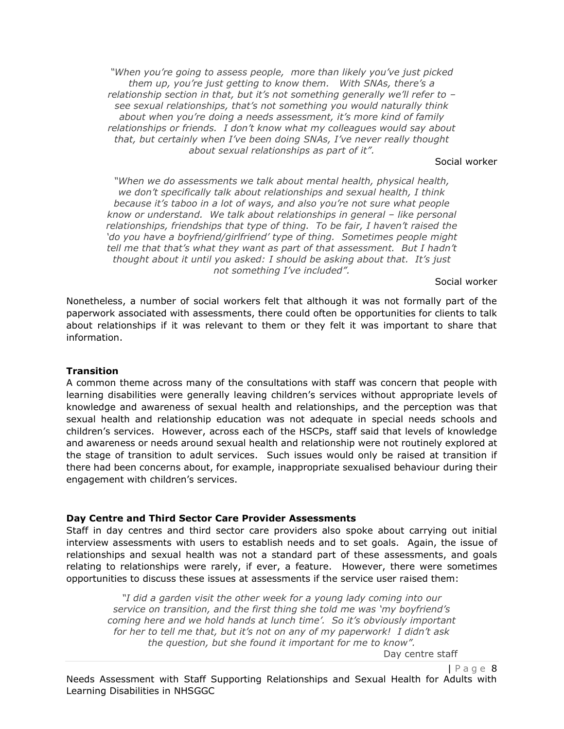*"When you're going to assess people, more than likely you've just picked them up, you're just getting to know them. With SNAs, there's a relationship section in that, but it's not something generally we'll refer to – see sexual relationships, that's not something you would naturally think about when you're doing a needs assessment, it's more kind of family relationships or friends. I don't know what my colleagues would say about that, but certainly when I've been doing SNAs, I've never really thought about sexual relationships as part of it".*

Social worker

*"When we do assessments we talk about mental health, physical health, we don't specifically talk about relationships and sexual health, I think because it's taboo in a lot of ways, and also you're not sure what people know or understand. We talk about relationships in general – like personal relationships, friendships that type of thing. To be fair, I haven't raised the 'do you have a boyfriend/girlfriend' type of thing. Sometimes people might tell me that that's what they want as part of that assessment. But I hadn't thought about it until you asked: I should be asking about that. It's just not something I've included".*

Social worker

Nonetheless, a number of social workers felt that although it was not formally part of the paperwork associated with assessments, there could often be opportunities for clients to talk about relationships if it was relevant to them or they felt it was important to share that information.

**Transition**

A common theme across many of the consultations with staff was concern that people with learning disabilities were generally leaving children's services without appropriate levels of knowledge and awareness of sexual health and relationships, and the perception was that sexual health and relationship education was not adequate in special needs schools and children's services. However, across each of the HSCPs, staff said that levels of knowledge and awareness or needs around sexual health and relationship were not routinely explored at the stage of transition to adult services. Such issues would only be raised at transition if there had been concerns about, for example, inappropriate sexualised behaviour during their engagement with children's services.

**Day Centre and Third Sector Care Provider Assessments**

Staff in day centres and third sector care providers also spoke about carrying out initial interview assessments with users to establish needs and to set goals. Again, the issue of relationships and sexual health was not a standard part of these assessments, and goals relating to relationships were rarely, if ever, a feature. However, there were sometimes opportunities to discuss these issues at assessments if the service user raised them:

*"I did a garden visit the other week for a young lady coming into our service on transition, and the first thing she told me was 'my boyfriend's coming here and we hold hands at lunch time'. So it's obviously important for her to tell me that, but it's not on any of my paperwork! I didn't ask the question, but she found it important for me to know".*

Day centre staff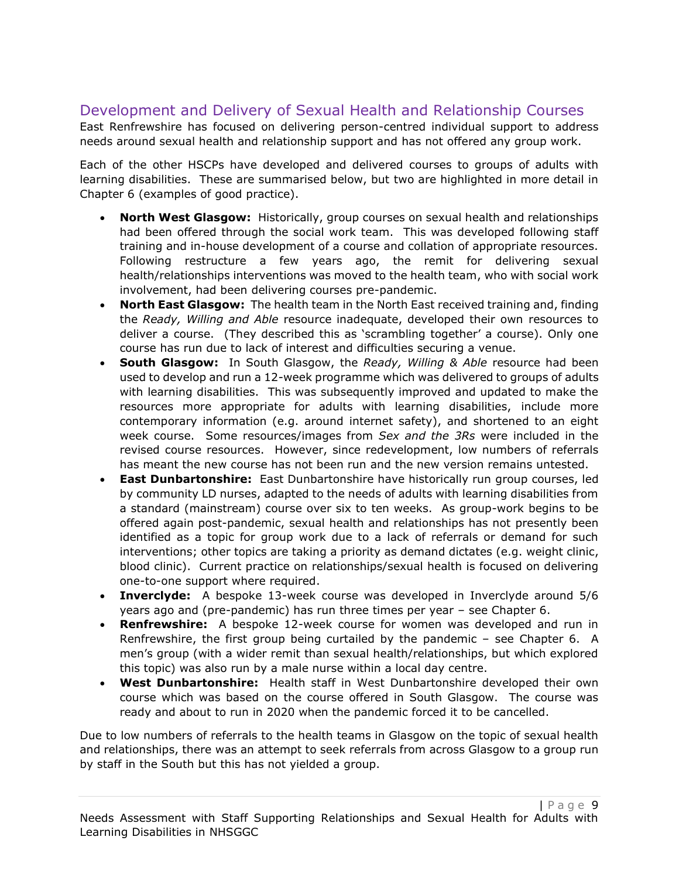## Development and Delivery of Sexual Health and Relationship Courses

East Renfrewshire has focused on delivering person-centred individual support to address needs around sexual health and relationship support and has not offered any group work.

Each of the other HSCPs have developed and delivered courses to groups of adults with learning disabilities. These are summarised below, but two are highlighted in more detail in Chapter 6 (examples of good practice).

- **North West Glasgow:** Historically, group courses on sexual health and relationships had been offered through the social work team. This was developed following staff training and in-house development of a course and collation of appropriate resources. Following restructure a few years ago, the remit for delivering sexual health/relationships interventions was moved to the health team, who with social work involvement, had been delivering courses pre-pandemic.
- **North East Glasgow:** The health team in the North East received training and, finding the *Ready, Willing and Able* resource inadequate, developed their own resources to deliver a course. (They described this as 'scrambling together' a course). Only one course has run due to lack of interest and difficulties securing a venue.
- **South Glasgow:** In South Glasgow, the *Ready, Willing & Able* resource had been used to develop and run a 12-week programme which was delivered to groups of adults with learning disabilities. This was subsequently improved and updated to make the resources more appropriate for adults with learning disabilities, include more contemporary information (e.g. around internet safety), and shortened to an eight week course. Some resources/images from *Sex and the 3Rs* were included in the revised course resources. However, since redevelopment, low numbers of referrals has meant the new course has not been run and the new version remains untested.
- **East Dunbartonshire:** East Dunbartonshire have historically run group courses, led by community LD nurses, adapted to the needs of adults with learning disabilities from a standard (mainstream) course over six to ten weeks. As group-work begins to be offered again post-pandemic, sexual health and relationships has not presently been identified as a topic for group work due to a lack of referrals or demand for such interventions; other topics are taking a priority as demand dictates (e.g. weight clinic, blood clinic). Current practice on relationships/sexual health is focused on delivering one-to-one support where required.
- **Inverclyde:** A bespoke 13-week course was developed in Inverclyde around 5/6 years ago and (pre-pandemic) has run three times per year – see Chapter 6.
- **Renfrewshire:** A bespoke 12-week course for women was developed and run in Renfrewshire, the first group being curtailed by the pandemic – see Chapter 6. A men's group (with a wider remit than sexual health/relationships, but which explored this topic) was also run by a male nurse within a local day centre.
- **West Dunbartonshire:** Health staff in West Dunbartonshire developed their own course which was based on the course offered in South Glasgow. The course was ready and about to run in 2020 when the pandemic forced it to be cancelled.

Due to low numbers of referrals to the health teams in Glasgow on the topic of sexual health and relationships, there was an attempt to seek referrals from across Glasgow to a group run by staff in the South but this has not yielded a group.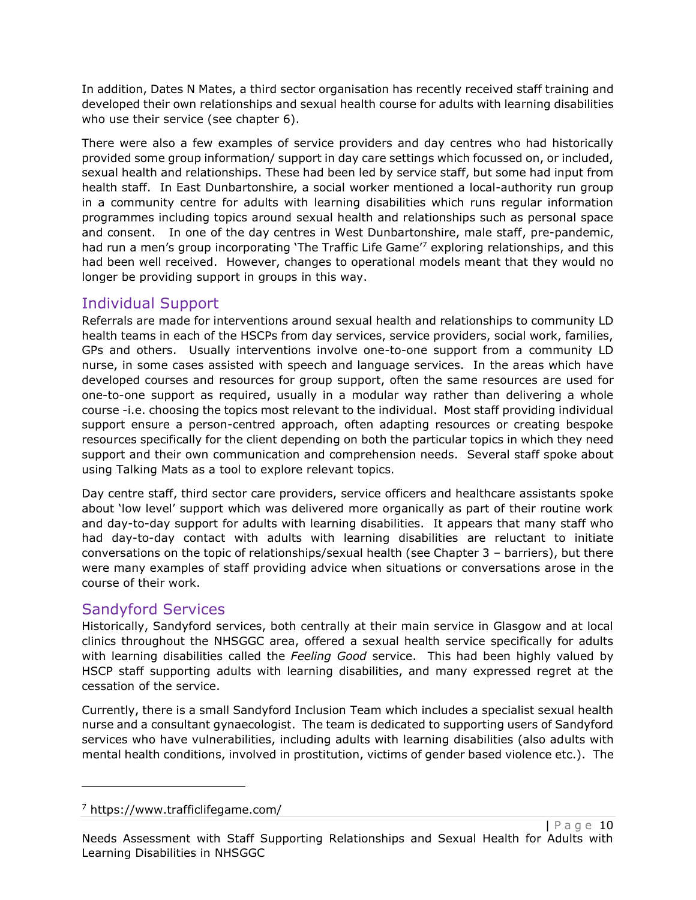In addition, Dates N Mates, a third sector organisation has recently received staff training and developed their own relationships and sexual health course for adults with learning disabilities who use their service (see chapter 6).

There were also a few examples of service providers and day centres who had historically provided some group information/ support in day care settings which focussed on, or included, sexual health and relationships. These had been led by service staff, but some had input from health staff. In East Dunbartonshire, a social worker mentioned a local-authority run group in a community centre for adults with learning disabilities which runs regular information programmes including topics around sexual health and relationships such as personal space and consent. In one of the day centres in West Dunbartonshire, male staff, pre-pandemic, had run a men's group incorporating 'The Traffic Life Game'[7] exploring relationships, and this had been well received. However, changes to operational models meant that they would no longer be providing support in groups in this way.

## Individual Support

Referrals are made for interventions around sexual health and relationships to community LD health teams in each of the HSCPs from day services, service providers, social work, families, GPs and others. Usually interventions involve one-to-one support from a community LD nurse, in some cases assisted with speech and language services. In the areas which have developed courses and resources for group support, often the same resources are used for one-to-one support as required, usually in a modular way rather than delivering a whole course -i.e. choosing the topics most relevant to the individual. Most staff providing individual support ensure a person-centred approach, often adapting resources or creating bespoke resources specifically for the client depending on both the particular topics in which they need support and their own communication and comprehension needs. Several staff spoke about using Talking Mats as a tool to explore relevant topics.

Day centre staff, third sector care providers, service officers and healthcare assistants spoke about 'low level' support which was delivered more organically as part of their routine work and day-to-day support for adults with learning disabilities. It appears that many staff who had day-to-day contact with adults with learning disabilities are reluctant to initiate conversations on the topic of relationships/sexual health (see Chapter 3 – barriers), but there were many examples of staff providing advice when situations or conversations arose in the course of their work.

## Sandyford Services

Historically, Sandyford services, both centrally at their main service in Glasgow and at local clinics throughout the NHSGGC area, offered a sexual health service specifically for adults with learning disabilities called the *Feeling Good* service. This had been highly valued by HSCP staff supporting adults with learning disabilities, and many expressed regret at the cessation of the service.

Currently, there is a small Sandyford Inclusion Team which includes a specialist sexual health nurse and a consultant gynaecologist. The team is dedicated to supporting users of Sandyford services who have vulnerabilities, including adults with learning disabilities (also adults with mental health conditions, involved in prostitution, victims of gender based violence etc.). The

[7] https://www.trafficlifegame.com/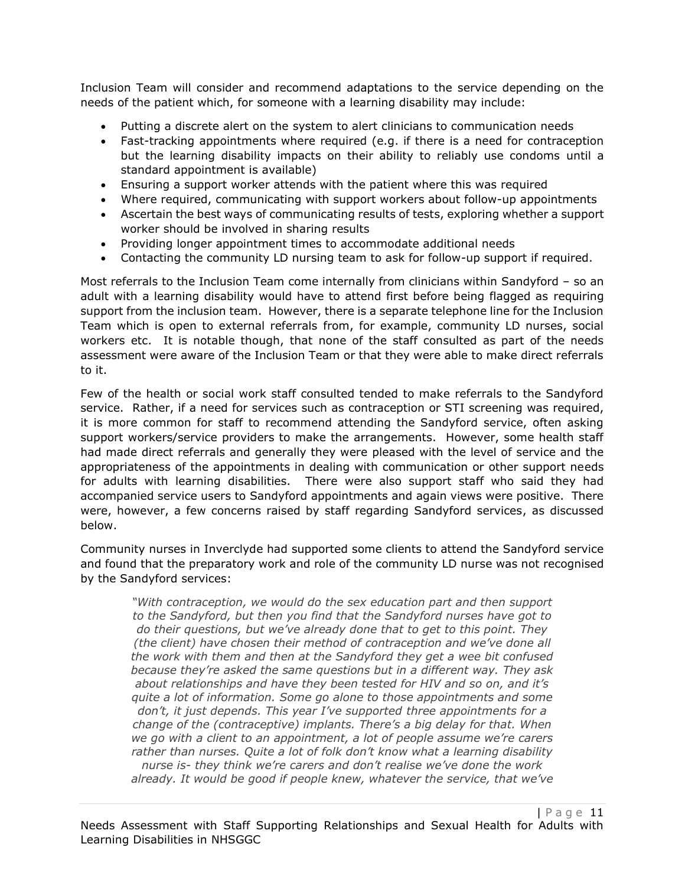Inclusion Team will consider and recommend adaptations to the service depending on the needs of the patient which, for someone with a learning disability may include:

- Putting a discrete alert on the system to alert clinicians to communication needs
- Fast-tracking appointments where required (e.g. if there is a need for contraception but the learning disability impacts on their ability to reliably use condoms until a standard appointment is available)
- Ensuring a support worker attends with the patient where this was required
- Where required, communicating with support workers about follow-up appointments
- Ascertain the best ways of communicating results of tests, exploring whether a support worker should be involved in sharing results
- Providing longer appointment times to accommodate additional needs
- Contacting the community LD nursing team to ask for follow-up support if required.

Most referrals to the Inclusion Team come internally from clinicians within Sandyford – so an adult with a learning disability would have to attend first before being flagged as requiring support from the inclusion team. However, there is a separate telephone line for the Inclusion Team which is open to external referrals from, for example, community LD nurses, social workers etc. It is notable though, that none of the staff consulted as part of the needs assessment were aware of the Inclusion Team or that they were able to make direct referrals to it.

Few of the health or social work staff consulted tended to make referrals to the Sandyford service. Rather, if a need for services such as contraception or STI screening was required, it is more common for staff to recommend attending the Sandyford service, often asking support workers/service providers to make the arrangements. However, some health staff had made direct referrals and generally they were pleased with the level of service and the appropriateness of the appointments in dealing with communication or other support needs for adults with learning disabilities. There were also support staff who said they had accompanied service users to Sandyford appointments and again views were positive. There were, however, a few concerns raised by staff regarding Sandyford services, as discussed below.

Community nurses in Inverclyde had supported some clients to attend the Sandyford service and found that the preparatory work and role of the community LD nurse was not recognised by the Sandyford services:

> *"With contraception, we would do the sex education part and then support to the Sandyford, but then you find that the Sandyford nurses have got to do their questions, but we've already done that to get to this point. They (the client) have chosen their method of contraception and we've done all the work with them and then at the Sandyford they get a wee bit confused because they're asked the same questions but in a different way. They ask about relationships and have they been tested for HIV and so on, and it's quite a lot of information. Some go alone to those appointments and some don't, it just depends. This year I've supported three appointments for a change of the (contraceptive) implants. There's a big delay for that. When we go with a client to an appointment, a lot of people assume we're carers rather than nurses. Quite a lot of folk don't know what a learning disability nurse is- they think we're carers and don't realise we've done the work already. It would be good if people knew, whatever the service, that we've*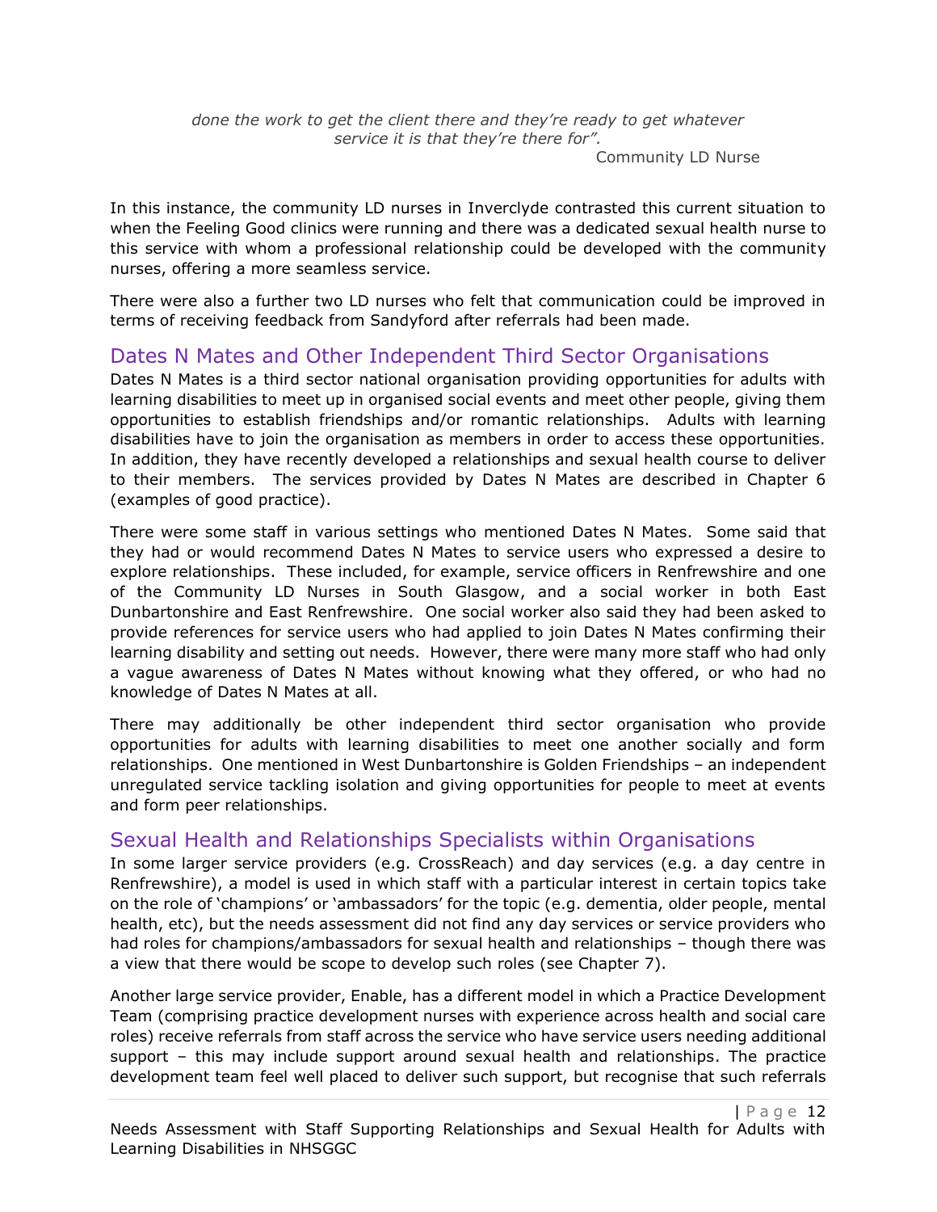*done the work to get the client there and they're ready to get whatever service it is that they're there for".*

Community LD Nurse

In this instance, the community LD nurses in Inverclyde contrasted this current situation to when the Feeling Good clinics were running and there was a dedicated sexual health nurse to this service with whom a professional relationship could be developed with the community nurses, offering a more seamless service.

There were also a further two LD nurses who felt that communication could be improved in terms of receiving feedback from Sandyford after referrals had been made.

## Dates N Mates and Other Independent Third Sector Organisations

Dates N Mates is a third sector national organisation providing opportunities for adults with learning disabilities to meet up in organised social events and meet other people, giving them opportunities to establish friendships and/or romantic relationships. Adults with learning disabilities have to join the organisation as members in order to access these opportunities. In addition, they have recently developed a relationships and sexual health course to deliver to their members. The services provided by Dates N Mates are described in Chapter 6 (examples of good practice).

There were some staff in various settings who mentioned Dates N Mates. Some said that they had or would recommend Dates N Mates to service users who expressed a desire to explore relationships. These included, for example, service officers in Renfrewshire and one of the Community LD Nurses in South Glasgow, and a social worker in both East Dunbartonshire and East Renfrewshire. One social worker also said they had been asked to provide references for service users who had applied to join Dates N Mates confirming their learning disability and setting out needs. However, there were many more staff who had only a vague awareness of Dates N Mates without knowing what they offered, or who had no knowledge of Dates N Mates at all.

There may additionally be other independent third sector organisation who provide opportunities for adults with learning disabilities to meet one another socially and form relationships. One mentioned in West Dunbartonshire is Golden Friendships – an independent unregulated service tackling isolation and giving opportunities for people to meet at events and form peer relationships.

## Sexual Health and Relationships Specialists within Organisations

In some larger service providers (e.g. CrossReach) and day services (e.g. a day centre in Renfrewshire), a model is used in which staff with a particular interest in certain topics take on the role of 'champions' or 'ambassadors' for the topic (e.g. dementia, older people, mental health, etc), but the needs assessment did not find any day services or service providers who had roles for champions/ambassadors for sexual health and relationships – though there was a view that there would be scope to develop such roles (see Chapter 7).

Another large service provider, Enable, has a different model in which a Practice Development Team (comprising practice development nurses with experience across health and social care roles) receive referrals from staff across the service who have service users needing additional support – this may include support around sexual health and relationships. The practice development team feel well placed to deliver such support, but recognise that such referrals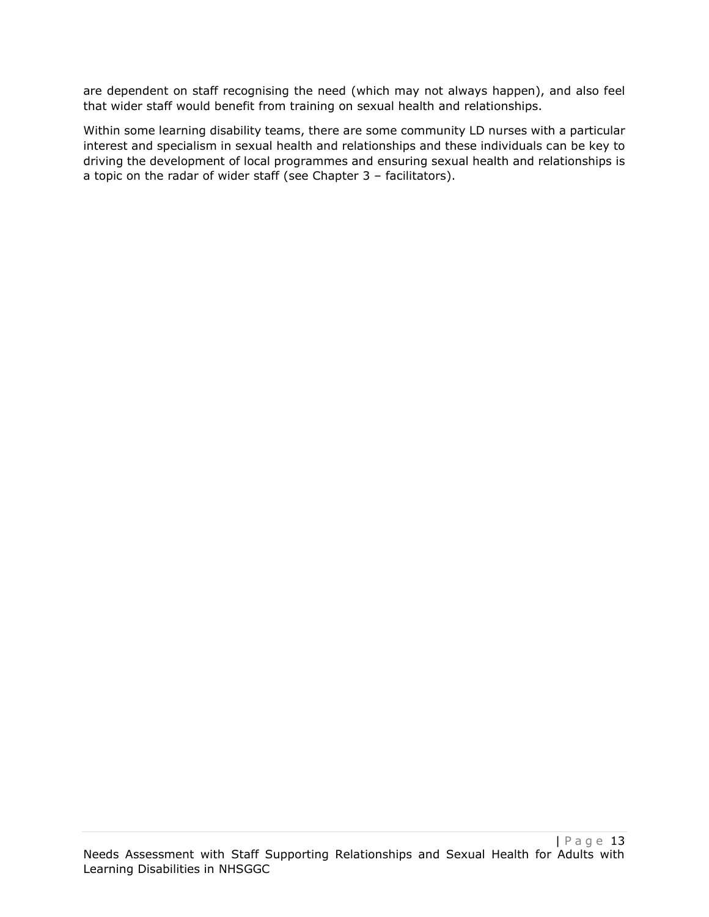are dependent on staff recognising the need (which may not always happen), and also feel that wider staff would benefit from training on sexual health and relationships.

Within some learning disability teams, there are some community LD nurses with a particular interest and specialism in sexual health and relationships and these individuals can be key to driving the development of local programmes and ensuring sexual health and relationships is a topic on the radar of wider staff (see Chapter 3 – facilitators).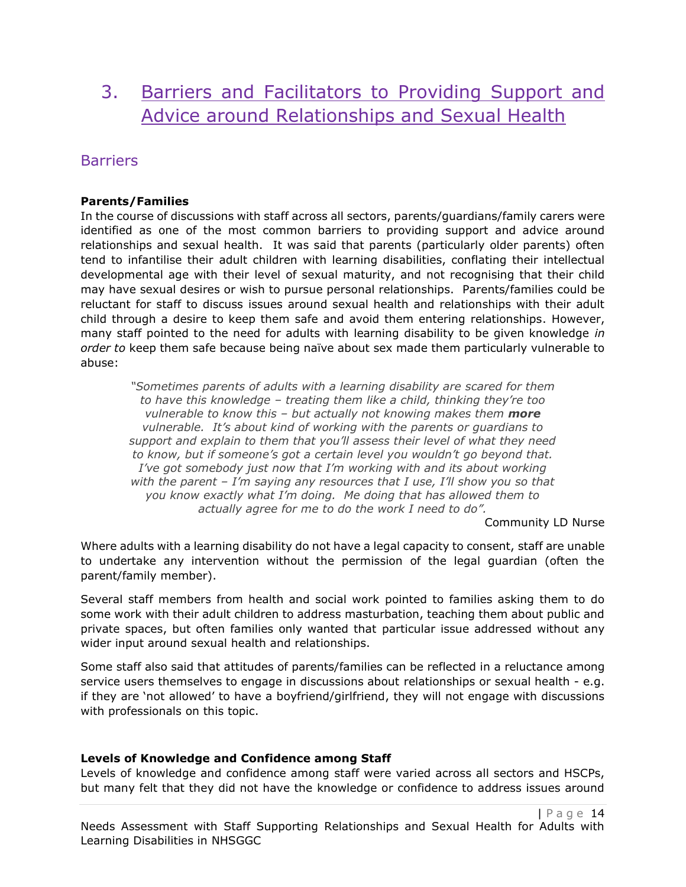# 3. Barriers and Facilitators to Providing Support and Advice around Relationships and Sexual Health

## Barriers

**Parents/Families**

In the course of discussions with staff across all sectors, parents/guardians/family carers were identified as one of the most common barriers to providing support and advice around relationships and sexual health. It was said that parents (particularly older parents) often tend to infantilise their adult children with learning disabilities, conflating their intellectual developmental age with their level of sexual maturity, and not recognising that their child may have sexual desires or wish to pursue personal relationships. Parents/families could be reluctant for staff to discuss issues around sexual health and relationships with their adult child through a desire to keep them safe and avoid them entering relationships. However, many staff pointed to the need for adults with learning disability to be given knowledge *in order to* keep them safe because being naïve about sex made them particularly vulnerable to abuse:

> *"Sometimes parents of adults with a learning disability are scared for them to have this knowledge – treating them like a child, thinking they're too vulnerable to know this – but actually not knowing makes them **more** vulnerable. It's about kind of working with the parents or guardians to support and explain to them that you'll assess their level of what they need to know, but if someone's got a certain level you wouldn't go beyond that. I've got somebody just now that I'm working with and its about working with the parent – I'm saying any resources that I use, I'll show you so that you know exactly what I'm doing. Me doing that has allowed them to actually agree for me to do the work I need to do".*
>
> Community LD Nurse

Where adults with a learning disability do not have a legal capacity to consent, staff are unable to undertake any intervention without the permission of the legal guardian (often the parent/family member).

Several staff members from health and social work pointed to families asking them to do some work with their adult children to address masturbation, teaching them about public and private spaces, but often families only wanted that particular issue addressed without any wider input around sexual health and relationships.

Some staff also said that attitudes of parents/families can be reflected in a reluctance among service users themselves to engage in discussions about relationships or sexual health - e.g. if they are 'not allowed' to have a boyfriend/girlfriend, they will not engage with discussions with professionals on this topic.

**Levels of Knowledge and Confidence among Staff**

Levels of knowledge and confidence among staff were varied across all sectors and HSCPs, but many felt that they did not have the knowledge or confidence to address issues around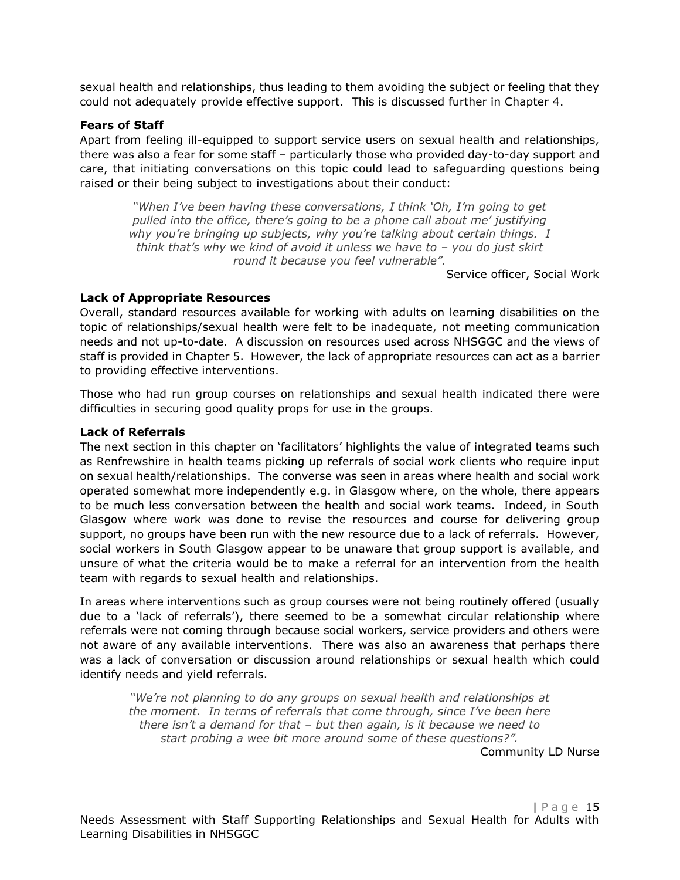sexual health and relationships, thus leading to them avoiding the subject or feeling that they could not adequately provide effective support. This is discussed further in Chapter 4.

**Fears of Staff**

Apart from feeling ill-equipped to support service users on sexual health and relationships, there was also a fear for some staff – particularly those who provided day-to-day support and care, that initiating conversations on this topic could lead to safeguarding questions being raised or their being subject to investigations about their conduct:

> *"When I've been having these conversations, I think 'Oh, I'm going to get pulled into the office, there's going to be a phone call about me' justifying why you're bringing up subjects, why you're talking about certain things. I think that's why we kind of avoid it unless we have to – you do just skirt round it because you feel vulnerable".*
>
> Service officer, Social Work

**Lack of Appropriate Resources**

Overall, standard resources available for working with adults on learning disabilities on the topic of relationships/sexual health were felt to be inadequate, not meeting communication needs and not up-to-date. A discussion on resources used across NHSGGC and the views of staff is provided in Chapter 5. However, the lack of appropriate resources can act as a barrier to providing effective interventions.

Those who had run group courses on relationships and sexual health indicated there were difficulties in securing good quality props for use in the groups.

**Lack of Referrals**

The next section in this chapter on 'facilitators' highlights the value of integrated teams such as Renfrewshire in health teams picking up referrals of social work clients who require input on sexual health/relationships. The converse was seen in areas where health and social work operated somewhat more independently e.g. in Glasgow where, on the whole, there appears to be much less conversation between the health and social work teams. Indeed, in South Glasgow where work was done to revise the resources and course for delivering group support, no groups have been run with the new resource due to a lack of referrals. However, social workers in South Glasgow appear to be unaware that group support is available, and unsure of what the criteria would be to make a referral for an intervention from the health team with regards to sexual health and relationships.

In areas where interventions such as group courses were not being routinely offered (usually due to a 'lack of referrals'), there seemed to be a somewhat circular relationship where referrals were not coming through because social workers, service providers and others were not aware of any available interventions. There was also an awareness that perhaps there was a lack of conversation or discussion around relationships or sexual health which could identify needs and yield referrals.

> *"We're not planning to do any groups on sexual health and relationships at the moment. In terms of referrals that come through, since I've been here there isn't a demand for that – but then again, is it because we need to start probing a wee bit more around some of these questions?".*
>
> Community LD Nurse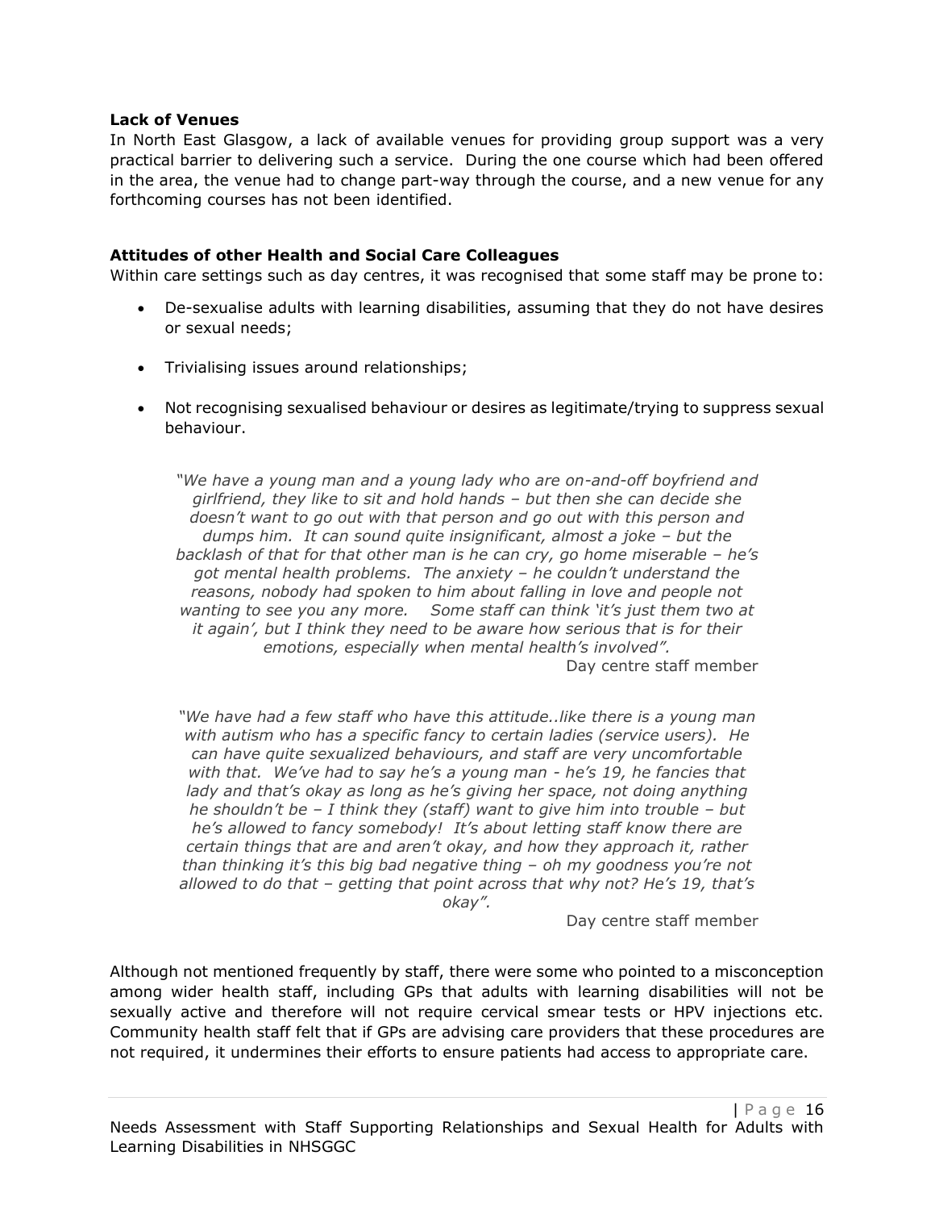**Lack of Venues**

In North East Glasgow, a lack of available venues for providing group support was a very practical barrier to delivering such a service. During the one course which had been offered in the area, the venue had to change part-way through the course, and a new venue for any forthcoming courses has not been identified.

**Attitudes of other Health and Social Care Colleagues**

Within care settings such as day centres, it was recognised that some staff may be prone to:

- De-sexualise adults with learning disabilities, assuming that they do not have desires or sexual needs;
- Trivialising issues around relationships;
- Not recognising sexualised behaviour or desires as legitimate/trying to suppress sexual behaviour.

> *"We have a young man and a young lady who are on-and-off boyfriend and girlfriend, they like to sit and hold hands – but then she can decide she doesn't want to go out with that person and go out with this person and dumps him. It can sound quite insignificant, almost a joke – but the backlash of that for that other man is he can cry, go home miserable – he's got mental health problems. The anxiety – he couldn't understand the reasons, nobody had spoken to him about falling in love and people not wanting to see you any more. Some staff can think 'it's just them two at it again', but I think they need to be aware how serious that is for their emotions, especially when mental health's involved".*
>
> Day centre staff member

> *"We have had a few staff who have this attitude..like there is a young man with autism who has a specific fancy to certain ladies (service users). He can have quite sexualized behaviours, and staff are very uncomfortable with that. We've had to say he's a young man - he's 19, he fancies that lady and that's okay as long as he's giving her space, not doing anything he shouldn't be – I think they (staff) want to give him into trouble – but he's allowed to fancy somebody! It's about letting staff know there are certain things that are and aren't okay, and how they approach it, rather than thinking it's this big bad negative thing – oh my goodness you're not allowed to do that – getting that point across that why not? He's 19, that's okay".*
>
> Day centre staff member

Although not mentioned frequently by staff, there were some who pointed to a misconception among wider health staff, including GPs that adults with learning disabilities will not be sexually active and therefore will not require cervical smear tests or HPV injections etc. Community health staff felt that if GPs are advising care providers that these procedures are not required, it undermines their efforts to ensure patients had access to appropriate care.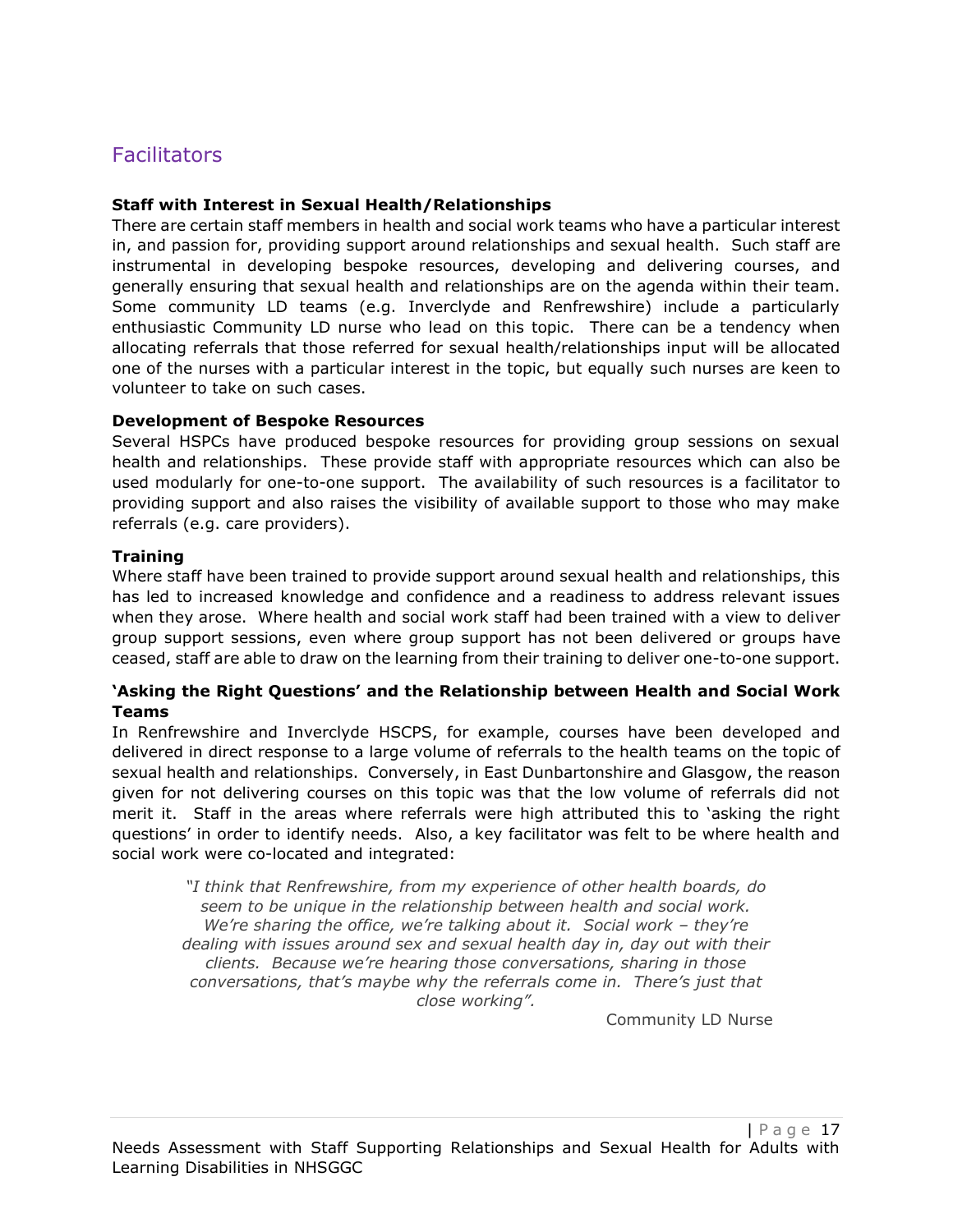## Facilitators

**Staff with Interest in Sexual Health/Relationships**

There are certain staff members in health and social work teams who have a particular interest in, and passion for, providing support around relationships and sexual health. Such staff are instrumental in developing bespoke resources, developing and delivering courses, and generally ensuring that sexual health and relationships are on the agenda within their team. Some community LD teams (e.g. Inverclyde and Renfrewshire) include a particularly enthusiastic Community LD nurse who lead on this topic. There can be a tendency when allocating referrals that those referred for sexual health/relationships input will be allocated one of the nurses with a particular interest in the topic, but equally such nurses are keen to volunteer to take on such cases.

**Development of Bespoke Resources**

Several HSPCs have produced bespoke resources for providing group sessions on sexual health and relationships. These provide staff with appropriate resources which can also be used modularly for one-to-one support. The availability of such resources is a facilitator to providing support and also raises the visibility of available support to those who may make referrals (e.g. care providers).

**Training**

Where staff have been trained to provide support around sexual health and relationships, this has led to increased knowledge and confidence and a readiness to address relevant issues when they arose. Where health and social work staff had been trained with a view to deliver group support sessions, even where group support has not been delivered or groups have ceased, staff are able to draw on the learning from their training to deliver one-to-one support.

**'Asking the Right Questions' and the Relationship between Health and Social Work Teams**

In Renfrewshire and Inverclyde HSCPS, for example, courses have been developed and delivered in direct response to a large volume of referrals to the health teams on the topic of sexual health and relationships. Conversely, in East Dunbartonshire and Glasgow, the reason given for not delivering courses on this topic was that the low volume of referrals did not merit it. Staff in the areas where referrals were high attributed this to 'asking the right questions' in order to identify needs. Also, a key facilitator was felt to be where health and social work were co-located and integrated:

> *"I think that Renfrewshire, from my experience of other health boards, do seem to be unique in the relationship between health and social work. We're sharing the office, we're talking about it. Social work – they're dealing with issues around sex and sexual health day in, day out with their clients. Because we're hearing those conversations, sharing in those conversations, that's maybe why the referrals come in. There's just that close working".*
>
> Community LD Nurse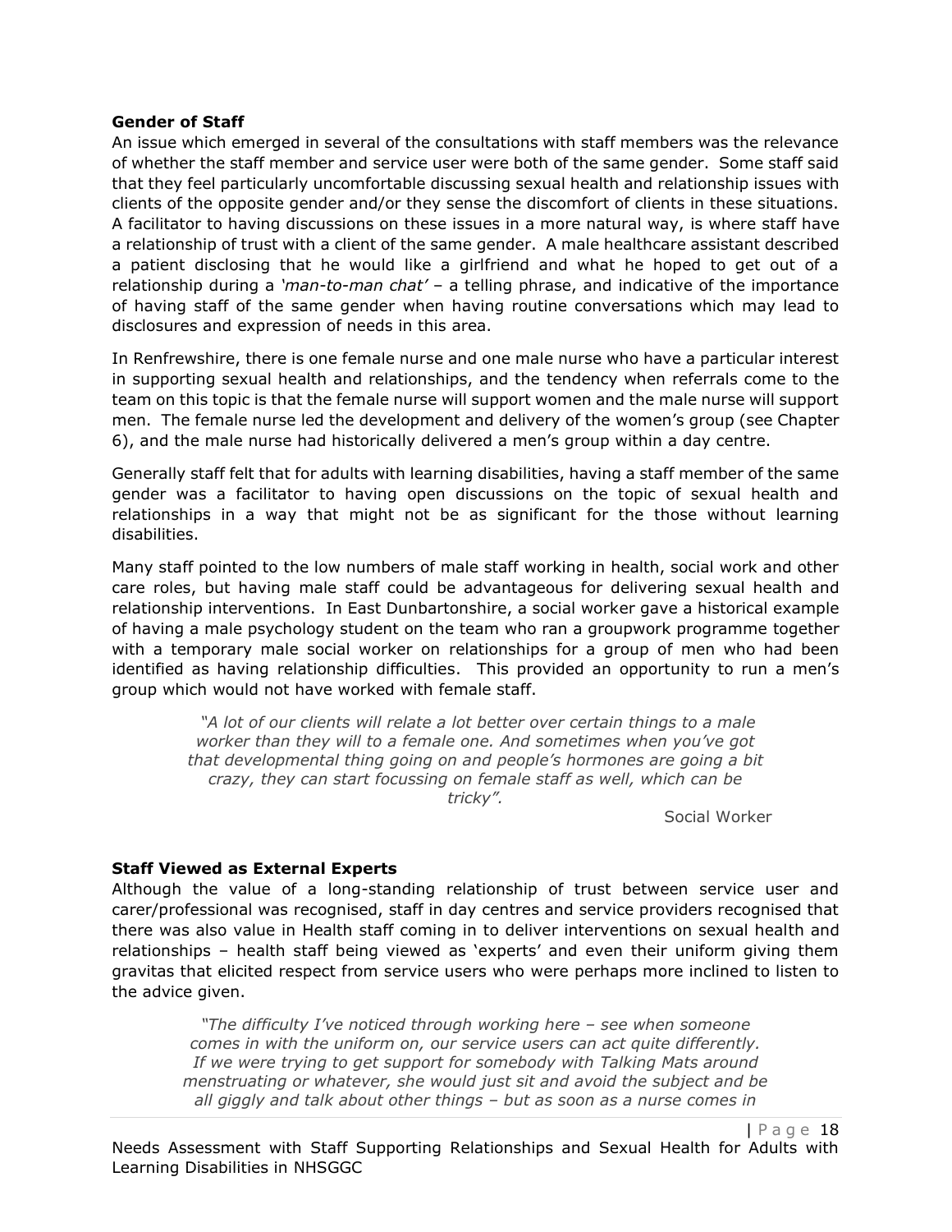**Gender of Staff**

An issue which emerged in several of the consultations with staff members was the relevance of whether the staff member and service user were both of the same gender. Some staff said that they feel particularly uncomfortable discussing sexual health and relationship issues with clients of the opposite gender and/or they sense the discomfort of clients in these situations. A facilitator to having discussions on these issues in a more natural way, is where staff have a relationship of trust with a client of the same gender. A male healthcare assistant described a patient disclosing that he would like a girlfriend and what he hoped to get out of a relationship during a *'man-to-man chat'* – a telling phrase, and indicative of the importance of having staff of the same gender when having routine conversations which may lead to disclosures and expression of needs in this area.

In Renfrewshire, there is one female nurse and one male nurse who have a particular interest in supporting sexual health and relationships, and the tendency when referrals come to the team on this topic is that the female nurse will support women and the male nurse will support men. The female nurse led the development and delivery of the women's group (see Chapter 6), and the male nurse had historically delivered a men's group within a day centre.

Generally staff felt that for adults with learning disabilities, having a staff member of the same gender was a facilitator to having open discussions on the topic of sexual health and relationships in a way that might not be as significant for the those without learning disabilities.

Many staff pointed to the low numbers of male staff working in health, social work and other care roles, but having male staff could be advantageous for delivering sexual health and relationship interventions. In East Dunbartonshire, a social worker gave a historical example of having a male psychology student on the team who ran a groupwork programme together with a temporary male social worker on relationships for a group of men who had been identified as having relationship difficulties. This provided an opportunity to run a men's group which would not have worked with female staff.

> *"A lot of our clients will relate a lot better over certain things to a male worker than they will to a female one. And sometimes when you've got that developmental thing going on and people's hormones are going a bit crazy, they can start focussing on female staff as well, which can be tricky".*
>
> Social Worker

**Staff Viewed as External Experts**

Although the value of a long-standing relationship of trust between service user and carer/professional was recognised, staff in day centres and service providers recognised that there was also value in Health staff coming in to deliver interventions on sexual health and relationships – health staff being viewed as 'experts' and even their uniform giving them gravitas that elicited respect from service users who were perhaps more inclined to listen to the advice given.

> *"The difficulty I've noticed through working here – see when someone comes in with the uniform on, our service users can act quite differently. If we were trying to get support for somebody with Talking Mats around menstruating or whatever, she would just sit and avoid the subject and be all giggly and talk about other things – but as soon as a nurse comes in*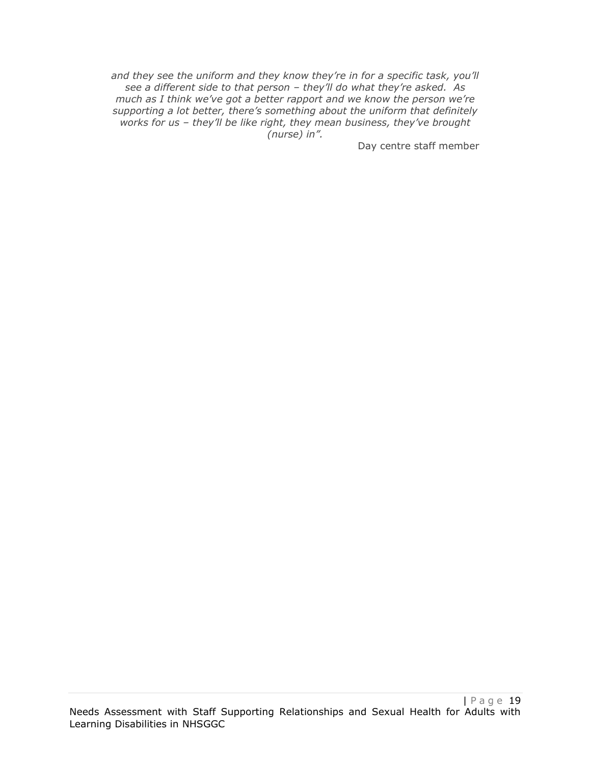*and they see the uniform and they know they're in for a specific task, you'll see a different side to that person – they'll do what they're asked. As much as I think we've got a better rapport and we know the person we're supporting a lot better, there's something about the uniform that definitely works for us – they'll be like right, they mean business, they've brought (nurse) in".*

Day centre staff member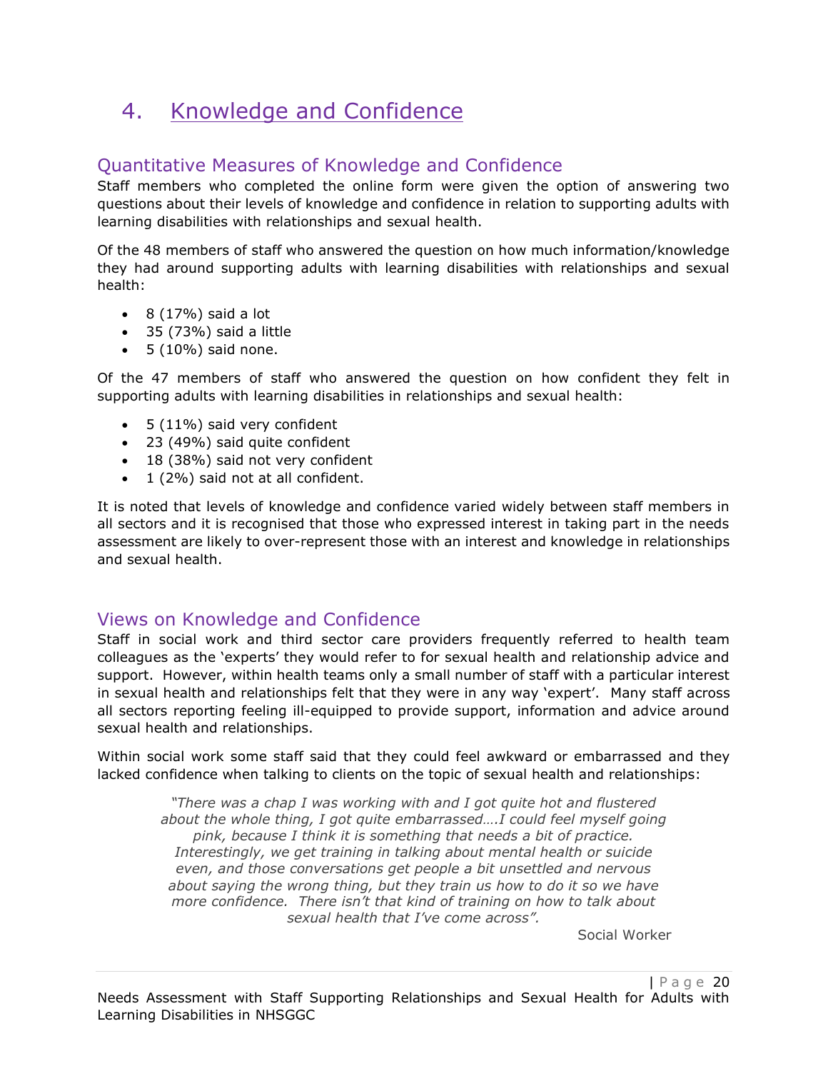# 4. Knowledge and Confidence

## Quantitative Measures of Knowledge and Confidence

Staff members who completed the online form were given the option of answering two questions about their levels of knowledge and confidence in relation to supporting adults with learning disabilities with relationships and sexual health.

Of the 48 members of staff who answered the question on how much information/knowledge they had around supporting adults with learning disabilities with relationships and sexual health:

- 8 (17%) said a lot
- 35 (73%) said a little
- 5 (10%) said none.

Of the 47 members of staff who answered the question on how confident they felt in supporting adults with learning disabilities in relationships and sexual health:

- 5 (11%) said very confident
- 23 (49%) said quite confident
- 18 (38%) said not very confident
- 1 (2%) said not at all confident.

It is noted that levels of knowledge and confidence varied widely between staff members in all sectors and it is recognised that those who expressed interest in taking part in the needs assessment are likely to over-represent those with an interest and knowledge in relationships and sexual health.

## Views on Knowledge and Confidence

Staff in social work and third sector care providers frequently referred to health team colleagues as the 'experts' they would refer to for sexual health and relationship advice and support. However, within health teams only a small number of staff with a particular interest in sexual health and relationships felt that they were in any way 'expert'. Many staff across all sectors reporting feeling ill-equipped to provide support, information and advice around sexual health and relationships.

Within social work some staff said that they could feel awkward or embarrassed and they lacked confidence when talking to clients on the topic of sexual health and relationships:

> *"There was a chap I was working with and I got quite hot and flustered about the whole thing, I got quite embarrassed….I could feel myself going pink, because I think it is something that needs a bit of practice. Interestingly, we get training in talking about mental health or suicide even, and those conversations get people a bit unsettled and nervous about saying the wrong thing, but they train us how to do it so we have more confidence. There isn't that kind of training on how to talk about sexual health that I've come across".*
>
> Social Worker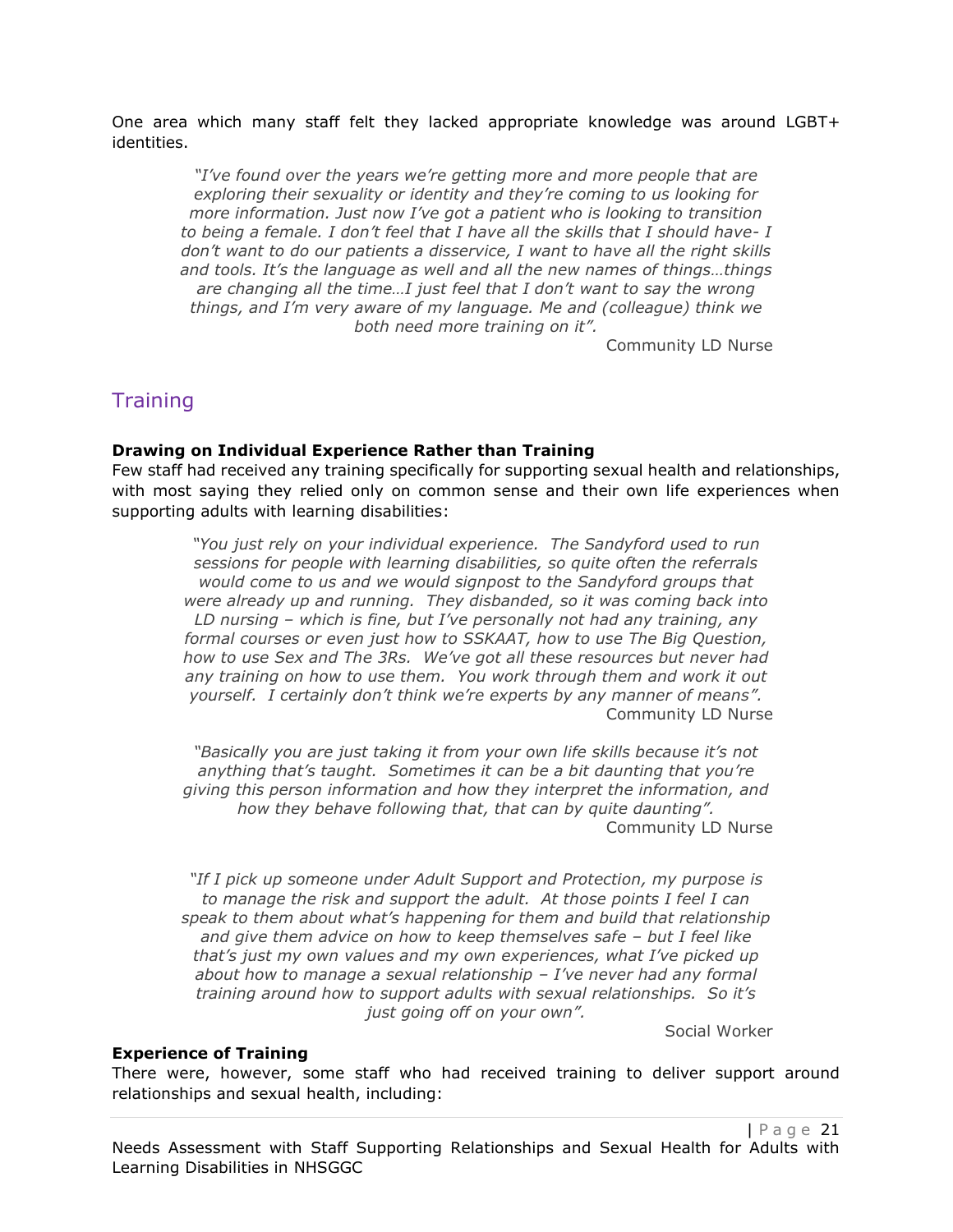One area which many staff felt they lacked appropriate knowledge was around LGBT+ identities.

> *"I've found over the years we're getting more and more people that are exploring their sexuality or identity and they're coming to us looking for more information. Just now I've got a patient who is looking to transition to being a female. I don't feel that I have all the skills that I should have- I don't want to do our patients a disservice, I want to have all the right skills and tools. It's the language as well and all the new names of things…things are changing all the time…I just feel that I don't want to say the wrong things, and I'm very aware of my language. Me and (colleague) think we both need more training on it".*
>
> Community LD Nurse

## Training

**Drawing on Individual Experience Rather than Training**

Few staff had received any training specifically for supporting sexual health and relationships, with most saying they relied only on common sense and their own life experiences when supporting adults with learning disabilities:

> *"You just rely on your individual experience. The Sandyford used to run sessions for people with learning disabilities, so quite often the referrals would come to us and we would signpost to the Sandyford groups that were already up and running. They disbanded, so it was coming back into LD nursing – which is fine, but I've personally not had any training, any formal courses or even just how to SSKAAT, how to use The Big Question, how to use Sex and The 3Rs. We've got all these resources but never had any training on how to use them. You work through them and work it out yourself. I certainly don't think we're experts by any manner of means".*
>
> Community LD Nurse

> *"Basically you are just taking it from your own life skills because it's not anything that's taught. Sometimes it can be a bit daunting that you're giving this person information and how they interpret the information, and how they behave following that, that can by quite daunting".*
>
> Community LD Nurse

> *"If I pick up someone under Adult Support and Protection, my purpose is to manage the risk and support the adult. At those points I feel I can speak to them about what's happening for them and build that relationship and give them advice on how to keep themselves safe – but I feel like that's just my own values and my own experiences, what I've picked up about how to manage a sexual relationship – I've never had any formal training around how to support adults with sexual relationships. So it's just going off on your own".*
>
> Social Worker

**Experience of Training**

There were, however, some staff who had received training to deliver support around relationships and sexual health, including: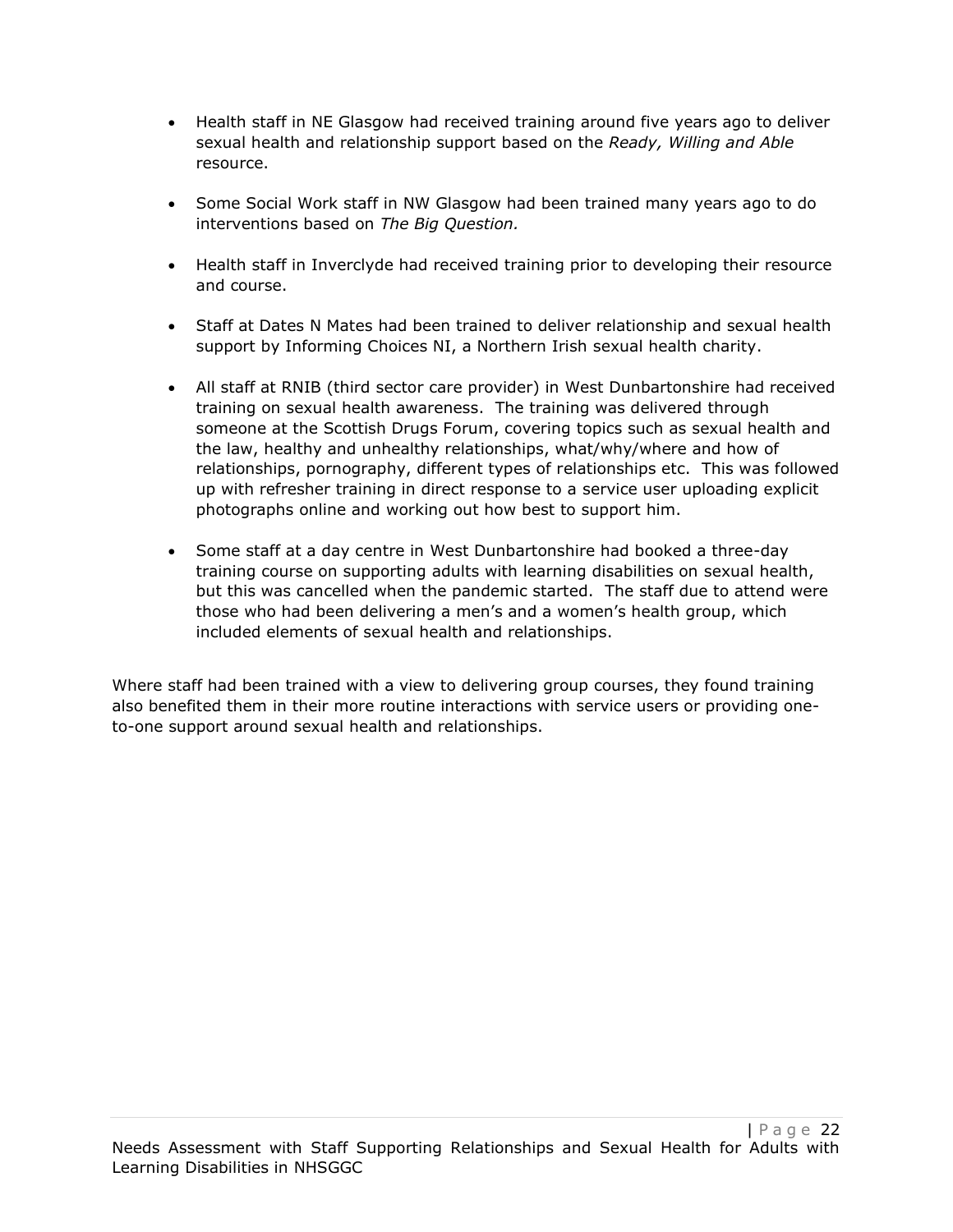- Health staff in NE Glasgow had received training around five years ago to deliver sexual health and relationship support based on the *Ready, Willing and Able* resource.
- Some Social Work staff in NW Glasgow had been trained many years ago to do interventions based on *The Big Question.*
- Health staff in Inverclyde had received training prior to developing their resource and course.
- Staff at Dates N Mates had been trained to deliver relationship and sexual health support by Informing Choices NI, a Northern Irish sexual health charity.
- All staff at RNIB (third sector care provider) in West Dunbartonshire had received training on sexual health awareness. The training was delivered through someone at the Scottish Drugs Forum, covering topics such as sexual health and the law, healthy and unhealthy relationships, what/why/where and how of relationships, pornography, different types of relationships etc. This was followed up with refresher training in direct response to a service user uploading explicit photographs online and working out how best to support him.
- Some staff at a day centre in West Dunbartonshire had booked a three-day training course on supporting adults with learning disabilities on sexual health, but this was cancelled when the pandemic started. The staff due to attend were those who had been delivering a men's and a women's health group, which included elements of sexual health and relationships.

Where staff had been trained with a view to delivering group courses, they found training also benefited them in their more routine interactions with service users or providing one-to-one support around sexual health and relationships.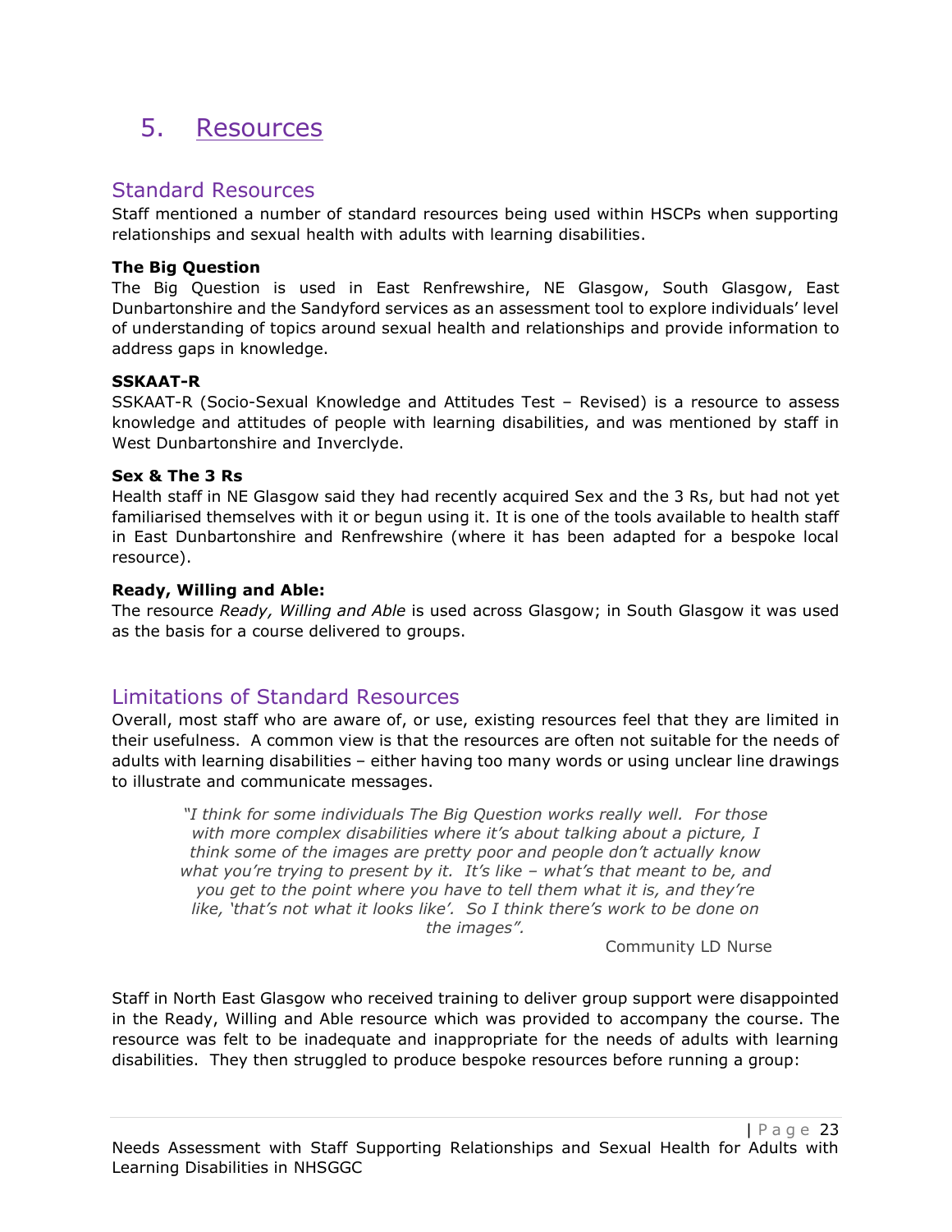# 5. Resources

## Standard Resources

Staff mentioned a number of standard resources being used within HSCPs when supporting relationships and sexual health with adults with learning disabilities.

**The Big Question**

The Big Question is used in East Renfrewshire, NE Glasgow, South Glasgow, East Dunbartonshire and the Sandyford services as an assessment tool to explore individuals' level of understanding of topics around sexual health and relationships and provide information to address gaps in knowledge.

**SSKAAT-R**

SSKAAT-R (Socio-Sexual Knowledge and Attitudes Test – Revised) is a resource to assess knowledge and attitudes of people with learning disabilities, and was mentioned by staff in West Dunbartonshire and Inverclyde.

**Sex & The 3 Rs**

Health staff in NE Glasgow said they had recently acquired Sex and the 3 Rs, but had not yet familiarised themselves with it or begun using it. It is one of the tools available to health staff in East Dunbartonshire and Renfrewshire (where it has been adapted for a bespoke local resource).

**Ready, Willing and Able:**

The resource *Ready, Willing and Able* is used across Glasgow; in South Glasgow it was used as the basis for a course delivered to groups.

## Limitations of Standard Resources

Overall, most staff who are aware of, or use, existing resources feel that they are limited in their usefulness. A common view is that the resources are often not suitable for the needs of adults with learning disabilities – either having too many words or using unclear line drawings to illustrate and communicate messages.

> *"I think for some individuals The Big Question works really well. For those with more complex disabilities where it's about talking about a picture, I think some of the images are pretty poor and people don't actually know what you're trying to present by it. It's like – what's that meant to be, and you get to the point where you have to tell them what it is, and they're like, 'that's not what it looks like'. So I think there's work to be done on the images".*
>
> Community LD Nurse

Staff in North East Glasgow who received training to deliver group support were disappointed in the Ready, Willing and Able resource which was provided to accompany the course. The resource was felt to be inadequate and inappropriate for the needs of adults with learning disabilities. They then struggled to produce bespoke resources before running a group: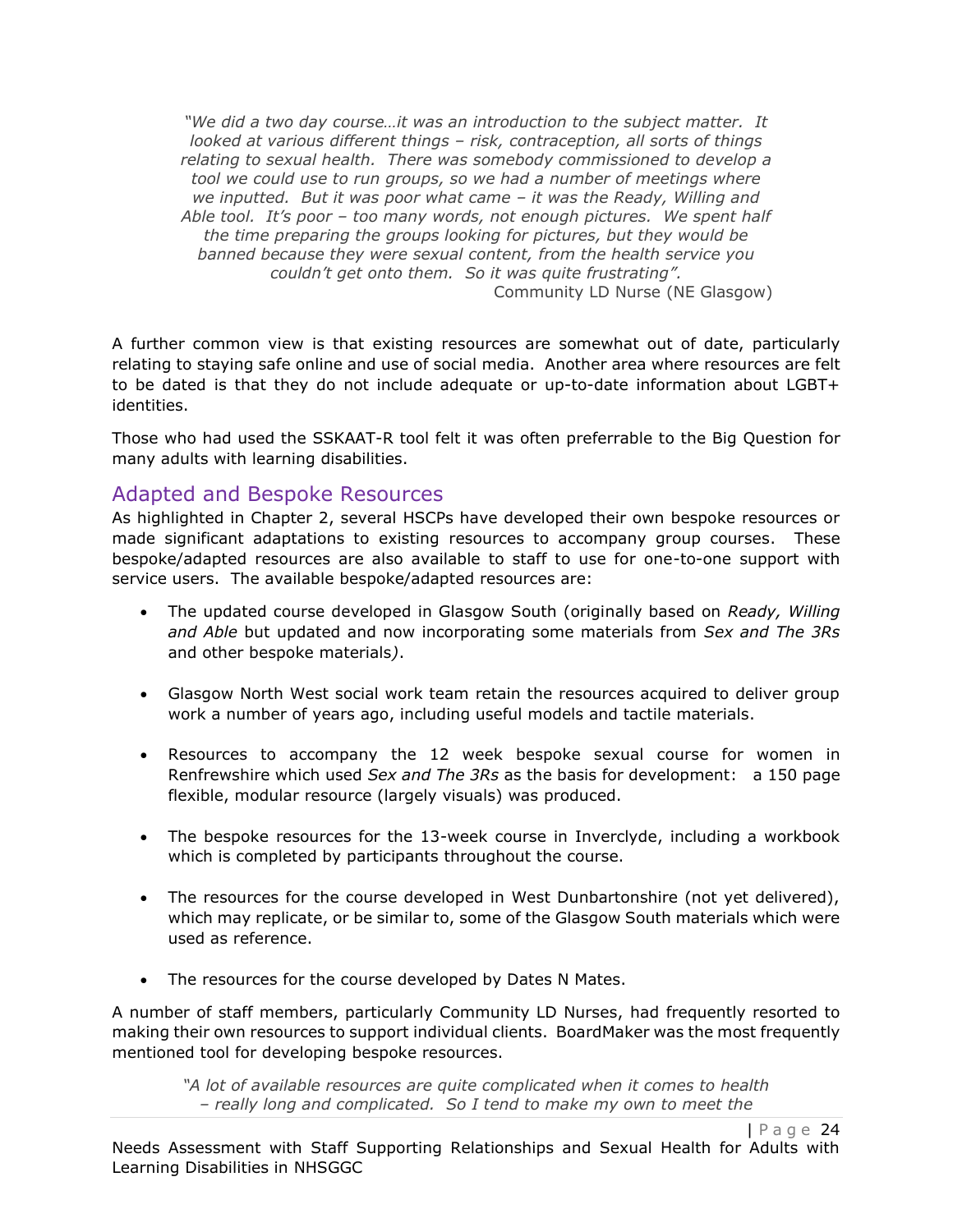*"We did a two day course…it was an introduction to the subject matter. It looked at various different things – risk, contraception, all sorts of things relating to sexual health. There was somebody commissioned to develop a tool we could use to run groups, so we had a number of meetings where we inputted. But it was poor what came – it was the Ready, Willing and Able tool. It's poor – too many words, not enough pictures. We spent half the time preparing the groups looking for pictures, but they would be banned because they were sexual content, from the health service you couldn't get onto them. So it was quite frustrating".*

Community LD Nurse (NE Glasgow)

A further common view is that existing resources are somewhat out of date, particularly relating to staying safe online and use of social media. Another area where resources are felt to be dated is that they do not include adequate or up-to-date information about LGBT+ identities.

Those who had used the SSKAAT-R tool felt it was often preferrable to the Big Question for many adults with learning disabilities.

## Adapted and Bespoke Resources

As highlighted in Chapter 2, several HSCPs have developed their own bespoke resources or made significant adaptations to existing resources to accompany group courses. These bespoke/adapted resources are also available to staff to use for one-to-one support with service users. The available bespoke/adapted resources are:

- The updated course developed in Glasgow South (originally based on *Ready, Willing and Able* but updated and now incorporating some materials from *Sex and The 3Rs* and other bespoke materials*)*.
- Glasgow North West social work team retain the resources acquired to deliver group work a number of years ago, including useful models and tactile materials.
- Resources to accompany the 12 week bespoke sexual course for women in Renfrewshire which used *Sex and The 3Rs* as the basis for development: a 150 page flexible, modular resource (largely visuals) was produced.
- The bespoke resources for the 13-week course in Inverclyde, including a workbook which is completed by participants throughout the course.
- The resources for the course developed in West Dunbartonshire (not yet delivered), which may replicate, or be similar to, some of the Glasgow South materials which were used as reference.
- The resources for the course developed by Dates N Mates.

A number of staff members, particularly Community LD Nurses, had frequently resorted to making their own resources to support individual clients. BoardMaker was the most frequently mentioned tool for developing bespoke resources.

*"A lot of available resources are quite complicated when it comes to health – really long and complicated. So I tend to make my own to meet the*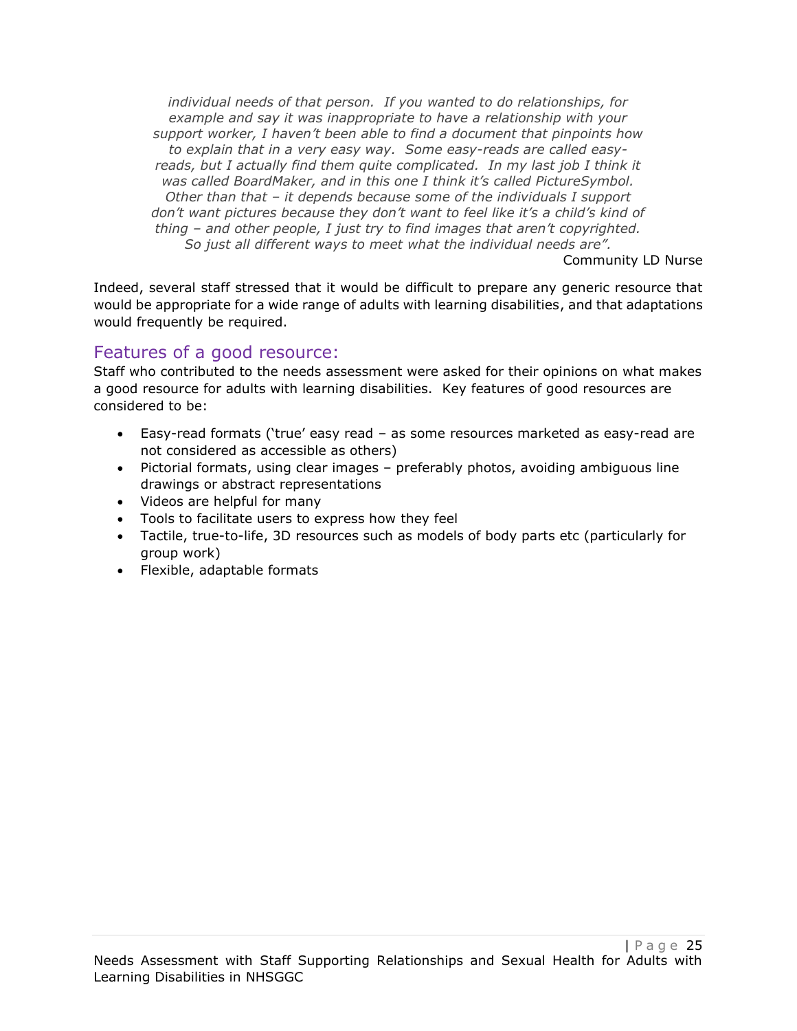*individual needs of that person. If you wanted to do relationships, for example and say it was inappropriate to have a relationship with your support worker, I haven't been able to find a document that pinpoints how to explain that in a very easy way. Some easy-reads are called easy-reads, but I actually find them quite complicated. In my last job I think it was called BoardMaker, and in this one I think it's called PictureSymbol. Other than that – it depends because some of the individuals I support don't want pictures because they don't want to feel like it's a child's kind of thing – and other people, I just try to find images that aren't copyrighted. So just all different ways to meet what the individual needs are".*

Community LD Nurse

Indeed, several staff stressed that it would be difficult to prepare any generic resource that would be appropriate for a wide range of adults with learning disabilities, and that adaptations would frequently be required.

## Features of a good resource:

Staff who contributed to the needs assessment were asked for their opinions on what makes a good resource for adults with learning disabilities. Key features of good resources are considered to be:

- Easy-read formats ('true' easy read – as some resources marketed as easy-read are not considered as accessible as others)
- Pictorial formats, using clear images – preferably photos, avoiding ambiguous line drawings or abstract representations
- Videos are helpful for many
- Tools to facilitate users to express how they feel
- Tactile, true-to-life, 3D resources such as models of body parts etc (particularly for group work)
- Flexible, adaptable formats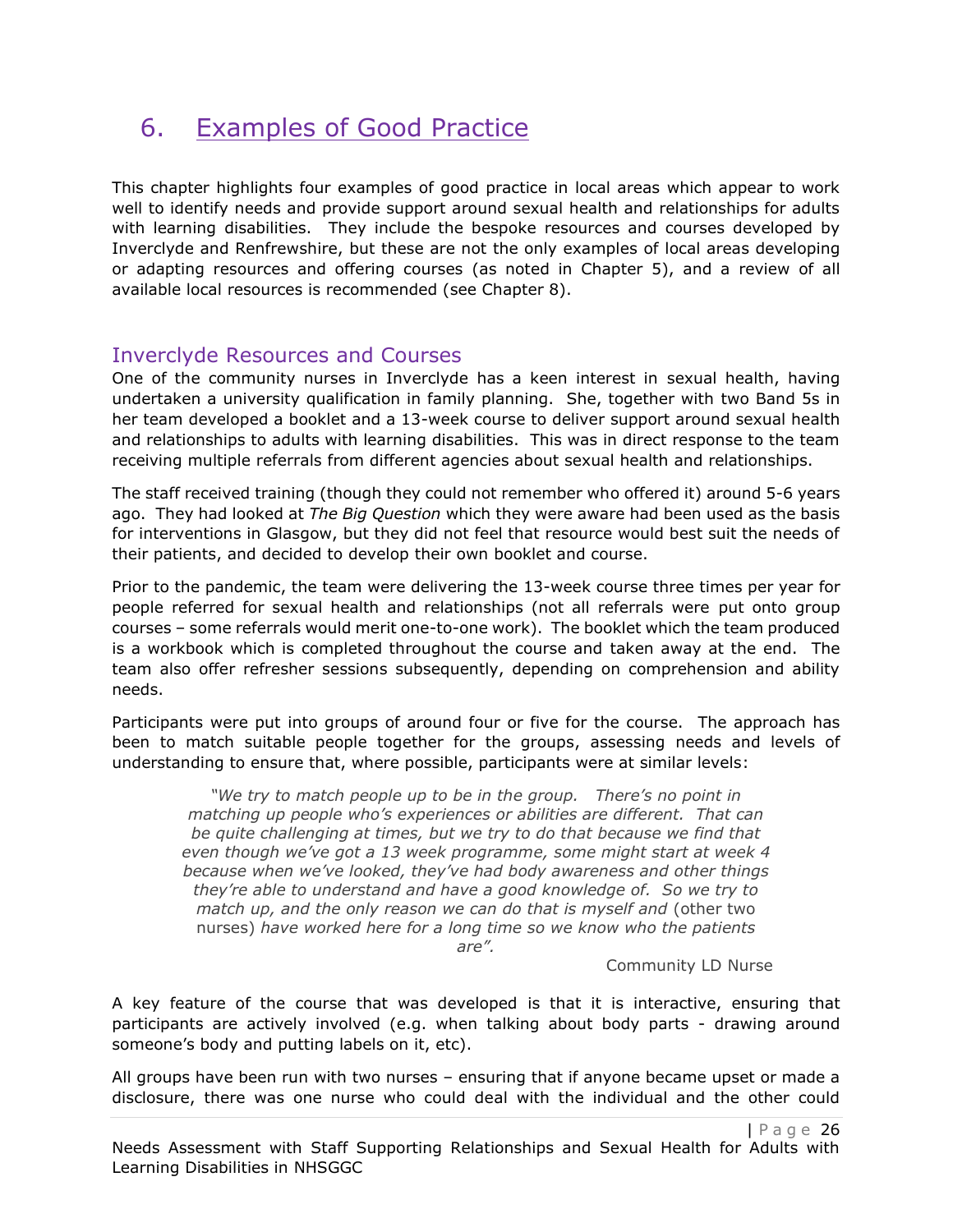# 6. Examples of Good Practice

This chapter highlights four examples of good practice in local areas which appear to work well to identify needs and provide support around sexual health and relationships for adults with learning disabilities. They include the bespoke resources and courses developed by Inverclyde and Renfrewshire, but these are not the only examples of local areas developing or adapting resources and offering courses (as noted in Chapter 5), and a review of all available local resources is recommended (see Chapter 8).

## Inverclyde Resources and Courses

One of the community nurses in Inverclyde has a keen interest in sexual health, having undertaken a university qualification in family planning. She, together with two Band 5s in her team developed a booklet and a 13-week course to deliver support around sexual health and relationships to adults with learning disabilities. This was in direct response to the team receiving multiple referrals from different agencies about sexual health and relationships.

The staff received training (though they could not remember who offered it) around 5-6 years ago. They had looked at *The Big Question* which they were aware had been used as the basis for interventions in Glasgow, but they did not feel that resource would best suit the needs of their patients, and decided to develop their own booklet and course.

Prior to the pandemic, the team were delivering the 13-week course three times per year for people referred for sexual health and relationships (not all referrals were put onto group courses – some referrals would merit one-to-one work). The booklet which the team produced is a workbook which is completed throughout the course and taken away at the end. The team also offer refresher sessions subsequently, depending on comprehension and ability needs.

Participants were put into groups of around four or five for the course. The approach has been to match suitable people together for the groups, assessing needs and levels of understanding to ensure that, where possible, participants were at similar levels:

> *"We try to match people up to be in the group. There's no point in matching up people who's experiences or abilities are different. That can be quite challenging at times, but we try to do that because we find that even though we've got a 13 week programme, some might start at week 4 because when we've looked, they've had body awareness and other things they're able to understand and have a good knowledge of. So we try to match up, and the only reason we can do that is myself and* (other two nurses) *have worked here for a long time so we know who the patients are".*
>
> Community LD Nurse

A key feature of the course that was developed is that it is interactive, ensuring that participants are actively involved (e.g. when talking about body parts - drawing around someone's body and putting labels on it, etc).

All groups have been run with two nurses – ensuring that if anyone became upset or made a disclosure, there was one nurse who could deal with the individual and the other could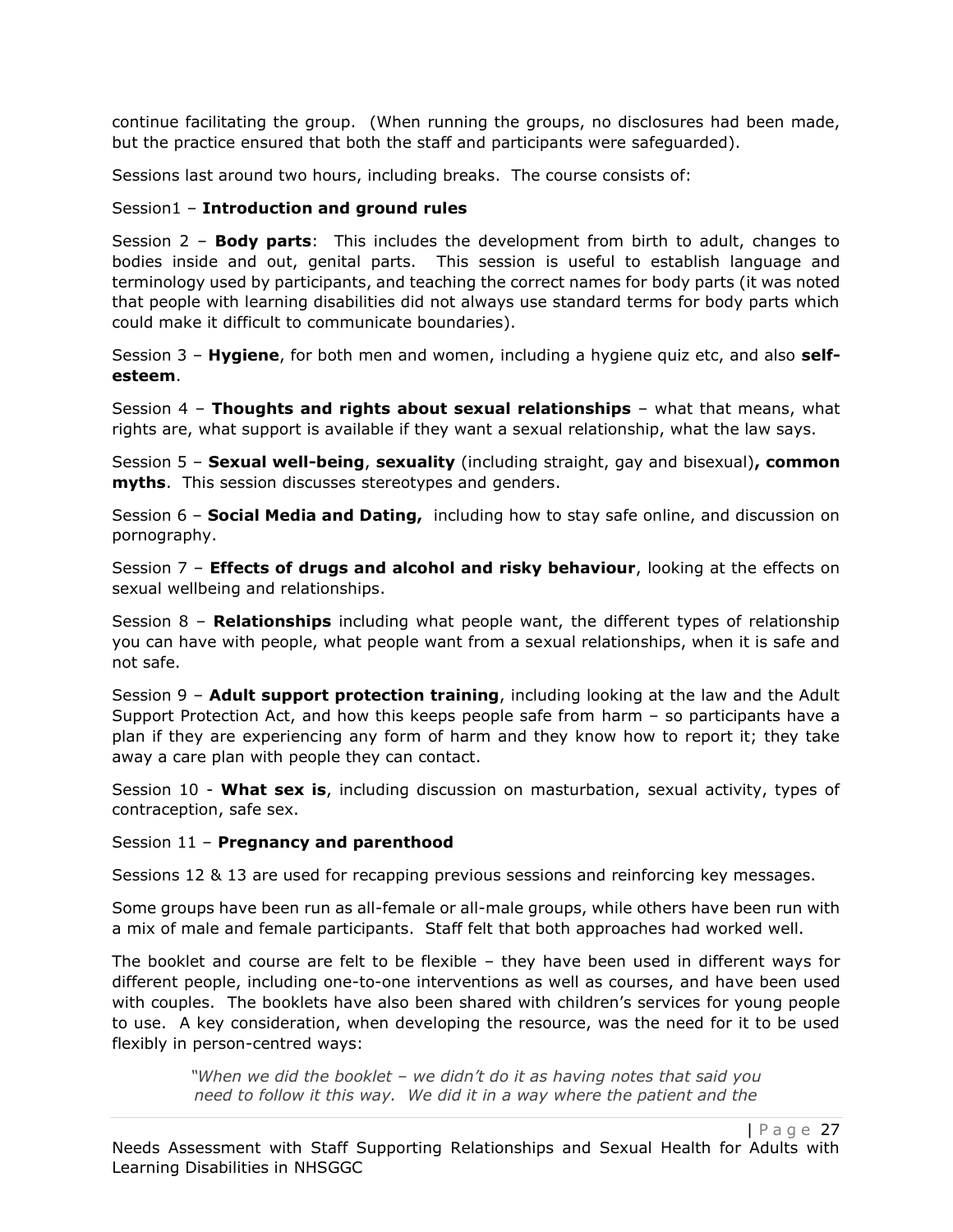continue facilitating the group. (When running the groups, no disclosures had been made, but the practice ensured that both the staff and participants were safeguarded).

Sessions last around two hours, including breaks. The course consists of:

Session1 – **Introduction and ground rules**

Session 2 – **Body parts**: This includes the development from birth to adult, changes to bodies inside and out, genital parts. This session is useful to establish language and terminology used by participants, and teaching the correct names for body parts (it was noted that people with learning disabilities did not always use standard terms for body parts which could make it difficult to communicate boundaries).

Session 3 – **Hygiene**, for both men and women, including a hygiene quiz etc, and also **self-esteem**.

Session 4 – **Thoughts and rights about sexual relationships** – what that means, what rights are, what support is available if they want a sexual relationship, what the law says.

Session 5 – **Sexual well-being**, **sexuality** (including straight, gay and bisexual)**, common myths**. This session discusses stereotypes and genders.

Session 6 – **Social Media and Dating,** including how to stay safe online, and discussion on pornography.

Session 7 – **Effects of drugs and alcohol and risky behaviour**, looking at the effects on sexual wellbeing and relationships.

Session 8 – **Relationships** including what people want, the different types of relationship you can have with people, what people want from a sexual relationships, when it is safe and not safe.

Session 9 – **Adult support protection training**, including looking at the law and the Adult Support Protection Act, and how this keeps people safe from harm – so participants have a plan if they are experiencing any form of harm and they know how to report it; they take away a care plan with people they can contact.

Session 10 - **What sex is**, including discussion on masturbation, sexual activity, types of contraception, safe sex.

Session 11 – **Pregnancy and parenthood**

Sessions 12 & 13 are used for recapping previous sessions and reinforcing key messages.

Some groups have been run as all-female or all-male groups, while others have been run with a mix of male and female participants. Staff felt that both approaches had worked well.

The booklet and course are felt to be flexible – they have been used in different ways for different people, including one-to-one interventions as well as courses, and have been used with couples. The booklets have also been shared with children's services for young people to use. A key consideration, when developing the resource, was the need for it to be used flexibly in person-centred ways:

> *"When we did the booklet – we didn't do it as having notes that said you need to follow it this way. We did it in a way where the patient and the*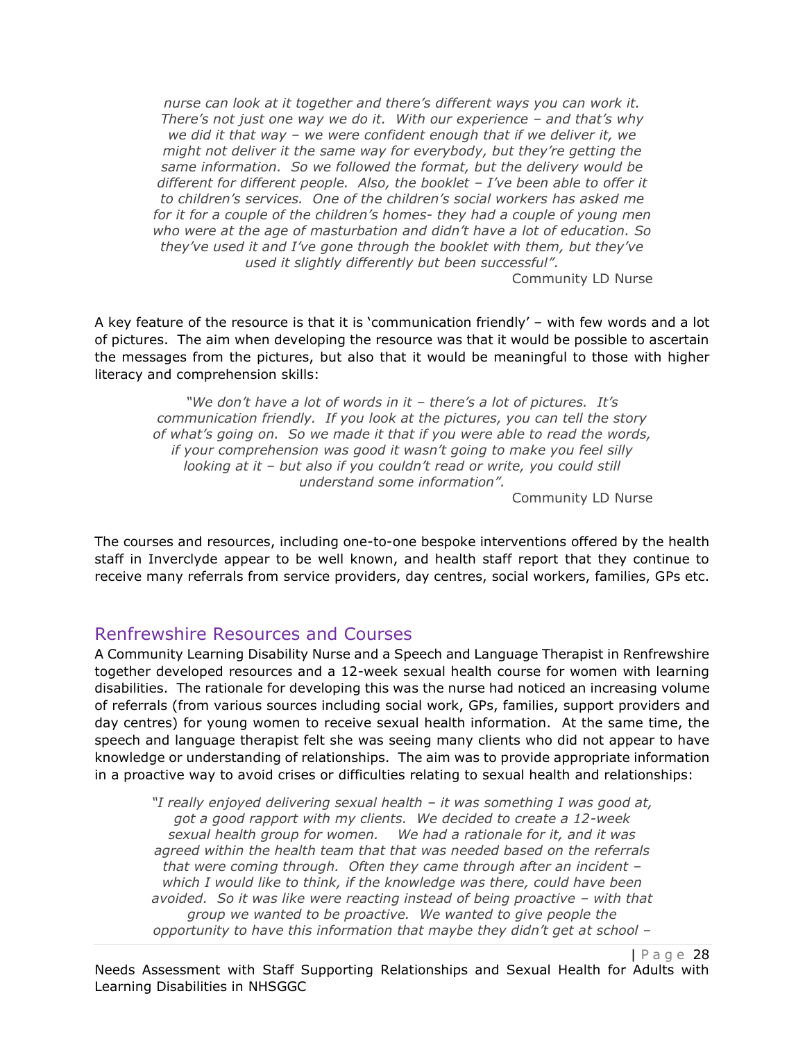*nurse can look at it together and there's different ways you can work it. There's not just one way we do it. With our experience – and that's why we did it that way – we were confident enough that if we deliver it, we might not deliver it the same way for everybody, but they're getting the same information. So we followed the format, but the delivery would be different for different people. Also, the booklet – I've been able to offer it to children's services. One of the children's social workers has asked me for it for a couple of the children's homes- they had a couple of young men who were at the age of masturbation and didn't have a lot of education. So they've used it and I've gone through the booklet with them, but they've used it slightly differently but been successful".*

Community LD Nurse

A key feature of the resource is that it is 'communication friendly' – with few words and a lot of pictures. The aim when developing the resource was that it would be possible to ascertain the messages from the pictures, but also that it would be meaningful to those with higher literacy and comprehension skills:

*"We don't have a lot of words in it – there's a lot of pictures. It's communication friendly. If you look at the pictures, you can tell the story of what's going on. So we made it that if you were able to read the words, if your comprehension was good it wasn't going to make you feel silly looking at it – but also if you couldn't read or write, you could still understand some information".*

Community LD Nurse

The courses and resources, including one-to-one bespoke interventions offered by the health staff in Inverclyde appear to be well known, and health staff report that they continue to receive many referrals from service providers, day centres, social workers, families, GPs etc.

## Renfrewshire Resources and Courses

A Community Learning Disability Nurse and a Speech and Language Therapist in Renfrewshire together developed resources and a 12-week sexual health course for women with learning disabilities. The rationale for developing this was the nurse had noticed an increasing volume of referrals (from various sources including social work, GPs, families, support providers and day centres) for young women to receive sexual health information. At the same time, the speech and language therapist felt she was seeing many clients who did not appear to have knowledge or understanding of relationships. The aim was to provide appropriate information in a proactive way to avoid crises or difficulties relating to sexual health and relationships:

*"I really enjoyed delivering sexual health – it was something I was good at, got a good rapport with my clients. We decided to create a 12-week sexual health group for women. We had a rationale for it, and it was agreed within the health team that that was needed based on the referrals that were coming through. Often they came through after an incident – which I would like to think, if the knowledge was there, could have been avoided. So it was like were reacting instead of being proactive – with that group we wanted to be proactive. We wanted to give people the opportunity to have this information that maybe they didn't get at school –*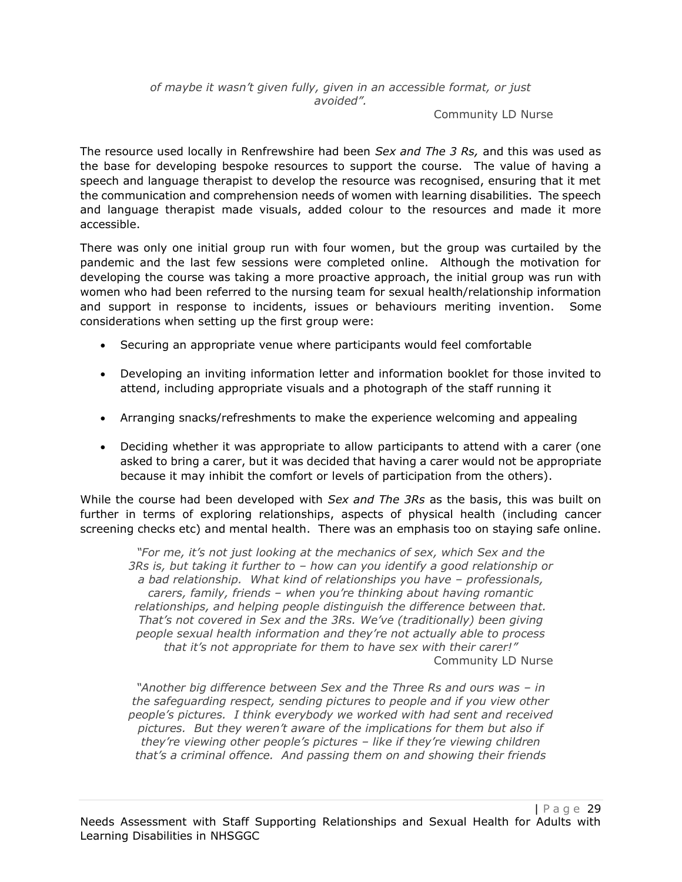*of maybe it wasn't given fully, given in an accessible format, or just avoided".*

Community LD Nurse

The resource used locally in Renfrewshire had been *Sex and The 3 Rs,* and this was used as the base for developing bespoke resources to support the course. The value of having a speech and language therapist to develop the resource was recognised, ensuring that it met the communication and comprehension needs of women with learning disabilities. The speech and language therapist made visuals, added colour to the resources and made it more accessible.

There was only one initial group run with four women, but the group was curtailed by the pandemic and the last few sessions were completed online. Although the motivation for developing the course was taking a more proactive approach, the initial group was run with women who had been referred to the nursing team for sexual health/relationship information and support in response to incidents, issues or behaviours meriting invention. Some considerations when setting up the first group were:

- Securing an appropriate venue where participants would feel comfortable
- Developing an inviting information letter and information booklet for those invited to attend, including appropriate visuals and a photograph of the staff running it
- Arranging snacks/refreshments to make the experience welcoming and appealing
- Deciding whether it was appropriate to allow participants to attend with a carer (one asked to bring a carer, but it was decided that having a carer would not be appropriate because it may inhibit the comfort or levels of participation from the others).

While the course had been developed with *Sex and The 3Rs* as the basis, this was built on further in terms of exploring relationships, aspects of physical health (including cancer screening checks etc) and mental health. There was an emphasis too on staying safe online.

*"For me, it's not just looking at the mechanics of sex, which Sex and the 3Rs is, but taking it further to – how can you identify a good relationship or a bad relationship. What kind of relationships you have – professionals, carers, family, friends – when you're thinking about having romantic relationships, and helping people distinguish the difference between that. That's not covered in Sex and the 3Rs. We've (traditionally) been giving people sexual health information and they're not actually able to process that it's not appropriate for them to have sex with their carer!"*

Community LD Nurse

*"Another big difference between Sex and the Three Rs and ours was – in the safeguarding respect, sending pictures to people and if you view other people's pictures. I think everybody we worked with had sent and received pictures. But they weren't aware of the implications for them but also if they're viewing other people's pictures – like if they're viewing children that's a criminal offence. And passing them on and showing their friends*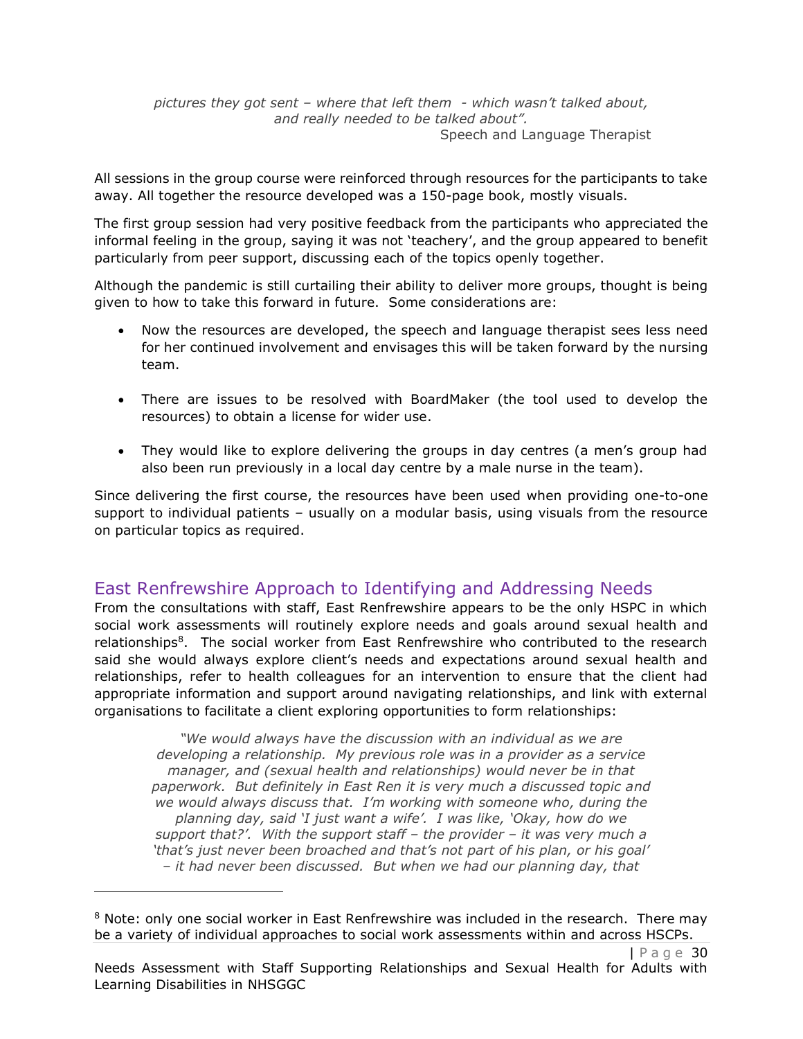*pictures they got sent – where that left them - which wasn't talked about, and really needed to be talked about".*

Speech and Language Therapist

All sessions in the group course were reinforced through resources for the participants to take away. All together the resource developed was a 150-page book, mostly visuals.

The first group session had very positive feedback from the participants who appreciated the informal feeling in the group, saying it was not 'teachery', and the group appeared to benefit particularly from peer support, discussing each of the topics openly together.

Although the pandemic is still curtailing their ability to deliver more groups, thought is being given to how to take this forward in future. Some considerations are:

- Now the resources are developed, the speech and language therapist sees less need for her continued involvement and envisages this will be taken forward by the nursing team.
- There are issues to be resolved with BoardMaker (the tool used to develop the resources) to obtain a license for wider use.
- They would like to explore delivering the groups in day centres (a men's group had also been run previously in a local day centre by a male nurse in the team).

Since delivering the first course, the resources have been used when providing one-to-one support to individual patients – usually on a modular basis, using visuals from the resource on particular topics as required.

## East Renfrewshire Approach to Identifying and Addressing Needs

From the consultations with staff, East Renfrewshire appears to be the only HSPC in which social work assessments will routinely explore needs and goals around sexual health and relationships[8]. The social worker from East Renfrewshire who contributed to the research said she would always explore client's needs and expectations around sexual health and relationships, refer to health colleagues for an intervention to ensure that the client had appropriate information and support around navigating relationships, and link with external organisations to facilitate a client exploring opportunities to form relationships:

*"We would always have the discussion with an individual as we are developing a relationship. My previous role was in a provider as a service manager, and (sexual health and relationships) would never be in that paperwork. But definitely in East Ren it is very much a discussed topic and we would always discuss that. I'm working with someone who, during the planning day, said 'I just want a wife'. I was like, 'Okay, how do we support that?'. With the support staff – the provider – it was very much a 'that's just never been broached and that's not part of his plan, or his goal' – it had never been discussed. But when we had our planning day, that*

[8] Note: only one social worker in East Renfrewshire was included in the research. There may be a variety of individual approaches to social work assessments within and across HSCPs.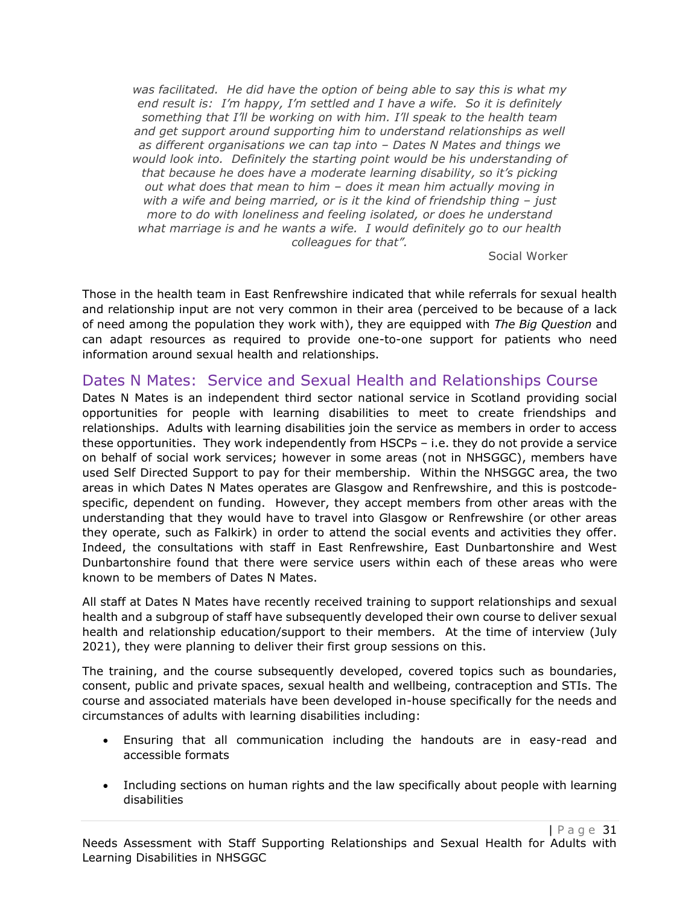*was facilitated. He did have the option of being able to say this is what my end result is: I'm happy, I'm settled and I have a wife. So it is definitely something that I'll be working on with him. I'll speak to the health team and get support around supporting him to understand relationships as well as different organisations we can tap into – Dates N Mates and things we would look into. Definitely the starting point would be his understanding of that because he does have a moderate learning disability, so it's picking out what does that mean to him – does it mean him actually moving in with a wife and being married, or is it the kind of friendship thing – just more to do with loneliness and feeling isolated, or does he understand what marriage is and he wants a wife. I would definitely go to our health colleagues for that".*

Social Worker

Those in the health team in East Renfrewshire indicated that while referrals for sexual health and relationship input are not very common in their area (perceived to be because of a lack of need among the population they work with), they are equipped with *The Big Question* and can adapt resources as required to provide one-to-one support for patients who need information around sexual health and relationships.

## Dates N Mates: Service and Sexual Health and Relationships Course

Dates N Mates is an independent third sector national service in Scotland providing social opportunities for people with learning disabilities to meet to create friendships and relationships. Adults with learning disabilities join the service as members in order to access these opportunities. They work independently from HSCPs – i.e. they do not provide a service on behalf of social work services; however in some areas (not in NHSGGC), members have used Self Directed Support to pay for their membership. Within the NHSGGC area, the two areas in which Dates N Mates operates are Glasgow and Renfrewshire, and this is postcode-specific, dependent on funding. However, they accept members from other areas with the understanding that they would have to travel into Glasgow or Renfrewshire (or other areas they operate, such as Falkirk) in order to attend the social events and activities they offer. Indeed, the consultations with staff in East Renfrewshire, East Dunbartonshire and West Dunbartonshire found that there were service users within each of these areas who were known to be members of Dates N Mates.

All staff at Dates N Mates have recently received training to support relationships and sexual health and a subgroup of staff have subsequently developed their own course to deliver sexual health and relationship education/support to their members. At the time of interview (July 2021), they were planning to deliver their first group sessions on this.

The training, and the course subsequently developed, covered topics such as boundaries, consent, public and private spaces, sexual health and wellbeing, contraception and STIs. The course and associated materials have been developed in-house specifically for the needs and circumstances of adults with learning disabilities including:

- Ensuring that all communication including the handouts are in easy-read and accessible formats
- Including sections on human rights and the law specifically about people with learning disabilities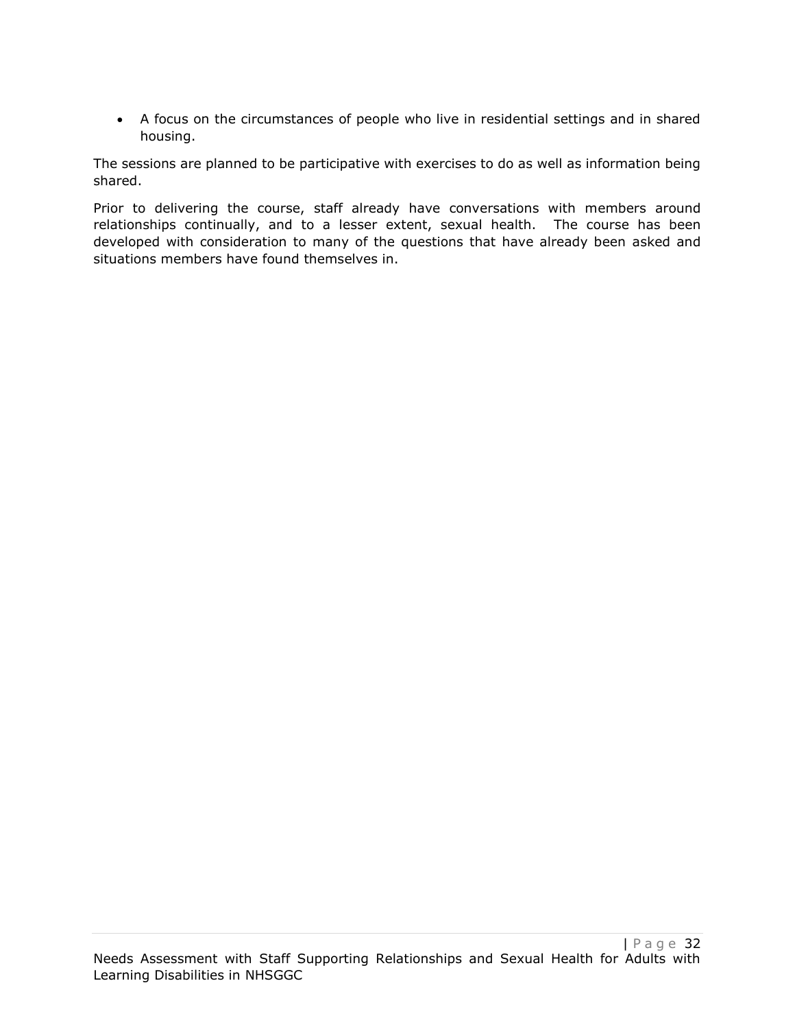- A focus on the circumstances of people who live in residential settings and in shared housing.

The sessions are planned to be participative with exercises to do as well as information being shared.

Prior to delivering the course, staff already have conversations with members around relationships continually, and to a lesser extent, sexual health. The course has been developed with consideration to many of the questions that have already been asked and situations members have found themselves in.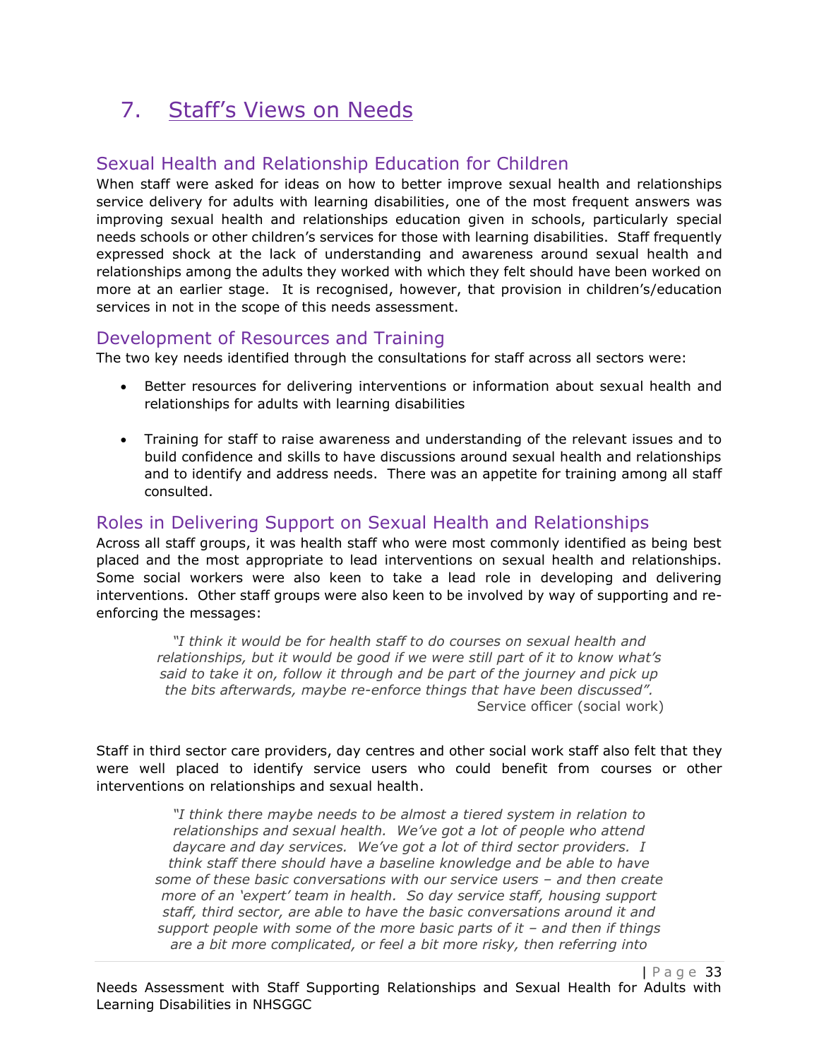# 7. Staff's Views on Needs

## Sexual Health and Relationship Education for Children

When staff were asked for ideas on how to better improve sexual health and relationships service delivery for adults with learning disabilities, one of the most frequent answers was improving sexual health and relationships education given in schools, particularly special needs schools or other children's services for those with learning disabilities. Staff frequently expressed shock at the lack of understanding and awareness around sexual health and relationships among the adults they worked with which they felt should have been worked on more at an earlier stage. It is recognised, however, that provision in children's/education services in not in the scope of this needs assessment.

## Development of Resources and Training

The two key needs identified through the consultations for staff across all sectors were:

- Better resources for delivering interventions or information about sexual health and relationships for adults with learning disabilities
- Training for staff to raise awareness and understanding of the relevant issues and to build confidence and skills to have discussions around sexual health and relationships and to identify and address needs. There was an appetite for training among all staff consulted.

## Roles in Delivering Support on Sexual Health and Relationships

Across all staff groups, it was health staff who were most commonly identified as being best placed and the most appropriate to lead interventions on sexual health and relationships. Some social workers were also keen to take a lead role in developing and delivering interventions. Other staff groups were also keen to be involved by way of supporting and re-enforcing the messages:

> *"I think it would be for health staff to do courses on sexual health and relationships, but it would be good if we were still part of it to know what's said to take it on, follow it through and be part of the journey and pick up the bits afterwards, maybe re-enforce things that have been discussed".*
>
> Service officer (social work)

Staff in third sector care providers, day centres and other social work staff also felt that they were well placed to identify service users who could benefit from courses or other interventions on relationships and sexual health.

> *"I think there maybe needs to be almost a tiered system in relation to relationships and sexual health. We've got a lot of people who attend daycare and day services. We've got a lot of third sector providers. I think staff there should have a baseline knowledge and be able to have some of these basic conversations with our service users – and then create more of an 'expert' team in health. So day service staff, housing support staff, third sector, are able to have the basic conversations around it and support people with some of the more basic parts of it – and then if things are a bit more complicated, or feel a bit more risky, then referring into*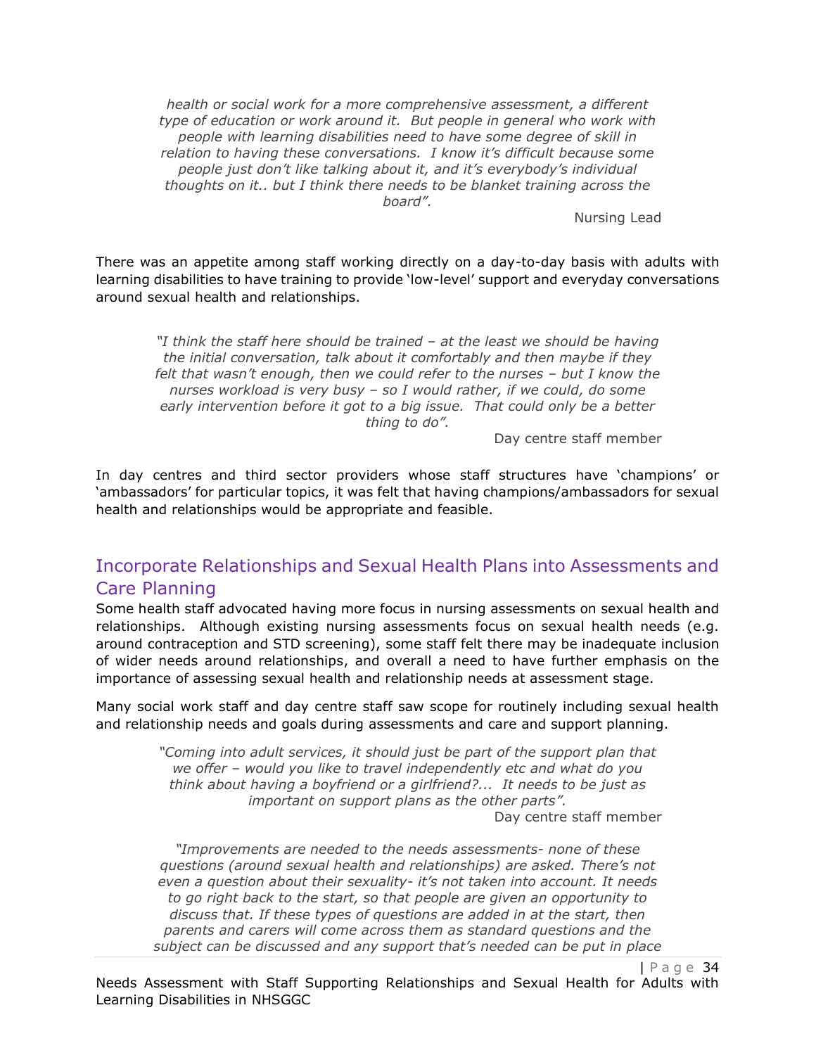*health or social work for a more comprehensive assessment, a different type of education or work around it. But people in general who work with people with learning disabilities need to have some degree of skill in relation to having these conversations. I know it's difficult because some people just don't like talking about it, and it's everybody's individual thoughts on it.. but I think there needs to be blanket training across the board".*

Nursing Lead

There was an appetite among staff working directly on a day-to-day basis with adults with learning disabilities to have training to provide 'low-level' support and everyday conversations around sexual health and relationships.

> *"I think the staff here should be trained – at the least we should be having the initial conversation, talk about it comfortably and then maybe if they felt that wasn't enough, then we could refer to the nurses – but I know the nurses workload is very busy – so I would rather, if we could, do some early intervention before it got to a big issue. That could only be a better thing to do".*
>
> Day centre staff member

In day centres and third sector providers whose staff structures have 'champions' or 'ambassadors' for particular topics, it was felt that having champions/ambassadors for sexual health and relationships would be appropriate and feasible.

## Incorporate Relationships and Sexual Health Plans into Assessments and Care Planning

Some health staff advocated having more focus in nursing assessments on sexual health and relationships. Although existing nursing assessments focus on sexual health needs (e.g. around contraception and STD screening), some staff felt there may be inadequate inclusion of wider needs around relationships, and overall a need to have further emphasis on the importance of assessing sexual health and relationship needs at assessment stage.

Many social work staff and day centre staff saw scope for routinely including sexual health and relationship needs and goals during assessments and care and support planning.

> *"Coming into adult services, it should just be part of the support plan that we offer – would you like to travel independently etc and what do you think about having a boyfriend or a girlfriend?... It needs to be just as important on support plans as the other parts".*
>
> Day centre staff member

> *"Improvements are needed to the needs assessments- none of these questions (around sexual health and relationships) are asked. There's not even a question about their sexuality- it's not taken into account. It needs to go right back to the start, so that people are given an opportunity to discuss that. If these types of questions are added in at the start, then parents and carers will come across them as standard questions and the subject can be discussed and any support that's needed can be put in place*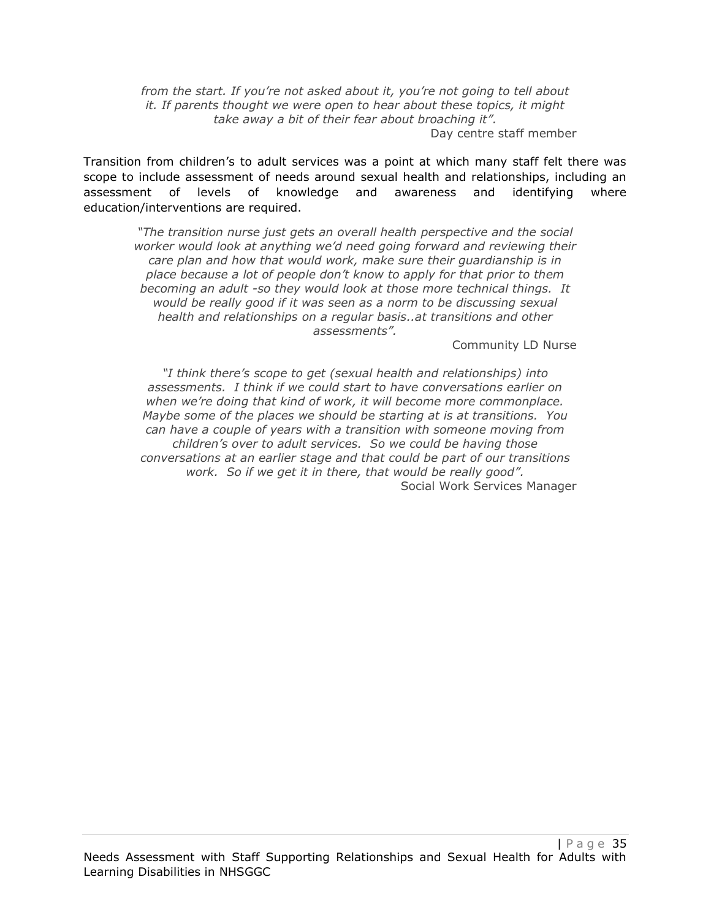*from the start. If you're not asked about it, you're not going to tell about it. If parents thought we were open to hear about these topics, it might take away a bit of their fear about broaching it".*

Day centre staff member

Transition from children's to adult services was a point at which many staff felt there was scope to include assessment of needs around sexual health and relationships, including an assessment of levels of knowledge and awareness and identifying where education/interventions are required.

*"The transition nurse just gets an overall health perspective and the social worker would look at anything we'd need going forward and reviewing their care plan and how that would work, make sure their guardianship is in place because a lot of people don't know to apply for that prior to them becoming an adult -so they would look at those more technical things. It would be really good if it was seen as a norm to be discussing sexual health and relationships on a regular basis..at transitions and other assessments".*

Community LD Nurse

*"I think there's scope to get (sexual health and relationships) into assessments. I think if we could start to have conversations earlier on when we're doing that kind of work, it will become more commonplace. Maybe some of the places we should be starting at is at transitions. You can have a couple of years with a transition with someone moving from children's over to adult services. So we could be having those conversations at an earlier stage and that could be part of our transitions work. So if we get it in there, that would be really good".*

Social Work Services Manager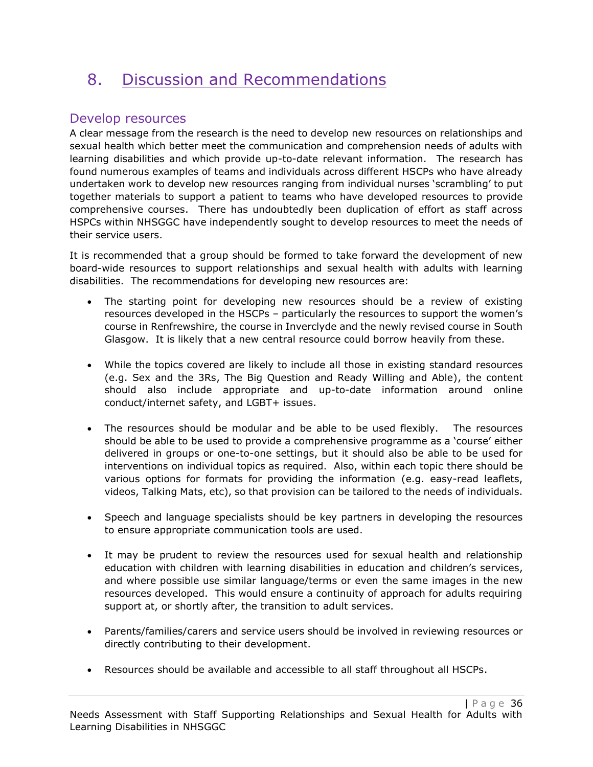# 8. Discussion and Recommendations

## Develop resources

A clear message from the research is the need to develop new resources on relationships and sexual health which better meet the communication and comprehension needs of adults with learning disabilities and which provide up-to-date relevant information. The research has found numerous examples of teams and individuals across different HSCPs who have already undertaken work to develop new resources ranging from individual nurses 'scrambling' to put together materials to support a patient to teams who have developed resources to provide comprehensive courses. There has undoubtedly been duplication of effort as staff across HSPCs within NHSGGC have independently sought to develop resources to meet the needs of their service users.

It is recommended that a group should be formed to take forward the development of new board-wide resources to support relationships and sexual health with adults with learning disabilities. The recommendations for developing new resources are:

- The starting point for developing new resources should be a review of existing resources developed in the HSCPs – particularly the resources to support the women's course in Renfrewshire, the course in Inverclyde and the newly revised course in South Glasgow. It is likely that a new central resource could borrow heavily from these.

- While the topics covered are likely to include all those in existing standard resources (e.g. Sex and the 3Rs, The Big Question and Ready Willing and Able), the content should also include appropriate and up-to-date information around online conduct/internet safety, and LGBT+ issues.

- The resources should be modular and be able to be used flexibly. The resources should be able to be used to provide a comprehensive programme as a 'course' either delivered in groups or one-to-one settings, but it should also be able to be used for interventions on individual topics as required. Also, within each topic there should be various options for formats for providing the information (e.g. easy-read leaflets, videos, Talking Mats, etc), so that provision can be tailored to the needs of individuals.

- Speech and language specialists should be key partners in developing the resources to ensure appropriate communication tools are used.

- It may be prudent to review the resources used for sexual health and relationship education with children with learning disabilities in education and children's services, and where possible use similar language/terms or even the same images in the new resources developed. This would ensure a continuity of approach for adults requiring support at, or shortly after, the transition to adult services.

- Parents/families/carers and service users should be involved in reviewing resources or directly contributing to their development.

- Resources should be available and accessible to all staff throughout all HSCPs.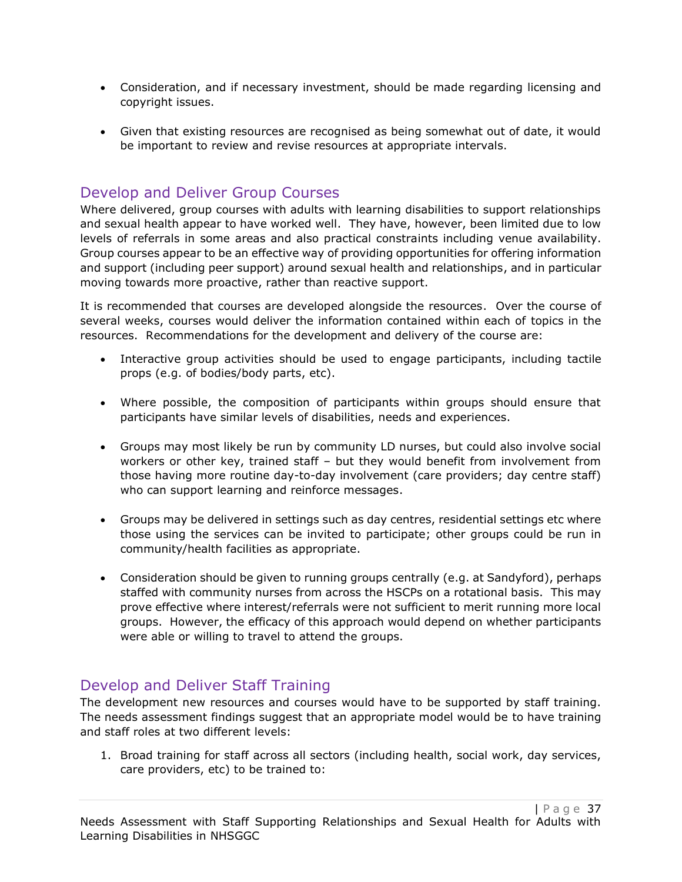- Consideration, and if necessary investment, should be made regarding licensing and copyright issues.

- Given that existing resources are recognised as being somewhat out of date, it would be important to review and revise resources at appropriate intervals.

## Develop and Deliver Group Courses

Where delivered, group courses with adults with learning disabilities to support relationships and sexual health appear to have worked well. They have, however, been limited due to low levels of referrals in some areas and also practical constraints including venue availability. Group courses appear to be an effective way of providing opportunities for offering information and support (including peer support) around sexual health and relationships, and in particular moving towards more proactive, rather than reactive support.

It is recommended that courses are developed alongside the resources. Over the course of several weeks, courses would deliver the information contained within each of topics in the resources. Recommendations for the development and delivery of the course are:

- Interactive group activities should be used to engage participants, including tactile props (e.g. of bodies/body parts, etc).

- Where possible, the composition of participants within groups should ensure that participants have similar levels of disabilities, needs and experiences.

- Groups may most likely be run by community LD nurses, but could also involve social workers or other key, trained staff – but they would benefit from involvement from those having more routine day-to-day involvement (care providers; day centre staff) who can support learning and reinforce messages.

- Groups may be delivered in settings such as day centres, residential settings etc where those using the services can be invited to participate; other groups could be run in community/health facilities as appropriate.

- Consideration should be given to running groups centrally (e.g. at Sandyford), perhaps staffed with community nurses from across the HSCPs on a rotational basis. This may prove effective where interest/referrals were not sufficient to merit running more local groups. However, the efficacy of this approach would depend on whether participants were able or willing to travel to attend the groups.

## Develop and Deliver Staff Training

The development new resources and courses would have to be supported by staff training. The needs assessment findings suggest that an appropriate model would be to have training and staff roles at two different levels:

1. Broad training for staff across all sectors (including health, social work, day services, care providers, etc) to be trained to: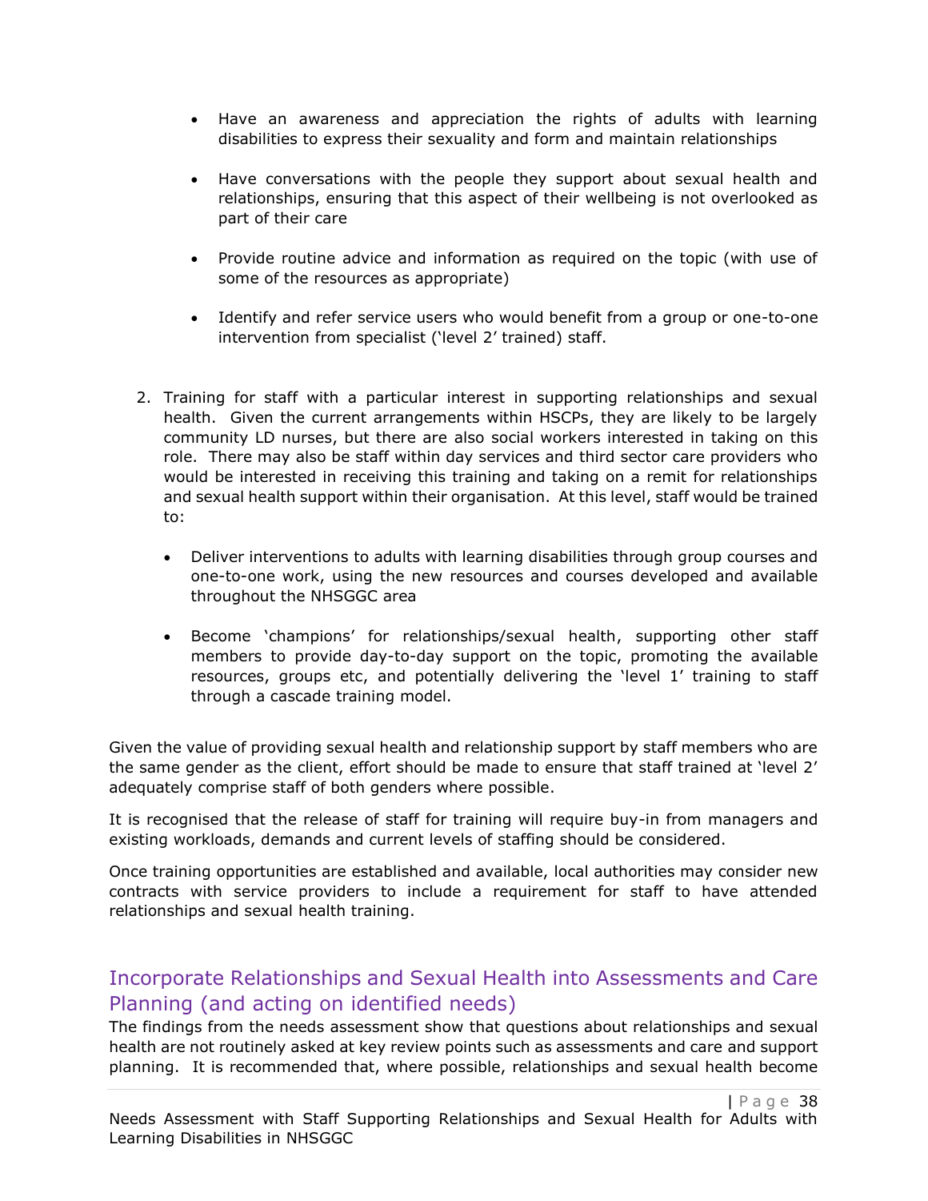- Have an awareness and appreciation the rights of adults with learning disabilities to express their sexuality and form and maintain relationships
- Have conversations with the people they support about sexual health and relationships, ensuring that this aspect of their wellbeing is not overlooked as part of their care
- Provide routine advice and information as required on the topic (with use of some of the resources as appropriate)
- Identify and refer service users who would benefit from a group or one-to-one intervention from specialist ('level 2' trained) staff.

2. Training for staff with a particular interest in supporting relationships and sexual health. Given the current arrangements within HSCPs, they are likely to be largely community LD nurses, but there are also social workers interested in taking on this role. There may also be staff within day services and third sector care providers who would be interested in receiving this training and taking on a remit for relationships and sexual health support within their organisation. At this level, staff would be trained to:

    - Deliver interventions to adults with learning disabilities through group courses and one-to-one work, using the new resources and courses developed and available throughout the NHSGGC area
    - Become 'champions' for relationships/sexual health, supporting other staff members to provide day-to-day support on the topic, promoting the available resources, groups etc, and potentially delivering the 'level 1' training to staff through a cascade training model.

Given the value of providing sexual health and relationship support by staff members who are the same gender as the client, effort should be made to ensure that staff trained at 'level 2' adequately comprise staff of both genders where possible.

It is recognised that the release of staff for training will require buy-in from managers and existing workloads, demands and current levels of staffing should be considered.

Once training opportunities are established and available, local authorities may consider new contracts with service providers to include a requirement for staff to have attended relationships and sexual health training.

## Incorporate Relationships and Sexual Health into Assessments and Care Planning (and acting on identified needs)

The findings from the needs assessment show that questions about relationships and sexual health are not routinely asked at key review points such as assessments and care and support planning. It is recommended that, where possible, relationships and sexual health become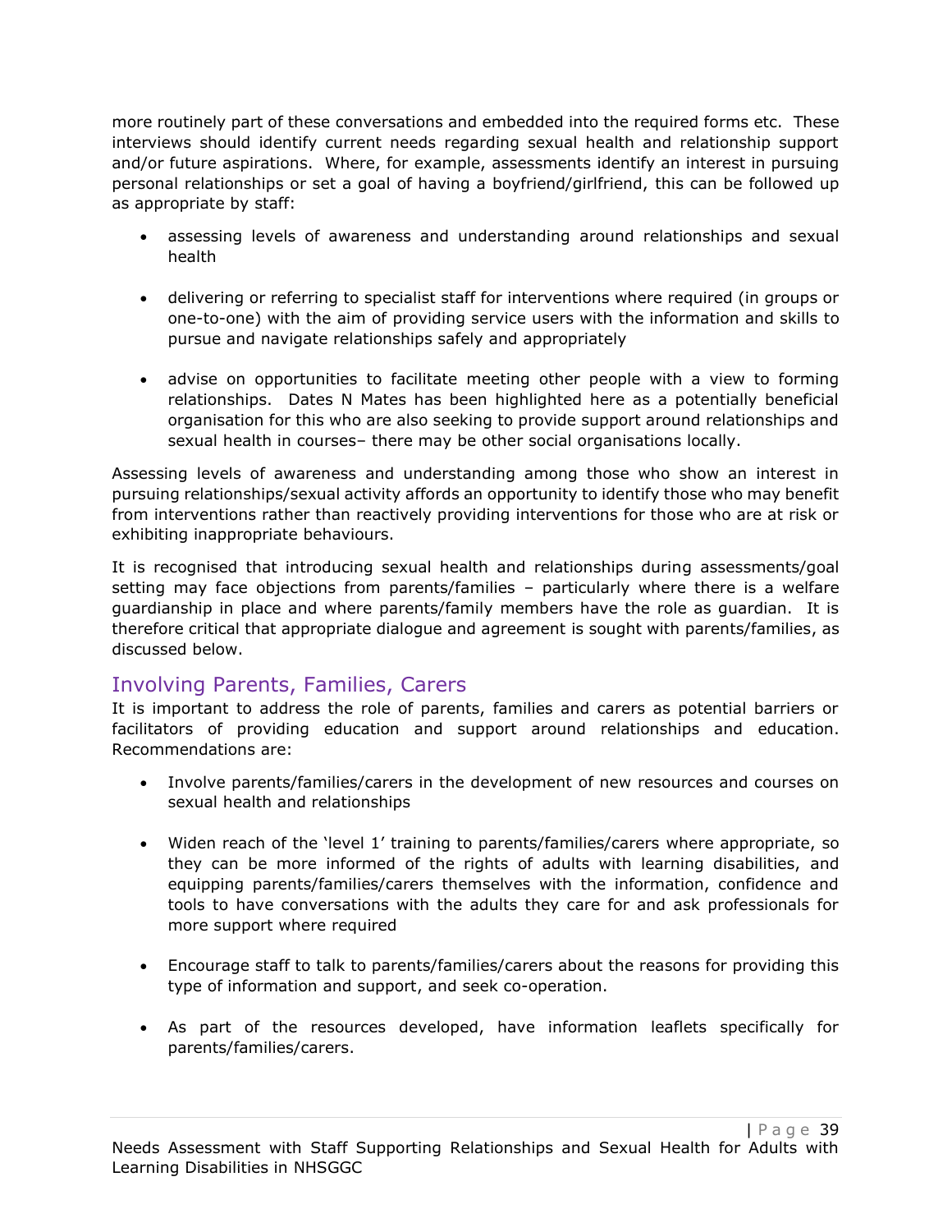more routinely part of these conversations and embedded into the required forms etc. These interviews should identify current needs regarding sexual health and relationship support and/or future aspirations. Where, for example, assessments identify an interest in pursuing personal relationships or set a goal of having a boyfriend/girlfriend, this can be followed up as appropriate by staff:

- assessing levels of awareness and understanding around relationships and sexual health
- delivering or referring to specialist staff for interventions where required (in groups or one-to-one) with the aim of providing service users with the information and skills to pursue and navigate relationships safely and appropriately
- advise on opportunities to facilitate meeting other people with a view to forming relationships. Dates N Mates has been highlighted here as a potentially beneficial organisation for this who are also seeking to provide support around relationships and sexual health in courses– there may be other social organisations locally.

Assessing levels of awareness and understanding among those who show an interest in pursuing relationships/sexual activity affords an opportunity to identify those who may benefit from interventions rather than reactively providing interventions for those who are at risk or exhibiting inappropriate behaviours.

It is recognised that introducing sexual health and relationships during assessments/goal setting may face objections from parents/families – particularly where there is a welfare guardianship in place and where parents/family members have the role as guardian. It is therefore critical that appropriate dialogue and agreement is sought with parents/families, as discussed below.

## Involving Parents, Families, Carers

It is important to address the role of parents, families and carers as potential barriers or facilitators of providing education and support around relationships and education. Recommendations are:

- Involve parents/families/carers in the development of new resources and courses on sexual health and relationships
- Widen reach of the 'level 1' training to parents/families/carers where appropriate, so they can be more informed of the rights of adults with learning disabilities, and equipping parents/families/carers themselves with the information, confidence and tools to have conversations with the adults they care for and ask professionals for more support where required
- Encourage staff to talk to parents/families/carers about the reasons for providing this type of information and support, and seek co-operation.
- As part of the resources developed, have information leaflets specifically for parents/families/carers.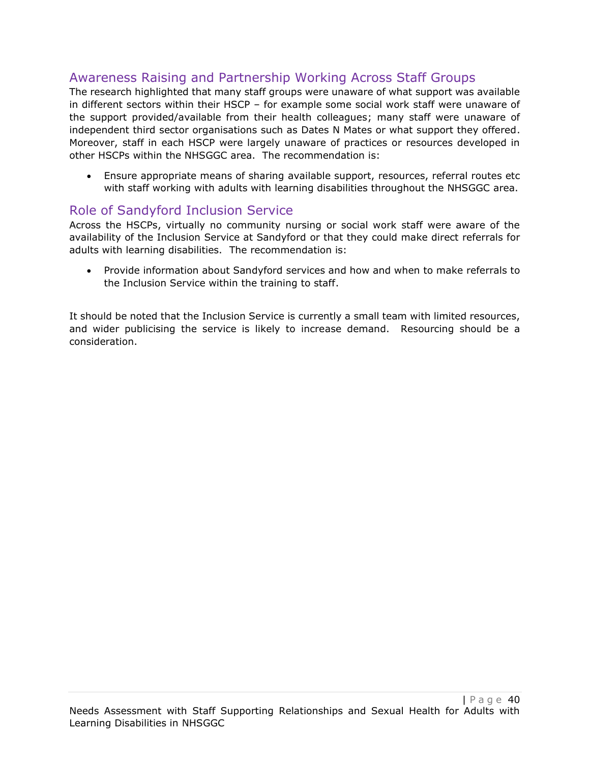## Awareness Raising and Partnership Working Across Staff Groups

The research highlighted that many staff groups were unaware of what support was available in different sectors within their HSCP – for example some social work staff were unaware of the support provided/available from their health colleagues; many staff were unaware of independent third sector organisations such as Dates N Mates or what support they offered. Moreover, staff in each HSCP were largely unaware of practices or resources developed in other HSCPs within the NHSGGC area. The recommendation is:

- Ensure appropriate means of sharing available support, resources, referral routes etc with staff working with adults with learning disabilities throughout the NHSGGC area.

## Role of Sandyford Inclusion Service

Across the HSCPs, virtually no community nursing or social work staff were aware of the availability of the Inclusion Service at Sandyford or that they could make direct referrals for adults with learning disabilities. The recommendation is:

- Provide information about Sandyford services and how and when to make referrals to the Inclusion Service within the training to staff.

It should be noted that the Inclusion Service is currently a small team with limited resources, and wider publicising the service is likely to increase demand. Resourcing should be a consideration.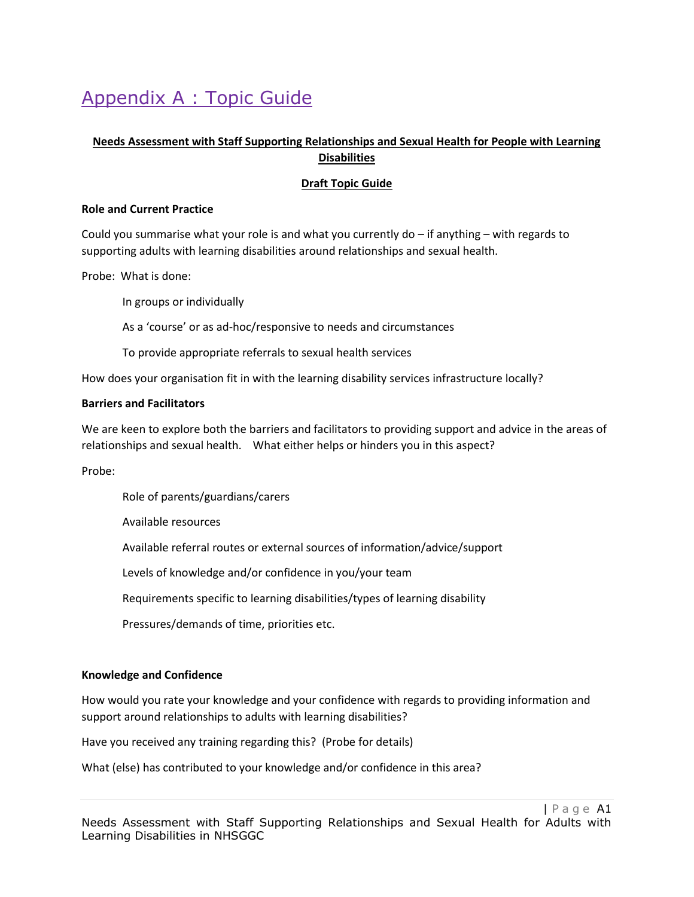# Appendix A : Topic Guide

**Needs Assessment with Staff Supporting Relationships and Sexual Health for People with Learning Disabilities**

**Draft Topic Guide**

**Role and Current Practice**

Could you summarise what your role is and what you currently do – if anything – with regards to supporting adults with learning disabilities around relationships and sexual health.

Probe: What is done:

- In groups or individually
- As a 'course' or as ad-hoc/responsive to needs and circumstances
- To provide appropriate referrals to sexual health services

How does your organisation fit in with the learning disability services infrastructure locally?

**Barriers and Facilitators**

We are keen to explore both the barriers and facilitators to providing support and advice in the areas of relationships and sexual health. What either helps or hinders you in this aspect?

Probe:

- Role of parents/guardians/carers
- Available resources
- Available referral routes or external sources of information/advice/support
- Levels of knowledge and/or confidence in you/your team
- Requirements specific to learning disabilities/types of learning disability
- Pressures/demands of time, priorities etc.

**Knowledge and Confidence**

How would you rate your knowledge and your confidence with regards to providing information and support around relationships to adults with learning disabilities?

Have you received any training regarding this? (Probe for details)

What (else) has contributed to your knowledge and/or confidence in this area?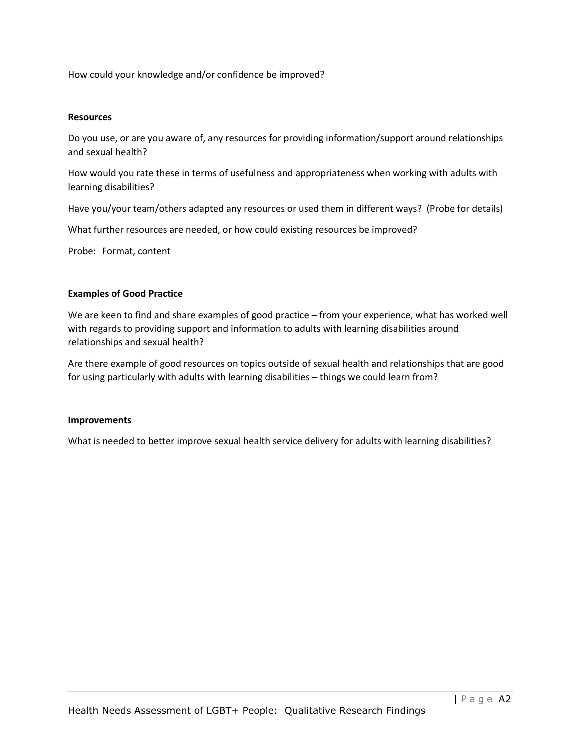How could your knowledge and/or confidence be improved?

**Resources**

Do you use, or are you aware of, any resources for providing information/support around relationships and sexual health?

How would you rate these in terms of usefulness and appropriateness when working with adults with learning disabilities?

Have you/your team/others adapted any resources or used them in different ways? (Probe for details)

What further resources are needed, or how could existing resources be improved?

Probe: Format, content

**Examples of Good Practice**

We are keen to find and share examples of good practice – from your experience, what has worked well with regards to providing support and information to adults with learning disabilities around relationships and sexual health?

Are there example of good resources on topics outside of sexual health and relationships that are good for using particularly with adults with learning disabilities – things we could learn from?

**Improvements**

What is needed to better improve sexual health service delivery for adults with learning disabilities?